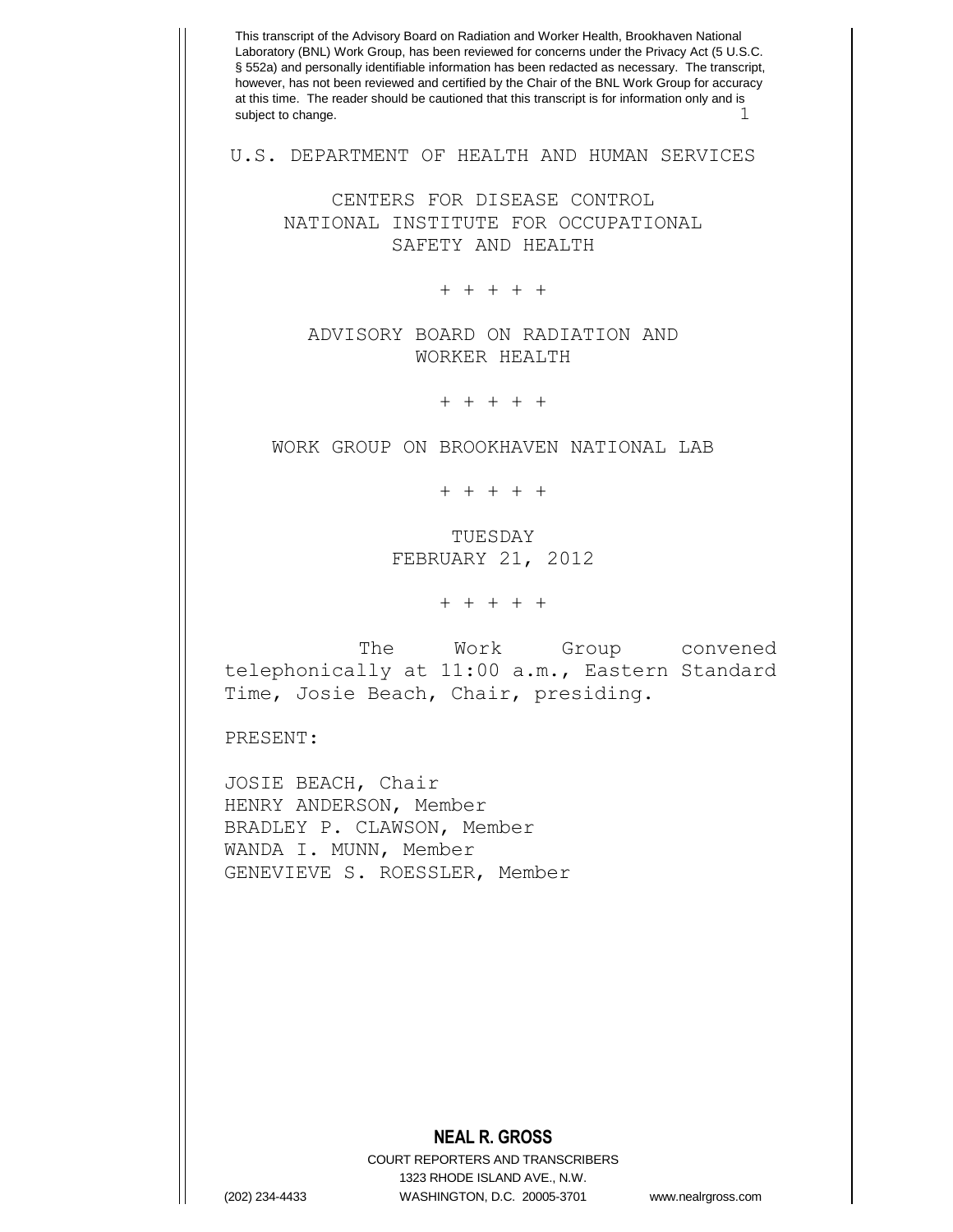This transcript of the Advisory Board on Radiation and Worker Health, Brookhaven National Laboratory (BNL) Work Group, has been reviewed for concerns under the Privacy Act (5 U.S.C. § 552a) and personally identifiable information has been redacted as necessary. The transcript, however, has not been reviewed and certified by the Chair of the BNL Work Group for accuracy at this time. The reader should be cautioned that this transcript is for information only and is subject to change.

U.S. DEPARTMENT OF HEALTH AND HUMAN SERVICES

CENTERS FOR DISEASE CONTROL
NATIONAL INSTITUTE FOR OCCUPATIONAL
SAFETY AND HEALTH

\+ + + + +

ADVISORY BOARD ON RADIATION AND
WORKER HEALTH

\+ + + + +

WORK GROUP ON BROOKHAVEN NATIONAL LAB

\+ + + + +

TUESDAY
FEBRUARY 21, 2012

\+ + + + +

The Work Group convened telephonically at 11:00 a.m., Eastern Standard Time, Josie Beach, Chair, presiding.

PRESENT:

JOSIE BEACH, Chair
HENRY ANDERSON, Member
BRADLEY P. CLAWSON, Member
WANDA I. MUNN, Member
GENEVIEVE S. ROESSLER, Member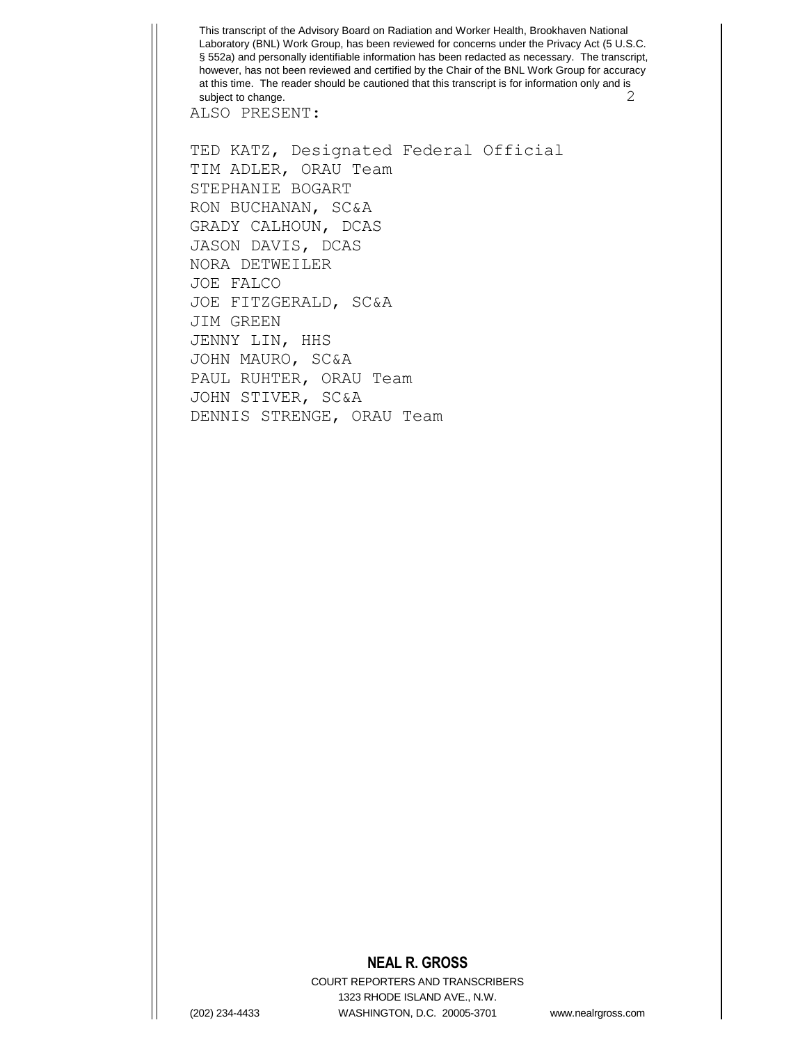ALSO PRESENT:

TED KATZ, Designated Federal Official
TIM ADLER, ORAU Team
STEPHANIE BOGART
RON BUCHANAN, SC&A
GRADY CALHOUN, DCAS
JASON DAVIS, DCAS
NORA DETWEILER
JOE FALCO
JOE FITZGERALD, SC&A
JIM GREEN
JENNY LIN, HHS
JOHN MAURO, SC&A
PAUL RUHTER, ORAU Team
JOHN STIVER, SC&A
DENNIS STRENGE, ORAU Team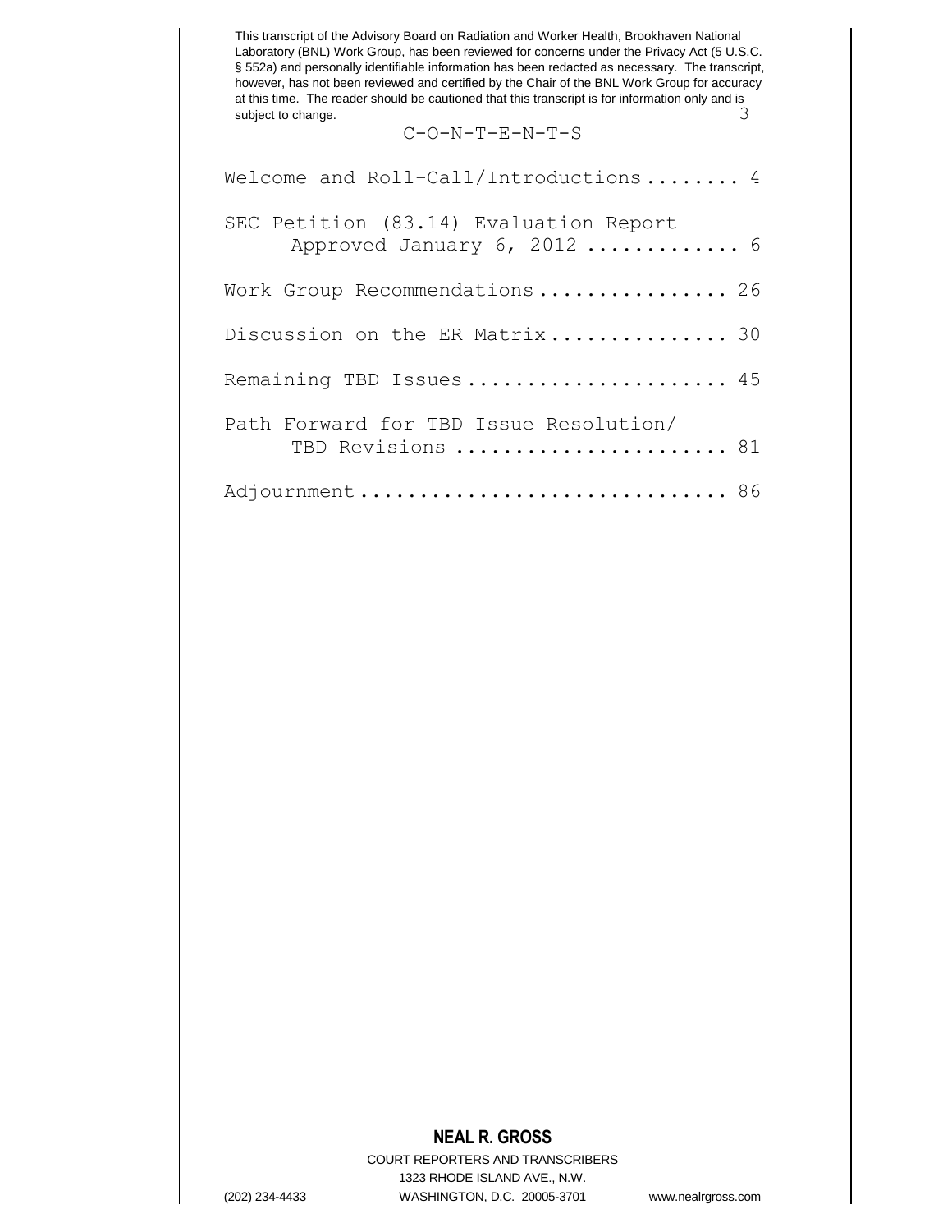C-O-N-T-E-N-T-S

Welcome and Roll-Call/Introductions........ 4

SEC Petition (83.14) Evaluation Report
Approved January 6, 2012 ............. 6

Work Group Recommendations................ 26

Discussion on the ER Matrix............... 30

Remaining TBD Issues...................... 45

Path Forward for TBD Issue Resolution/
TBD Revisions ....................... 81

Adjournment............................... 86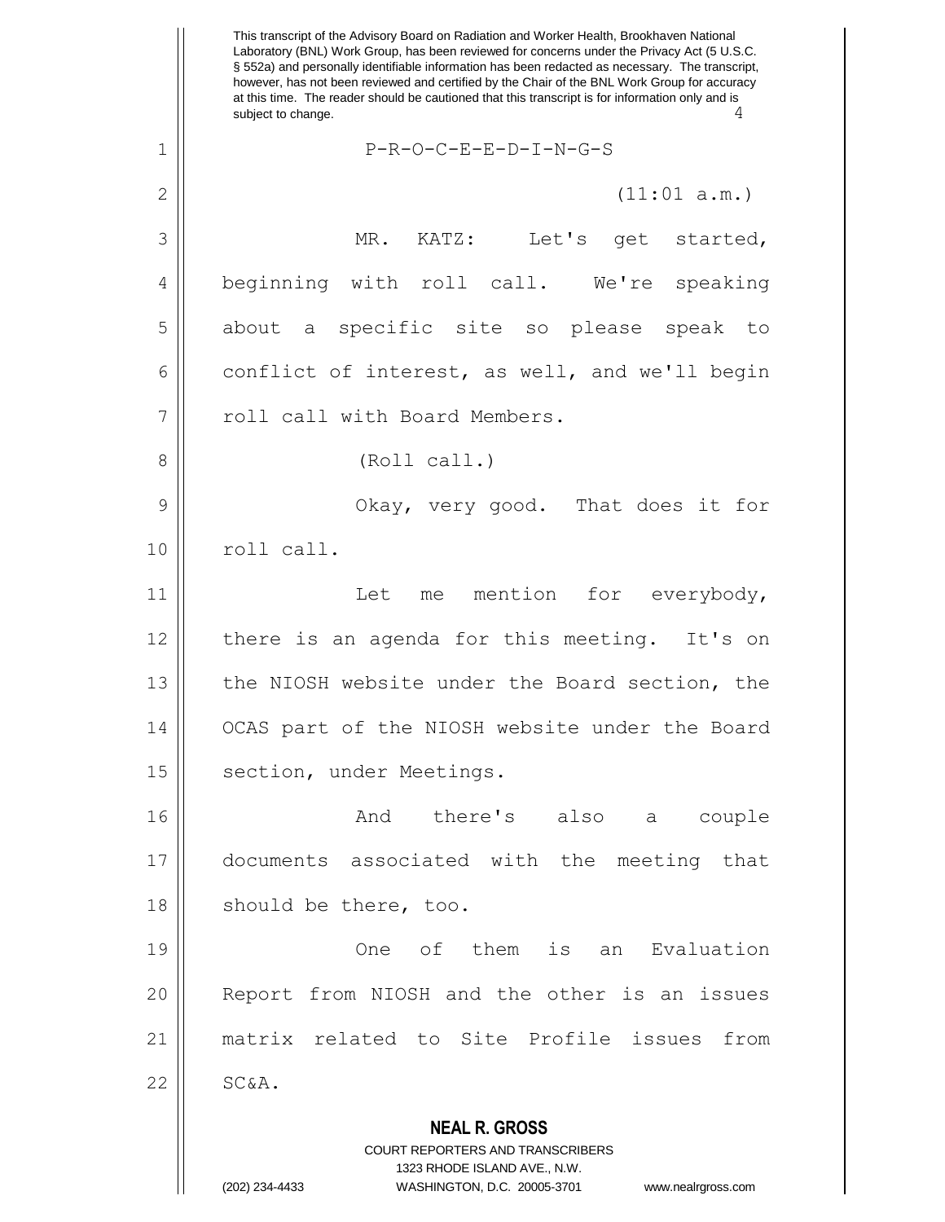P-R-O-C-E-E-D-I-N-G-S

(11:01 a.m.)

MR. KATZ: Let's get started, beginning with roll call. We're speaking about a specific site so please speak to conflict of interest, as well, and we'll begin roll call with Board Members.

(Roll call.)

Okay, very good. That does it for roll call.

Let me mention for everybody, there is an agenda for this meeting. It's on the NIOSH website under the Board section, the OCAS part of the NIOSH website under the Board section, under Meetings.

And there's also a couple documents associated with the meeting that should be there, too.

One of them is an Evaluation Report from NIOSH and the other is an issues matrix related to Site Profile issues from SC&A.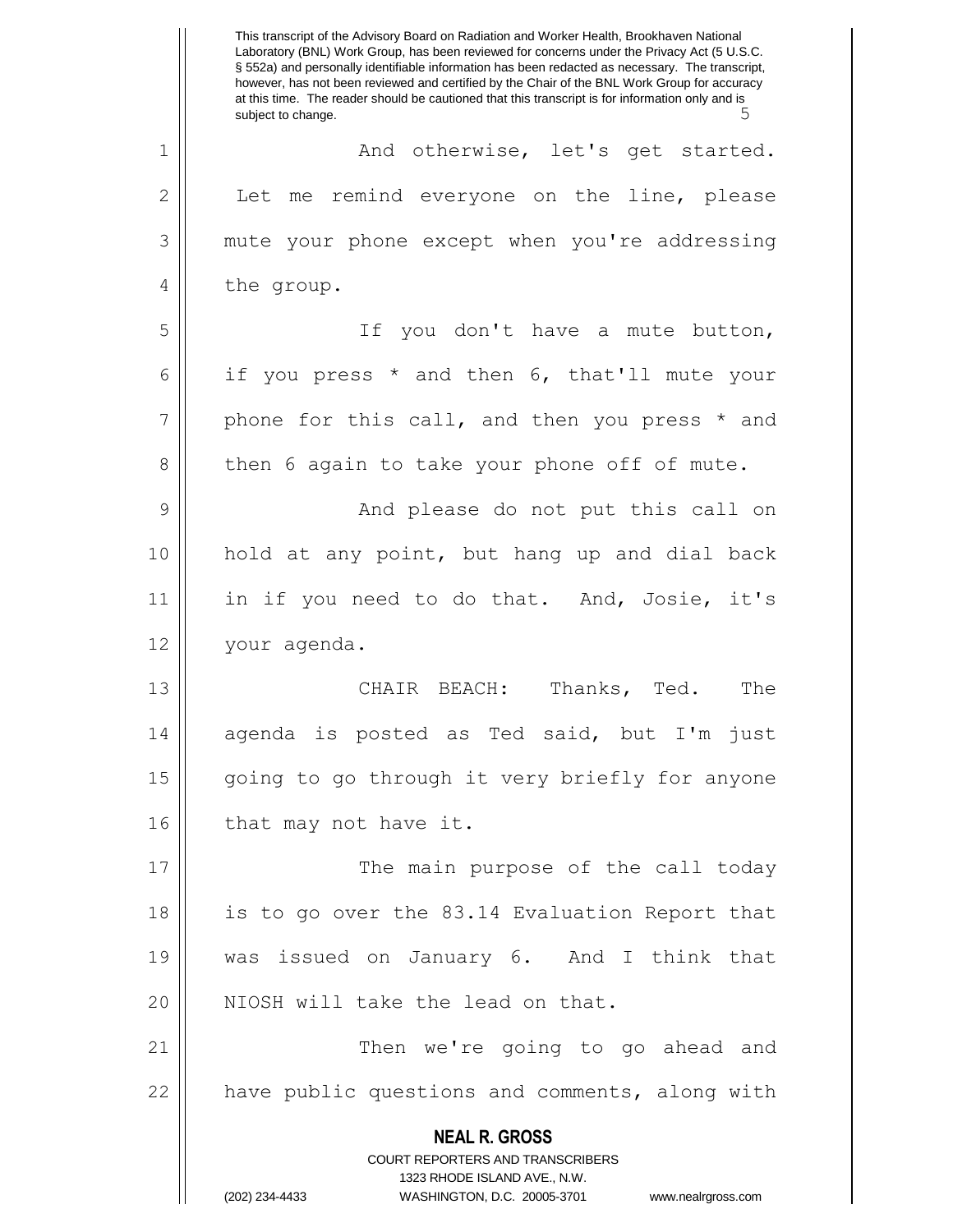And otherwise, let's get started. Let me remind everyone on the line, please mute your phone except when you're addressing the group.

If you don't have a mute button, if you press * and then 6, that'll mute your phone for this call, and then you press * and then 6 again to take your phone off of mute.

And please do not put this call on hold at any point, but hang up and dial back in if you need to do that. And, Josie, it's your agenda.

CHAIR BEACH: Thanks, Ted. The agenda is posted as Ted said, but I'm just going to go through it very briefly for anyone that may not have it.

The main purpose of the call today is to go over the 83.14 Evaluation Report that was issued on January 6. And I think that NIOSH will take the lead on that.

Then we're going to go ahead and have public questions and comments, along with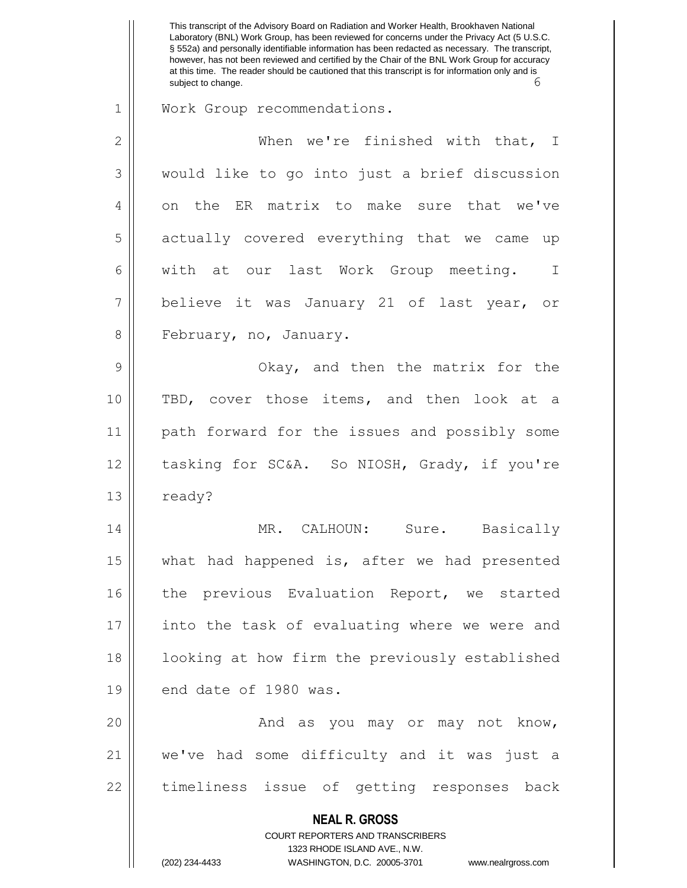Work Group recommendations.

When we're finished with that, I would like to go into just a brief discussion on the ER matrix to make sure that we've actually covered everything that we came up with at our last Work Group meeting. I believe it was January 21 of last year, or February, no, January.

Okay, and then the matrix for the TBD, cover those items, and then look at a path forward for the issues and possibly some tasking for SC&A. So NIOSH, Grady, if you're ready?

MR. CALHOUN: Sure. Basically what had happened is, after we had presented the previous Evaluation Report, we started into the task of evaluating where we were and looking at how firm the previously established end date of 1980 was.

And as you may or may not know, we've had some difficulty and it was just a timeliness issue of getting responses back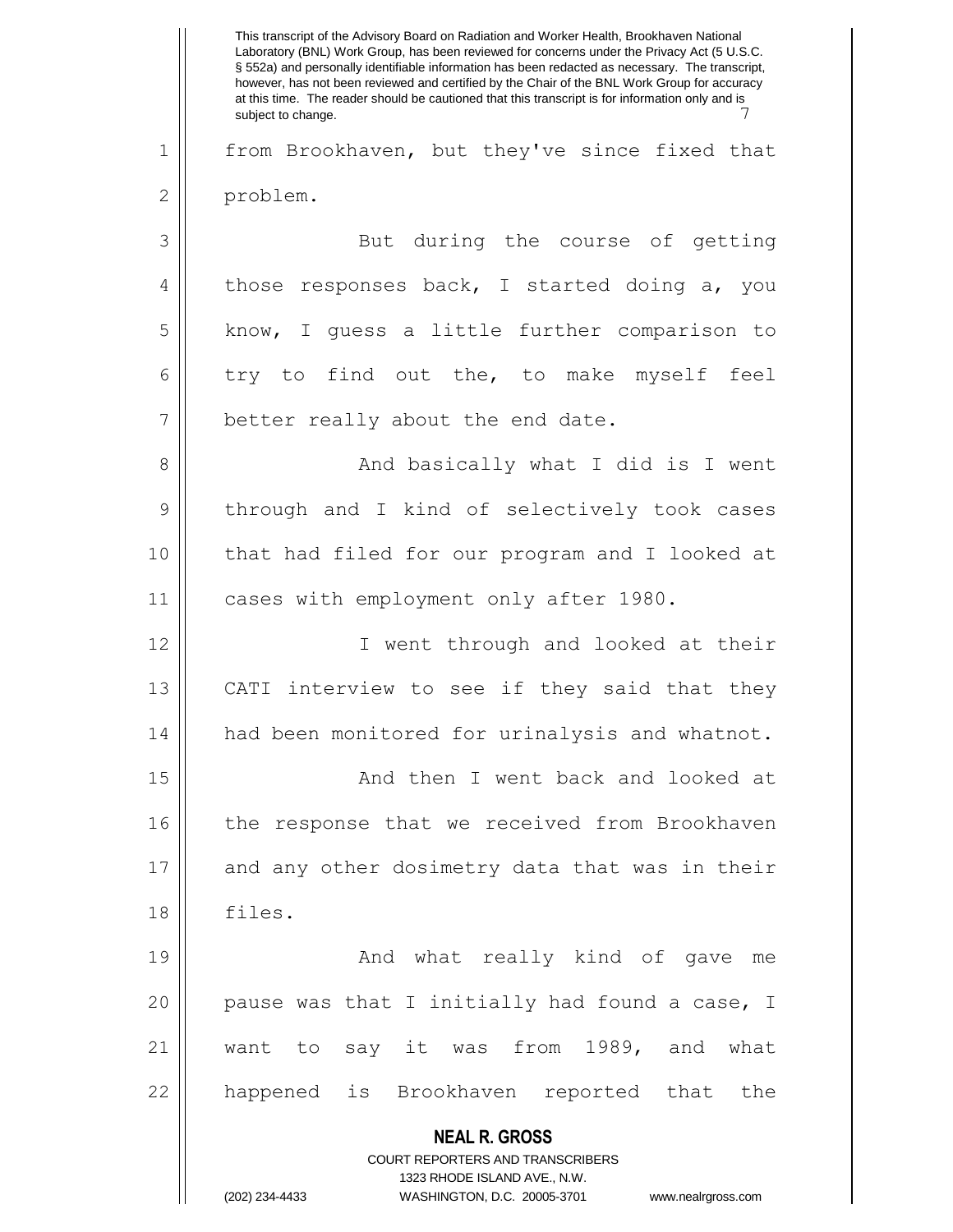from Brookhaven, but they've since fixed that problem.

But during the course of getting those responses back, I started doing a, you know, I guess a little further comparison to try to find out the, to make myself feel better really about the end date.

And basically what I did is I went through and I kind of selectively took cases that had filed for our program and I looked at cases with employment only after 1980.

I went through and looked at their CATI interview to see if they said that they had been monitored for urinalysis and whatnot.

And then I went back and looked at the response that we received from Brookhaven and any other dosimetry data that was in their files.

And what really kind of gave me pause was that I initially had found a case, I want to say it was from 1989, and what happened is Brookhaven reported that the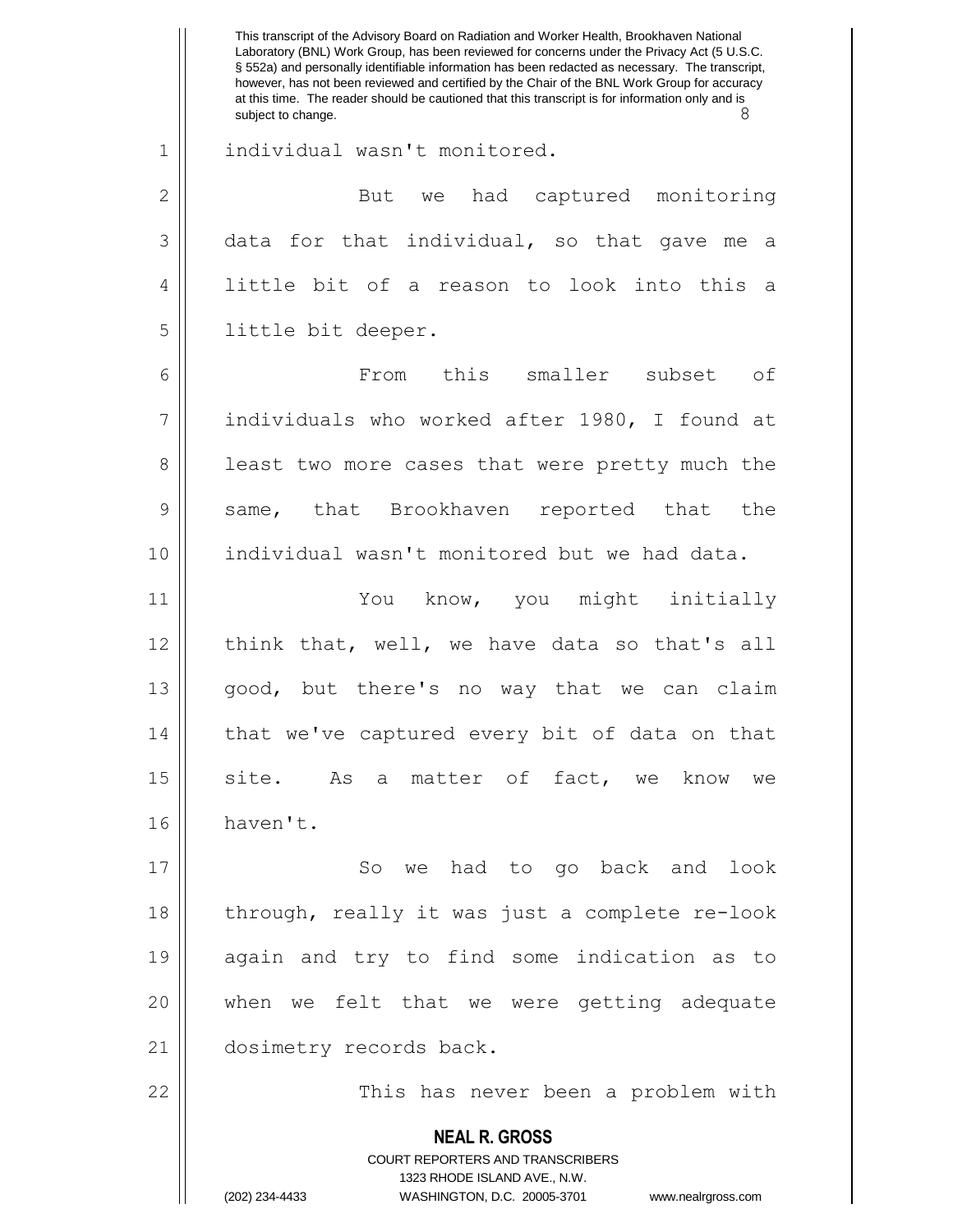individual wasn't monitored.

But we had captured monitoring data for that individual, so that gave me a little bit of a reason to look into this a little bit deeper.

From this smaller subset of individuals who worked after 1980, I found at least two more cases that were pretty much the same, that Brookhaven reported that the individual wasn't monitored but we had data.

You know, you might initially think that, well, we have data so that's all good, but there's no way that we can claim that we've captured every bit of data on that site. As a matter of fact, we know we haven't.

So we had to go back and look through, really it was just a complete re-look again and try to find some indication as to when we felt that we were getting adequate dosimetry records back.

This has never been a problem with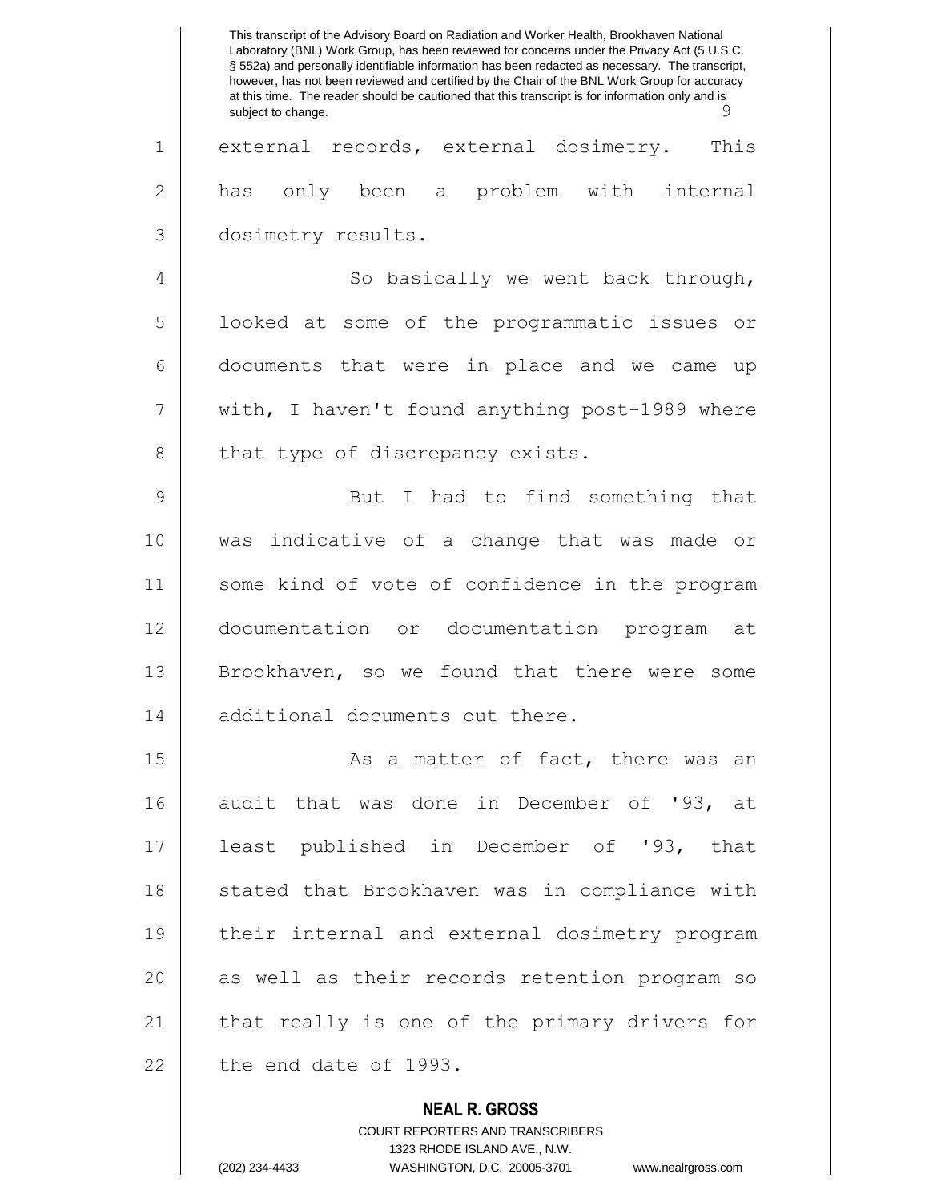external records, external dosimetry. This has only been a problem with internal dosimetry results.

So basically we went back through, looked at some of the programmatic issues or documents that were in place and we came up with, I haven't found anything post-1989 where that type of discrepancy exists.

But I had to find something that was indicative of a change that was made or some kind of vote of confidence in the program documentation or documentation program at Brookhaven, so we found that there were some additional documents out there.

As a matter of fact, there was an audit that was done in December of '93, at least published in December of '93, that stated that Brookhaven was in compliance with their internal and external dosimetry program as well as their records retention program so that really is one of the primary drivers for the end date of 1993.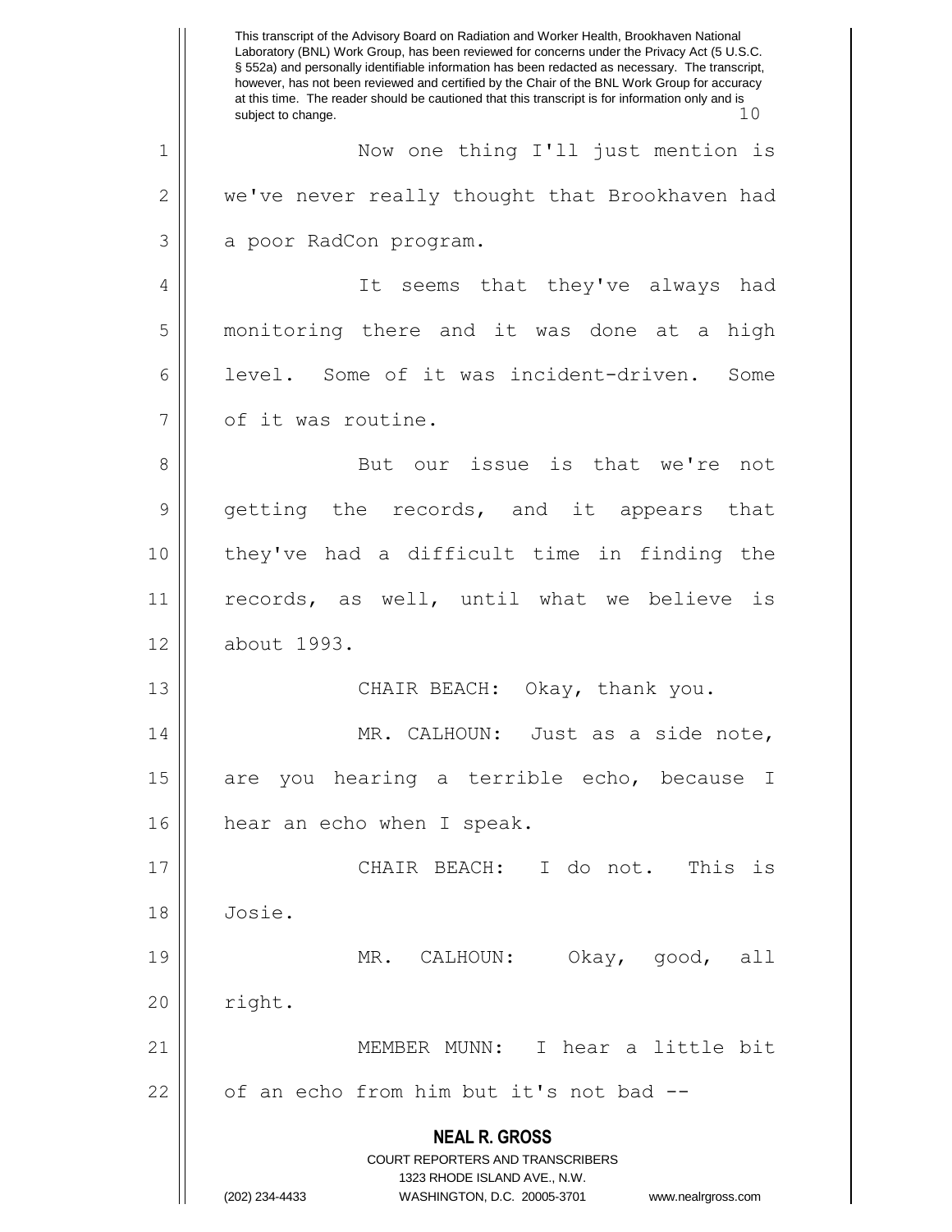Now one thing I'll just mention is we've never really thought that Brookhaven had a poor RadCon program.

It seems that they've always had monitoring there and it was done at a high level. Some of it was incident-driven. Some of it was routine.

But our issue is that we're not getting the records, and it appears that they've had a difficult time in finding the records, as well, until what we believe is about 1993.

CHAIR BEACH: Okay, thank you.

MR. CALHOUN: Just as a side note, are you hearing a terrible echo, because I hear an echo when I speak.

CHAIR BEACH: I do not. This is Josie.

MR. CALHOUN: Okay, good, all right.

MEMBER MUNN: I hear a little bit of an echo from him but it's not bad --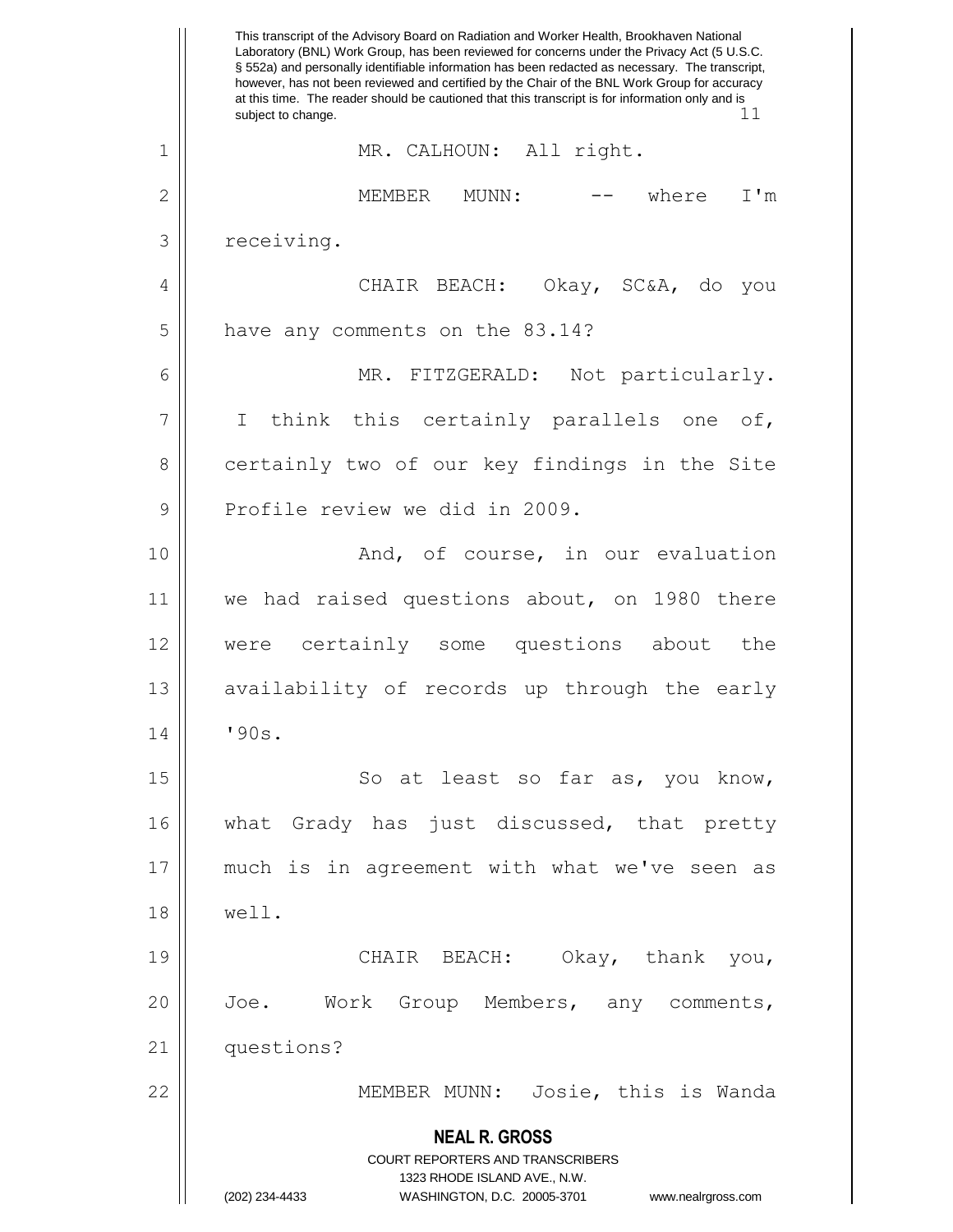MR. CALHOUN: All right.

MEMBER MUNN: -- where I'm receiving.

CHAIR BEACH: Okay, SC&A, do you have any comments on the 83.14?

MR. FITZGERALD: Not particularly. I think this certainly parallels one of, certainly two of our key findings in the Site Profile review we did in 2009.

And, of course, in our evaluation we had raised questions about, on 1980 there were certainly some questions about the availability of records up through the early '90s.

So at least so far as, you know, what Grady has just discussed, that pretty much is in agreement with what we've seen as well.

CHAIR BEACH: Okay, thank you, Joe. Work Group Members, any comments, questions?

MEMBER MUNN: Josie, this is Wanda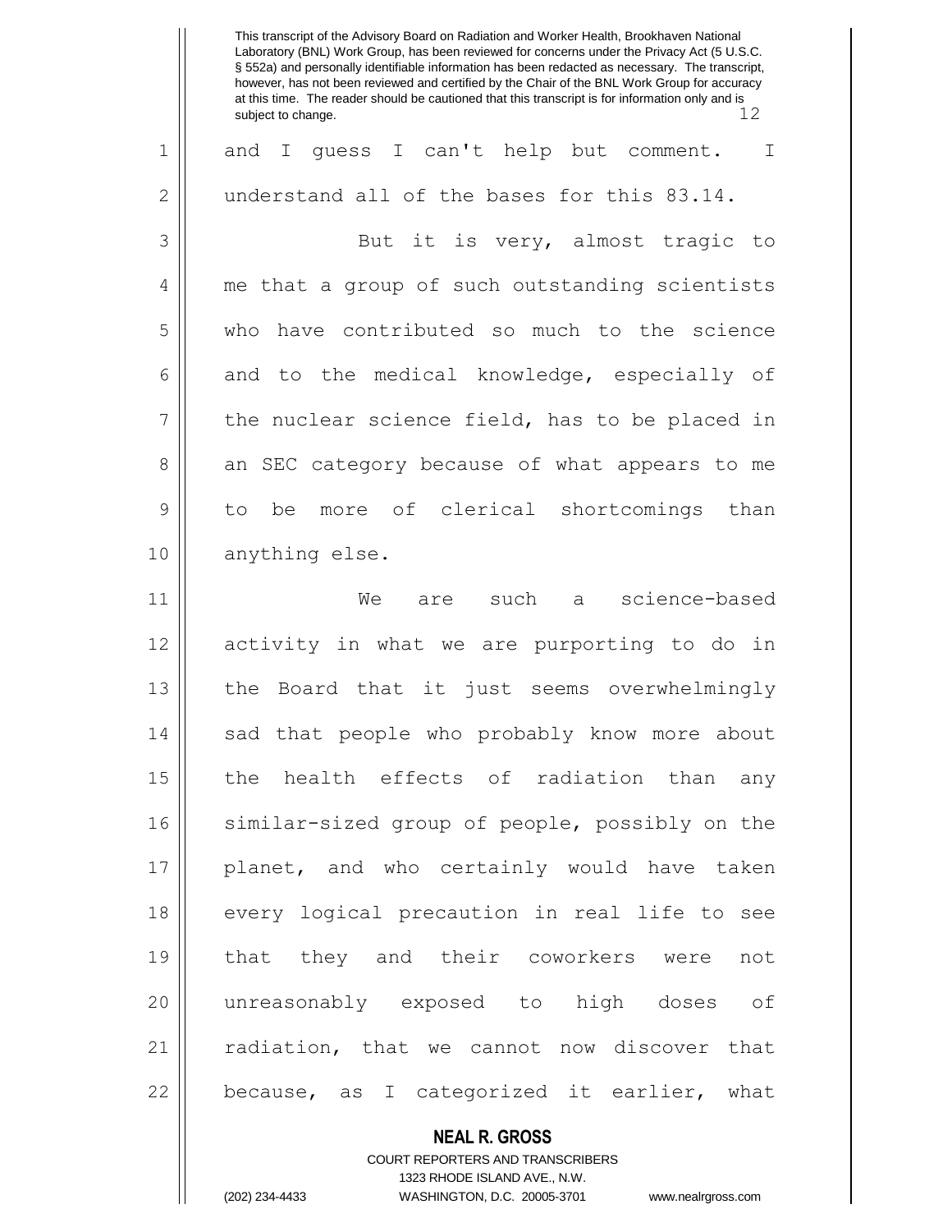and I guess I can't help but comment. I understand all of the bases for this 83.14.

But it is very, almost tragic to me that a group of such outstanding scientists who have contributed so much to the science and to the medical knowledge, especially of the nuclear science field, has to be placed in an SEC category because of what appears to me to be more of clerical shortcomings than anything else.

We are such a science-based activity in what we are purporting to do in the Board that it just seems overwhelmingly sad that people who probably know more about the health effects of radiation than any similar-sized group of people, possibly on the planet, and who certainly would have taken every logical precaution in real life to see that they and their coworkers were not unreasonably exposed to high doses of radiation, that we cannot now discover that because, as I categorized it earlier, what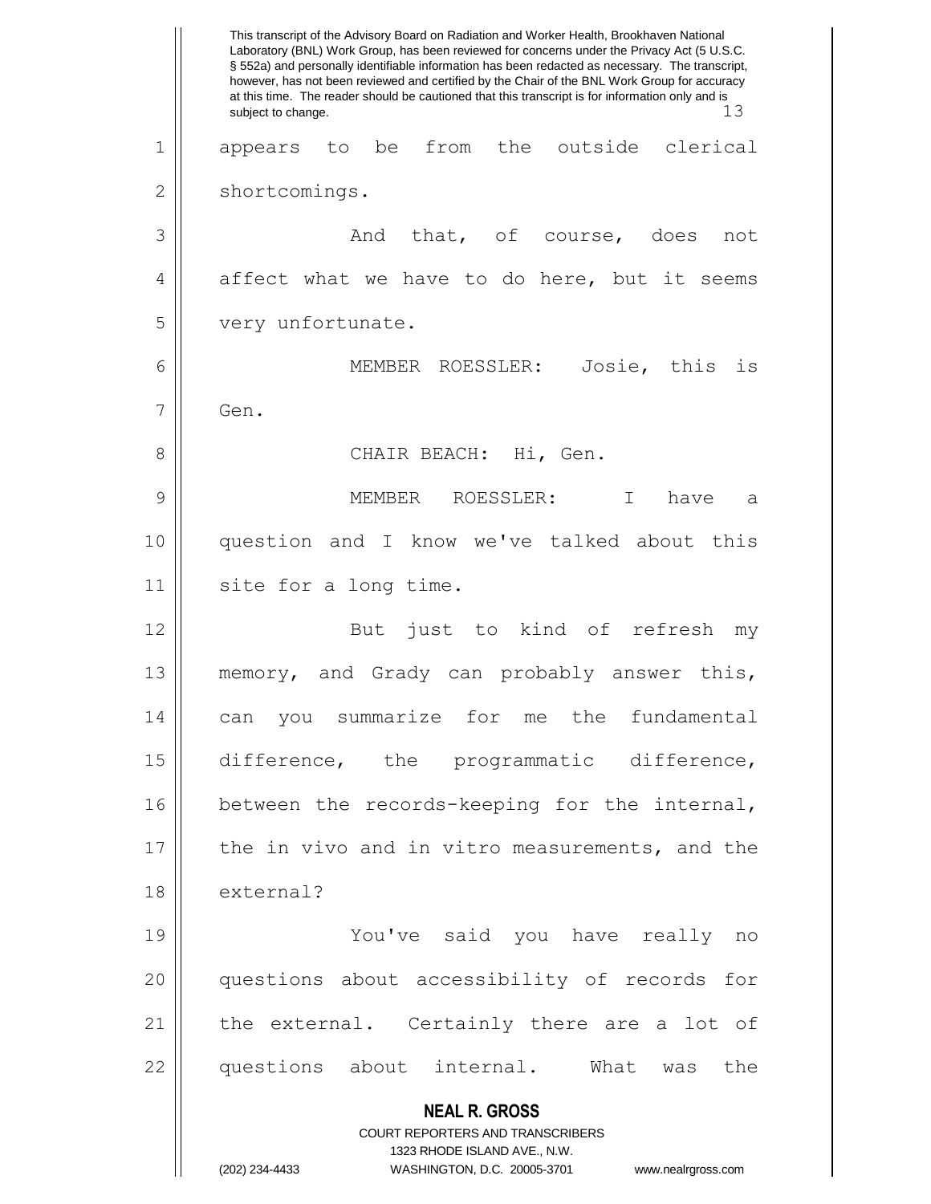appears to be from the outside clerical shortcomings.

And that, of course, does not affect what we have to do here, but it seems very unfortunate.

MEMBER ROESSLER: Josie, this is Gen.

CHAIR BEACH: Hi, Gen.

MEMBER ROESSLER: I have a question and I know we've talked about this site for a long time.

But just to kind of refresh my memory, and Grady can probably answer this, can you summarize for me the fundamental difference, the programmatic difference, between the records-keeping for the internal, the in vivo and in vitro measurements, and the external?

You've said you have really no questions about accessibility of records for the external. Certainly there are a lot of questions about internal. What was the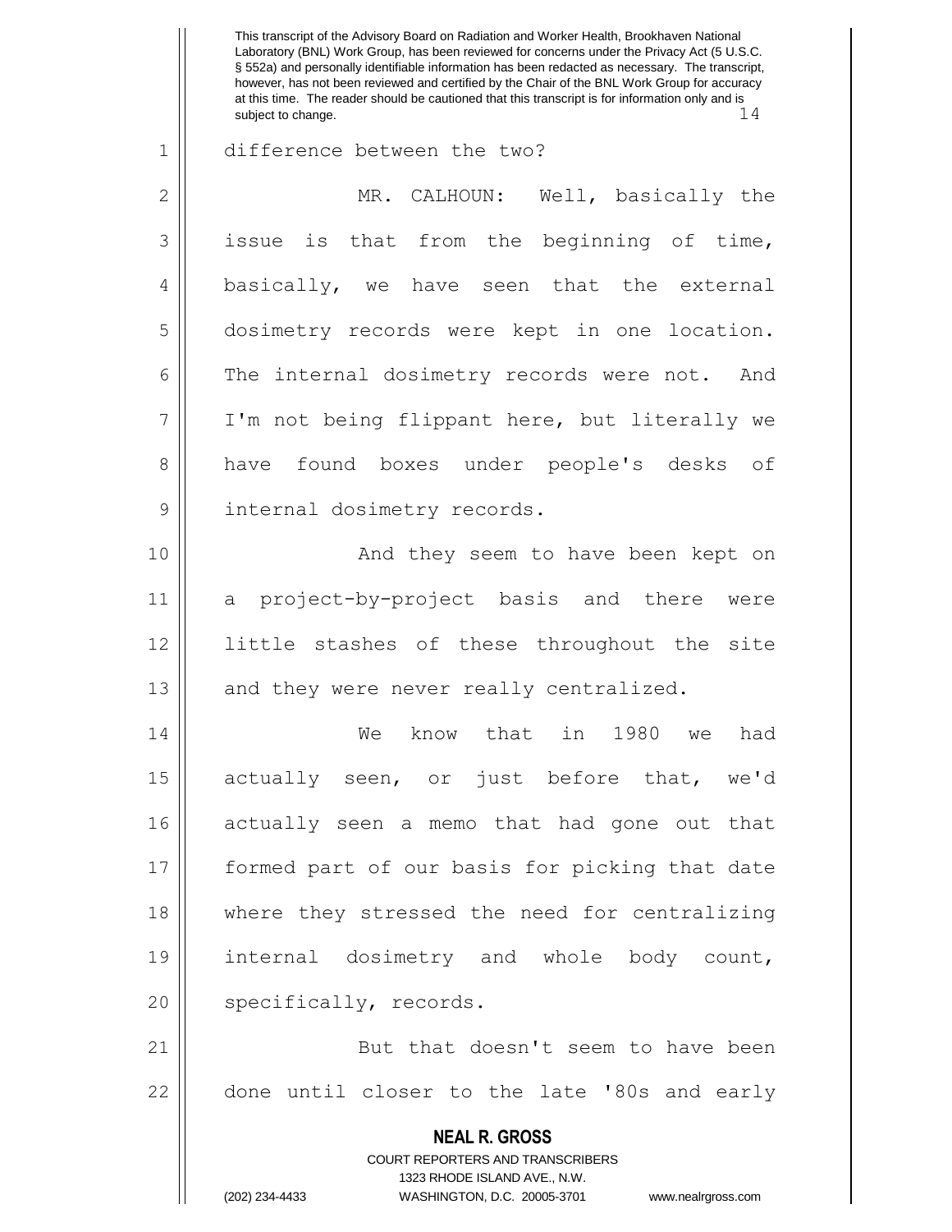difference between the two?

MR. CALHOUN: Well, basically the issue is that from the beginning of time, basically, we have seen that the external dosimetry records were kept in one location. The internal dosimetry records were not. And I'm not being flippant here, but literally we have found boxes under people's desks of internal dosimetry records.

And they seem to have been kept on a project-by-project basis and there were little stashes of these throughout the site and they were never really centralized.

We know that in 1980 we had actually seen, or just before that, we'd actually seen a memo that had gone out that formed part of our basis for picking that date where they stressed the need for centralizing internal dosimetry and whole body count, specifically, records.

But that doesn't seem to have been done until closer to the late '80s and early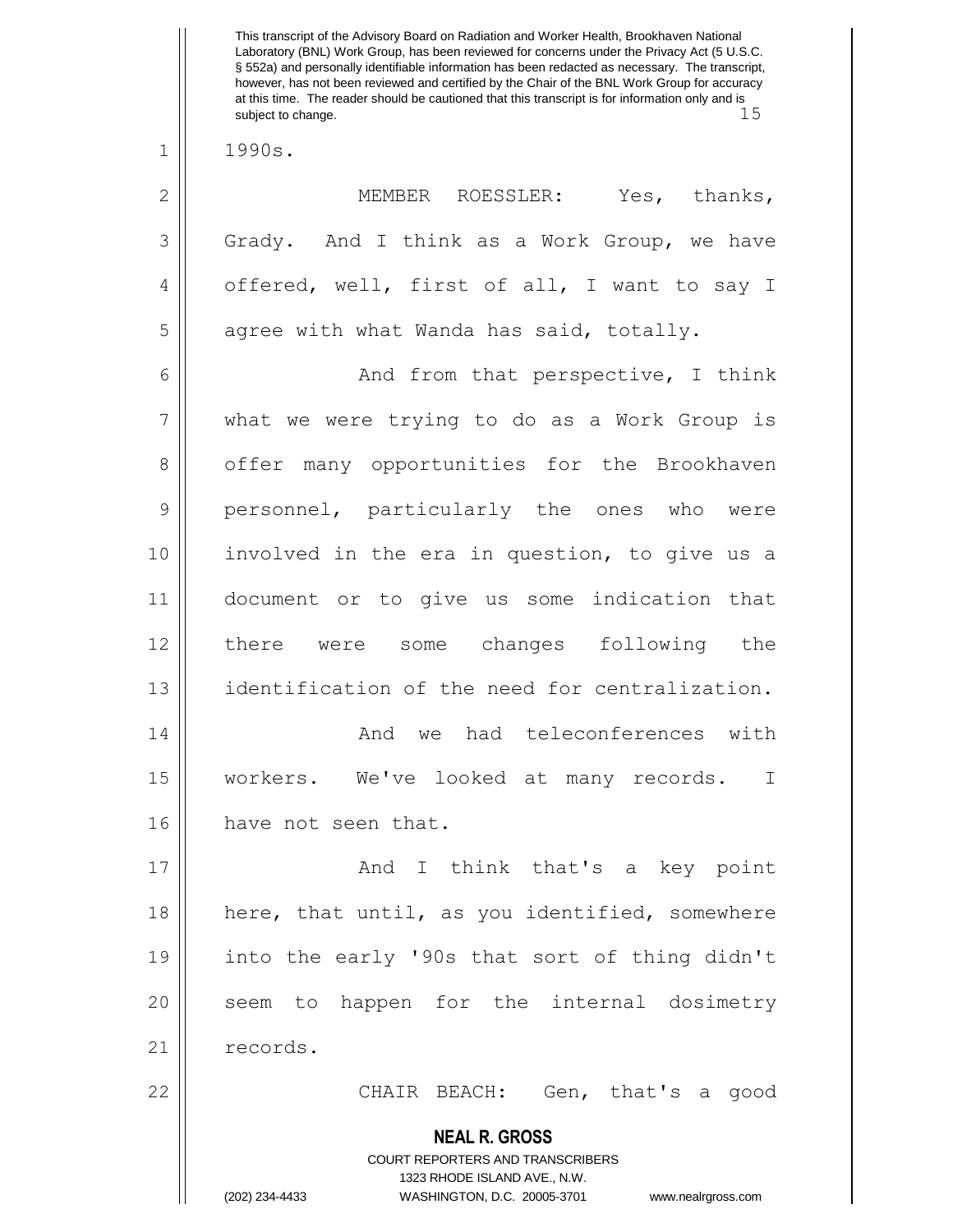1990s.

MEMBER ROESSLER: Yes, thanks, Grady. And I think as a Work Group, we have offered, well, first of all, I want to say I agree with what Wanda has said, totally.

And from that perspective, I think what we were trying to do as a Work Group is offer many opportunities for the Brookhaven personnel, particularly the ones who were involved in the era in question, to give us a document or to give us some indication that there were some changes following the identification of the need for centralization.

And we had teleconferences with workers. We've looked at many records. I have not seen that.

And I think that's a key point here, that until, as you identified, somewhere into the early '90s that sort of thing didn't seem to happen for the internal dosimetry records.

CHAIR BEACH: Gen, that's a good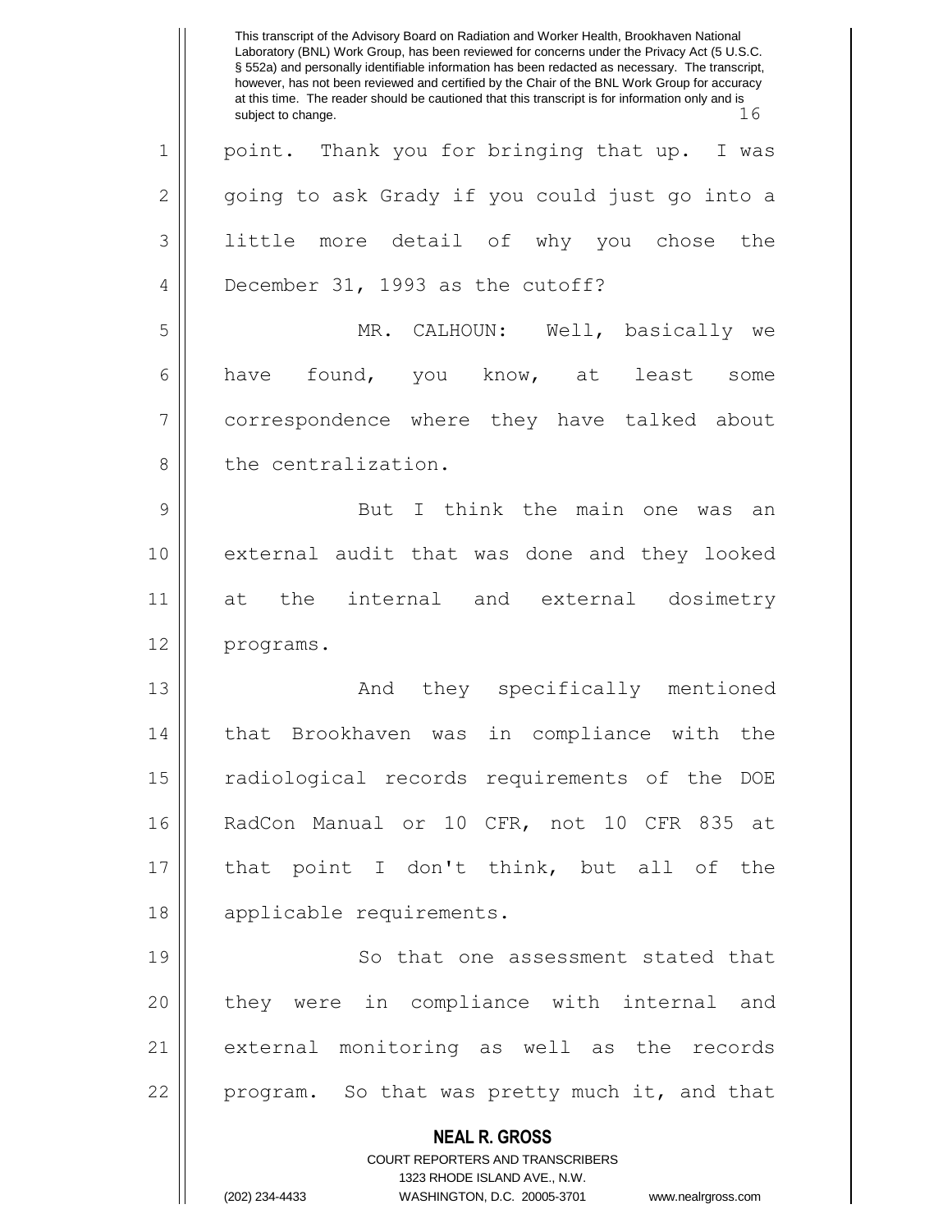point. Thank you for bringing that up. I was going to ask Grady if you could just go into a little more detail of why you chose the December 31, 1993 as the cutoff?

MR. CALHOUN: Well, basically we have found, you know, at least some correspondence where they have talked about the centralization.

But I think the main one was an external audit that was done and they looked at the internal and external dosimetry programs.

And they specifically mentioned that Brookhaven was in compliance with the radiological records requirements of the DOE RadCon Manual or 10 CFR, not 10 CFR 835 at that point I don't think, but all of the applicable requirements.

So that one assessment stated that they were in compliance with internal and external monitoring as well as the records program. So that was pretty much it, and that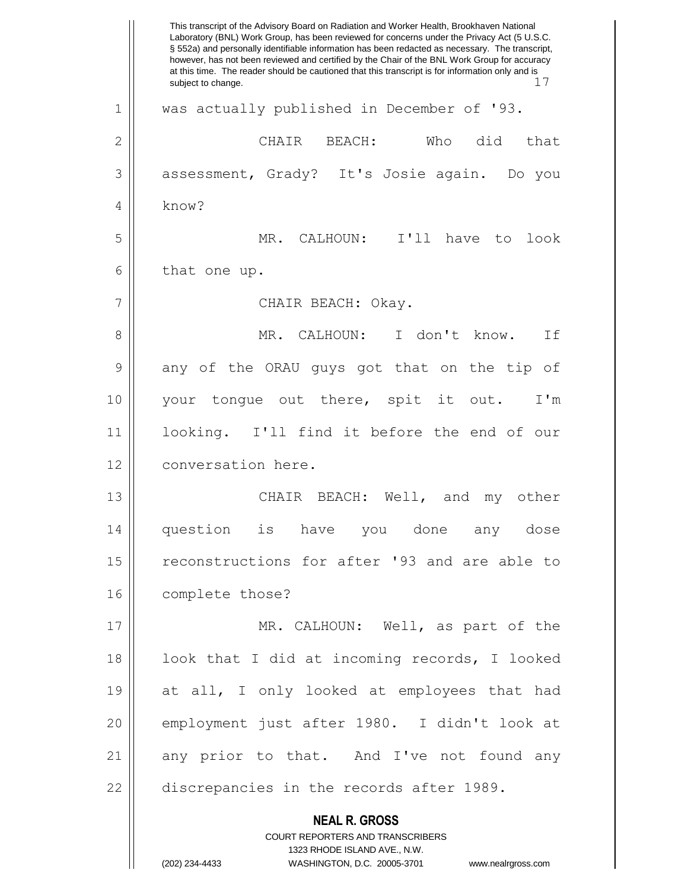was actually published in December of '93.

CHAIR BEACH: Who did that assessment, Grady? It's Josie again. Do you know?

MR. CALHOUN: I'll have to look that one up.

CHAIR BEACH: Okay.

MR. CALHOUN: I don't know. If any of the ORAU guys got that on the tip of your tongue out there, spit it out. I'm looking. I'll find it before the end of our conversation here.

CHAIR BEACH: Well, and my other question is have you done any dose reconstructions for after '93 and are able to complete those?

MR. CALHOUN: Well, as part of the look that I did at incoming records, I looked at all, I only looked at employees that had employment just after 1980. I didn't look at any prior to that. And I've not found any discrepancies in the records after 1989.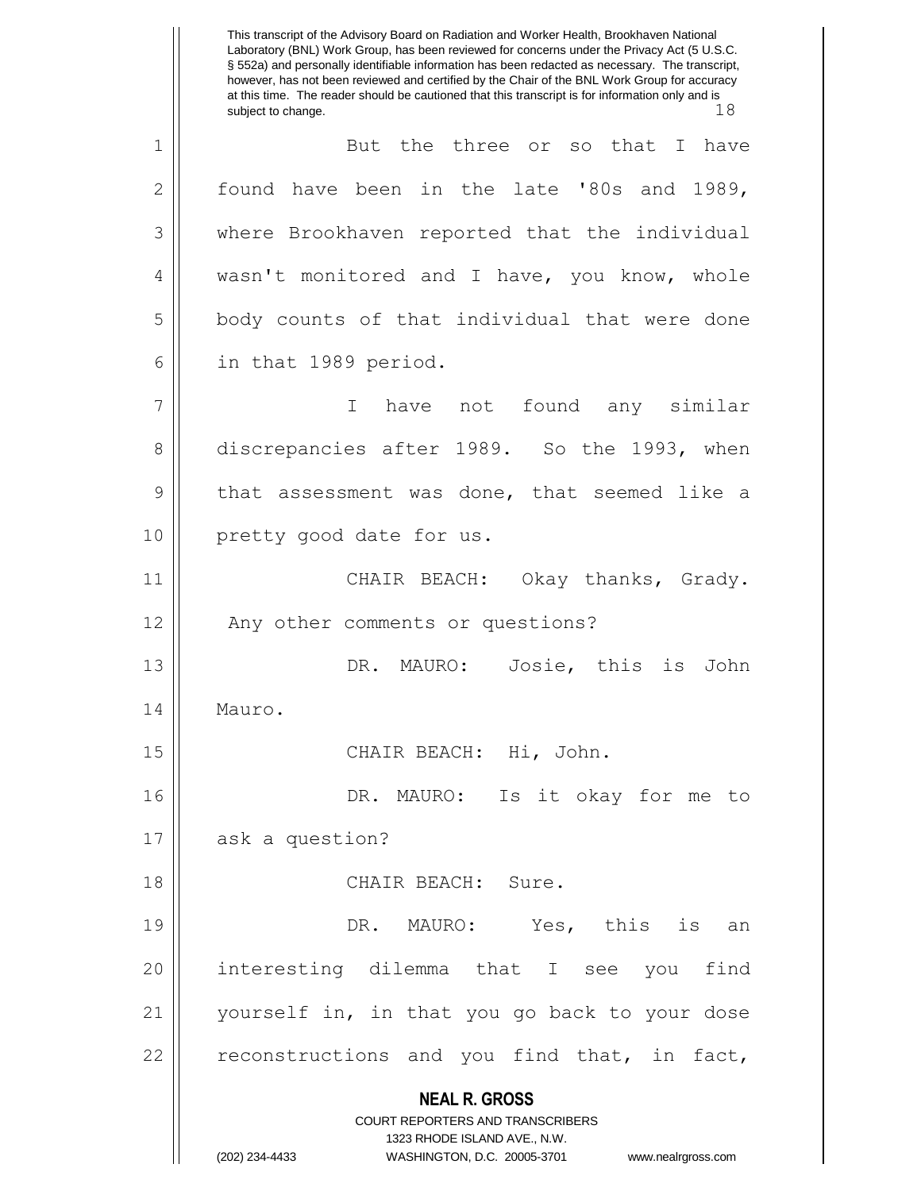But the three or so that I have found have been in the late '80s and 1989, where Brookhaven reported that the individual wasn't monitored and I have, you know, whole body counts of that individual that were done in that 1989 period.

I have not found any similar discrepancies after 1989. So the 1993, when that assessment was done, that seemed like a pretty good date for us.

CHAIR BEACH: Okay thanks, Grady. Any other comments or questions?

DR. MAURO: Josie, this is John Mauro.

CHAIR BEACH: Hi, John.

DR. MAURO: Is it okay for me to ask a question?

CHAIR BEACH: Sure.

DR. MAURO: Yes, this is an interesting dilemma that I see you find yourself in, in that you go back to your dose reconstructions and you find that, in fact,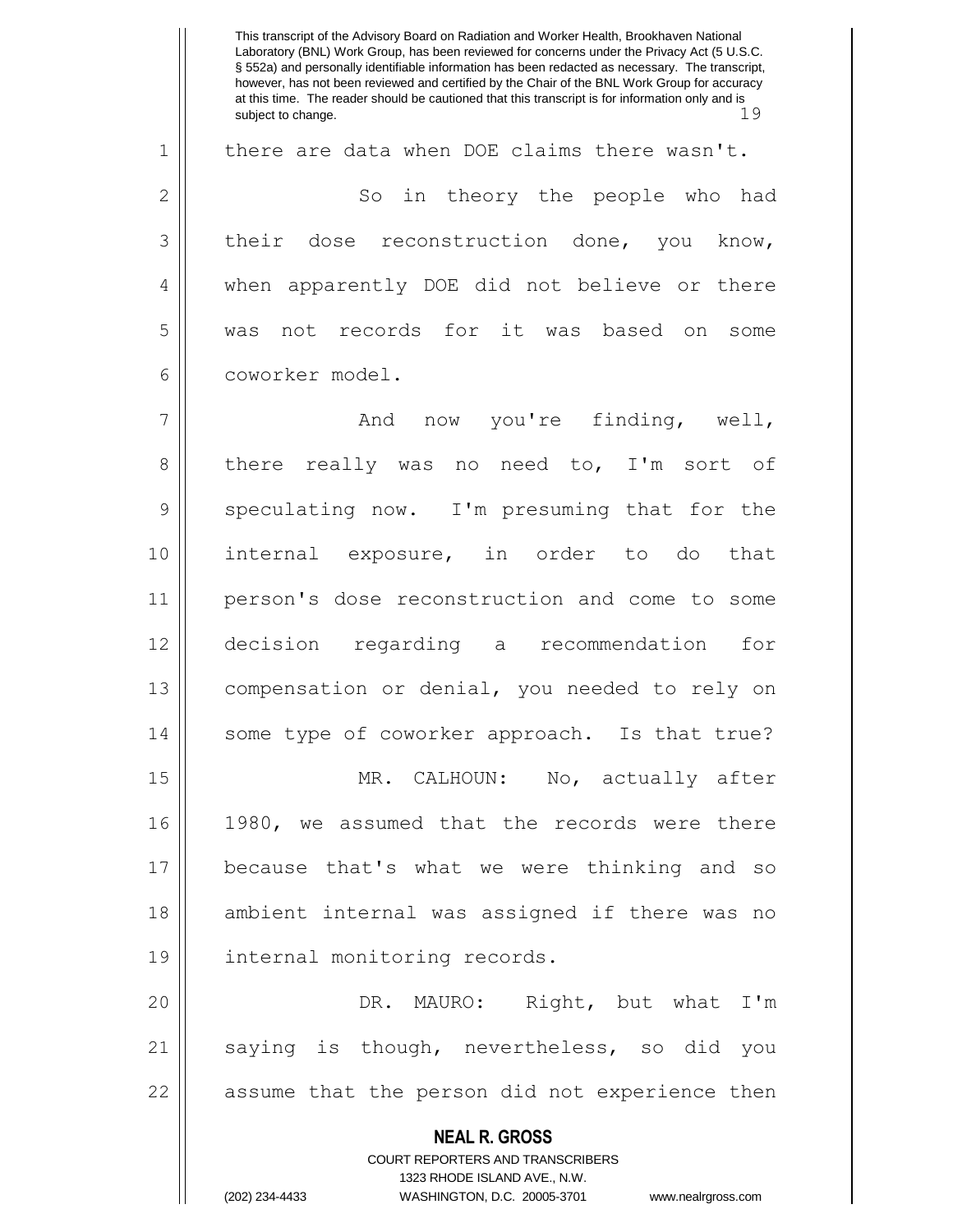there are data when DOE claims there wasn't.

So in theory the people who had their dose reconstruction done, you know, when apparently DOE did not believe or there was not records for it was based on some coworker model.

And now you're finding, well, there really was no need to, I'm sort of speculating now. I'm presuming that for the internal exposure, in order to do that person's dose reconstruction and come to some decision regarding a recommendation for compensation or denial, you needed to rely on some type of coworker approach. Is that true?

MR. CALHOUN: No, actually after 1980, we assumed that the records were there because that's what we were thinking and so ambient internal was assigned if there was no internal monitoring records.

DR. MAURO: Right, but what I'm saying is though, nevertheless, so did you assume that the person did not experience then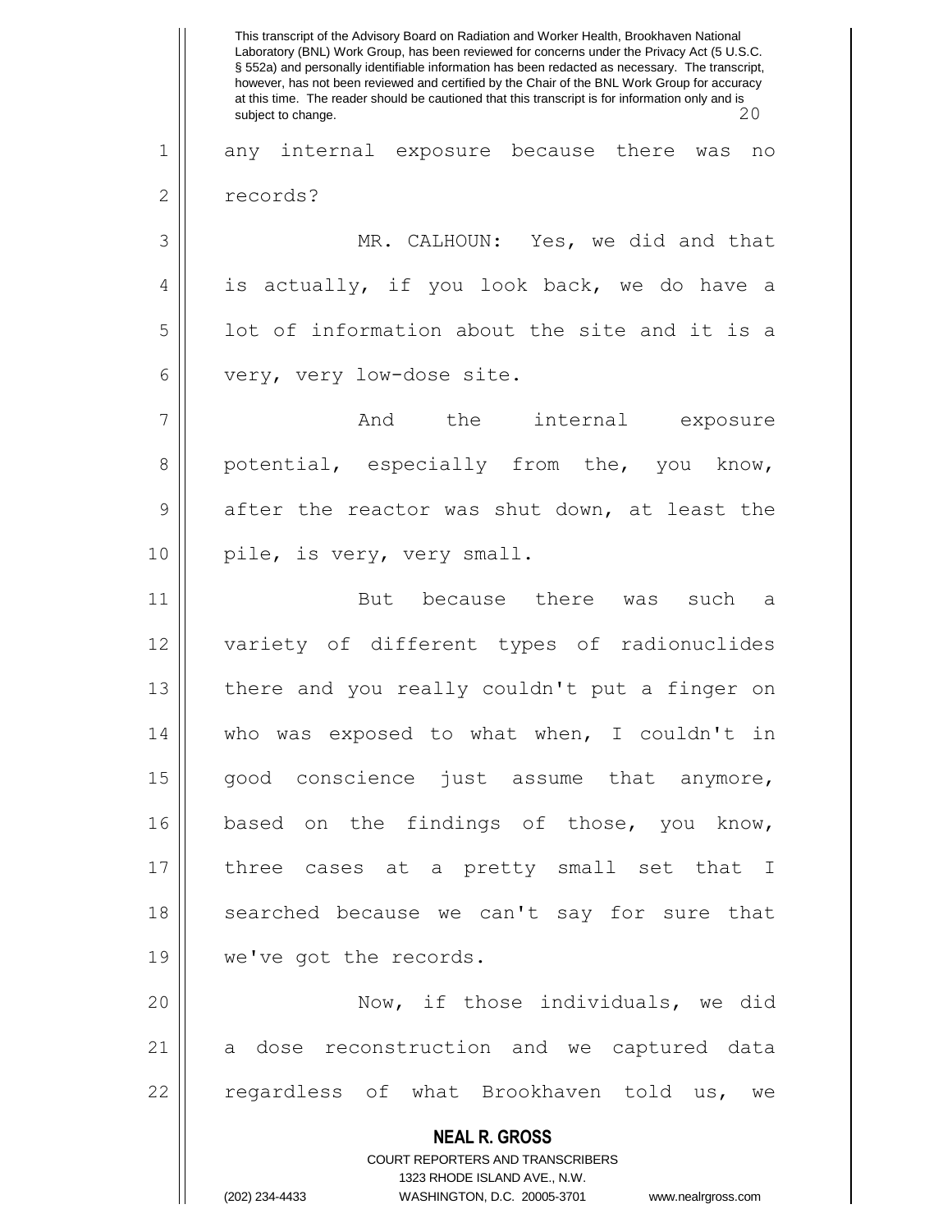any internal exposure because there was no records?

MR. CALHOUN: Yes, we did and that is actually, if you look back, we do have a lot of information about the site and it is a very, very low-dose site.

And the internal exposure potential, especially from the, you know, after the reactor was shut down, at least the pile, is very, very small.

But because there was such a variety of different types of radionuclides there and you really couldn't put a finger on who was exposed to what when, I couldn't in good conscience just assume that anymore, based on the findings of those, you know, three cases at a pretty small set that I searched because we can't say for sure that we've got the records.

Now, if those individuals, we did a dose reconstruction and we captured data regardless of what Brookhaven told us, we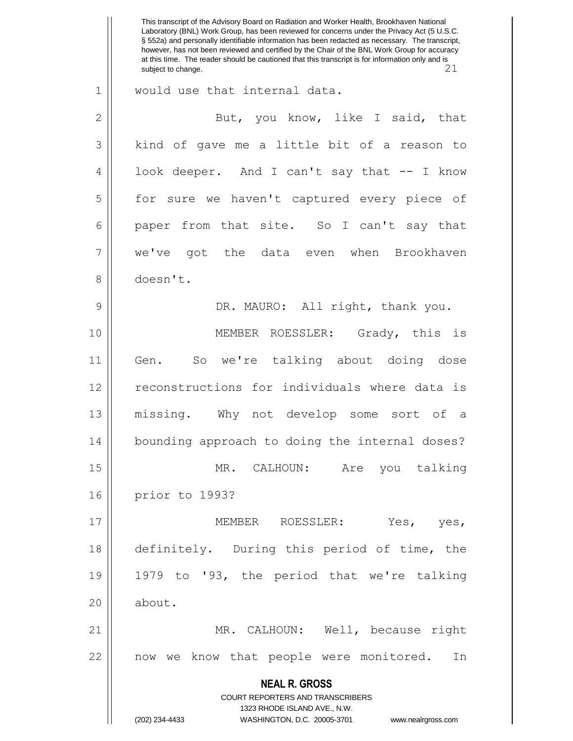would use that internal data.

But, you know, like I said, that kind of gave me a little bit of a reason to look deeper. And I can't say that -- I know for sure we haven't captured every piece of paper from that site. So I can't say that we've got the data even when Brookhaven doesn't.

DR. MAURO: All right, thank you.

MEMBER ROESSLER: Grady, this is Gen. So we're talking about doing dose reconstructions for individuals where data is missing. Why not develop some sort of a bounding approach to doing the internal doses?

MR. CALHOUN: Are you talking prior to 1993?

MEMBER ROESSLER: Yes, yes, definitely. During this period of time, the 1979 to '93, the period that we're talking about.

MR. CALHOUN: Well, because right now we know that people were monitored. In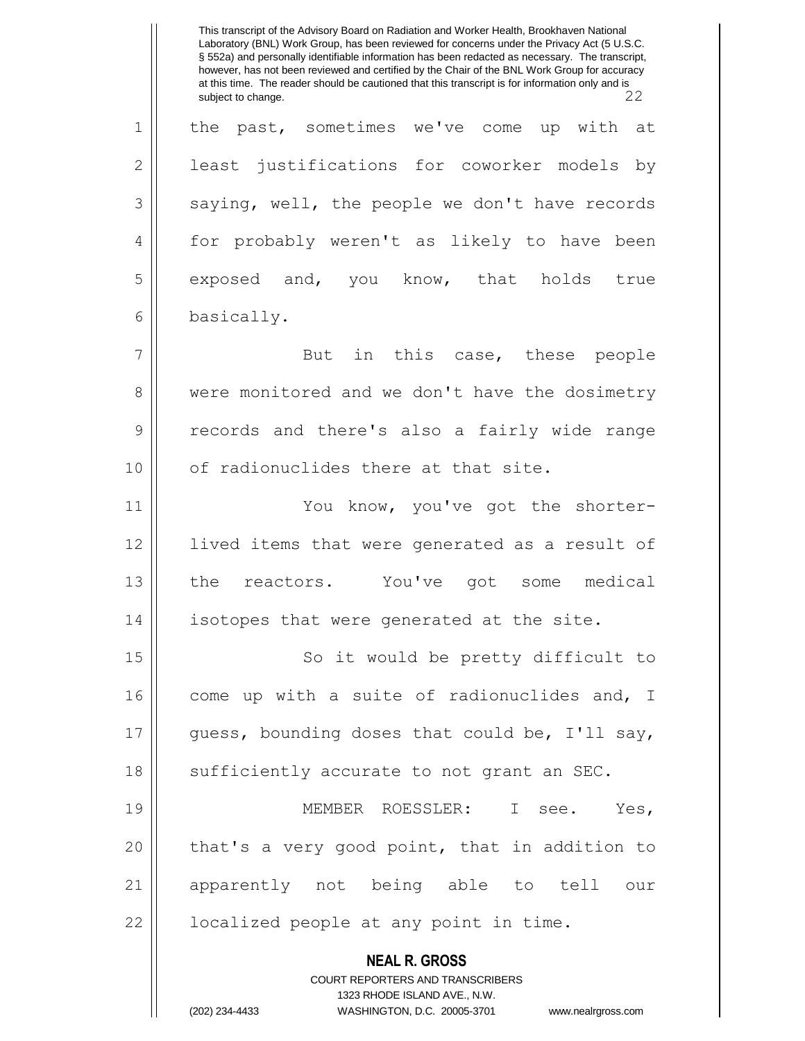the past, sometimes we've come up with at least justifications for coworker models by saying, well, the people we don't have records for probably weren't as likely to have been exposed and, you know, that holds true basically.

But in this case, these people were monitored and we don't have the dosimetry records and there's also a fairly wide range of radionuclides there at that site.

You know, you've got the shorter-lived items that were generated as a result of the reactors. You've got some medical isotopes that were generated at the site.

So it would be pretty difficult to come up with a suite of radionuclides and, I guess, bounding doses that could be, I'll say, sufficiently accurate to not grant an SEC.

MEMBER ROESSLER: I see. Yes, that's a very good point, that in addition to apparently not being able to tell our localized people at any point in time.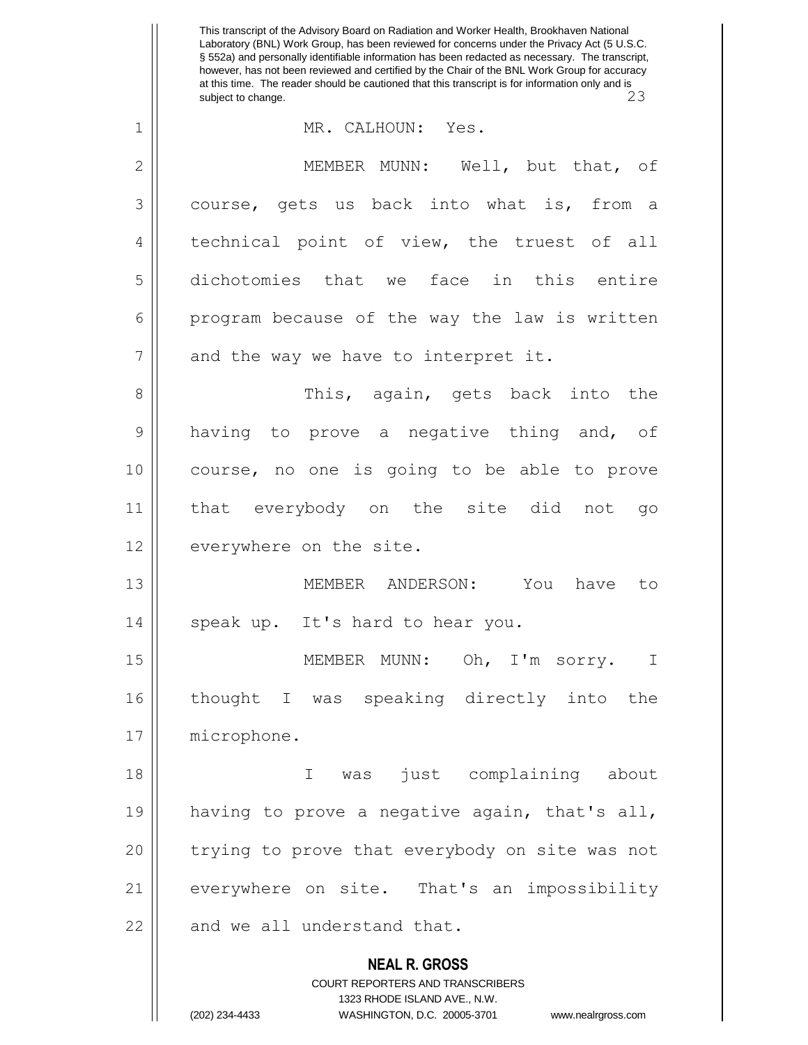MR. CALHOUN: Yes.

MEMBER MUNN: Well, but that, of course, gets us back into what is, from a technical point of view, the truest of all dichotomies that we face in this entire program because of the way the law is written and the way we have to interpret it.

This, again, gets back into the having to prove a negative thing and, of course, no one is going to be able to prove that everybody on the site did not go everywhere on the site.

MEMBER ANDERSON: You have to speak up. It's hard to hear you.

MEMBER MUNN: Oh, I'm sorry. I thought I was speaking directly into the microphone.

I was just complaining about having to prove a negative again, that's all, trying to prove that everybody on site was not everywhere on site. That's an impossibility and we all understand that.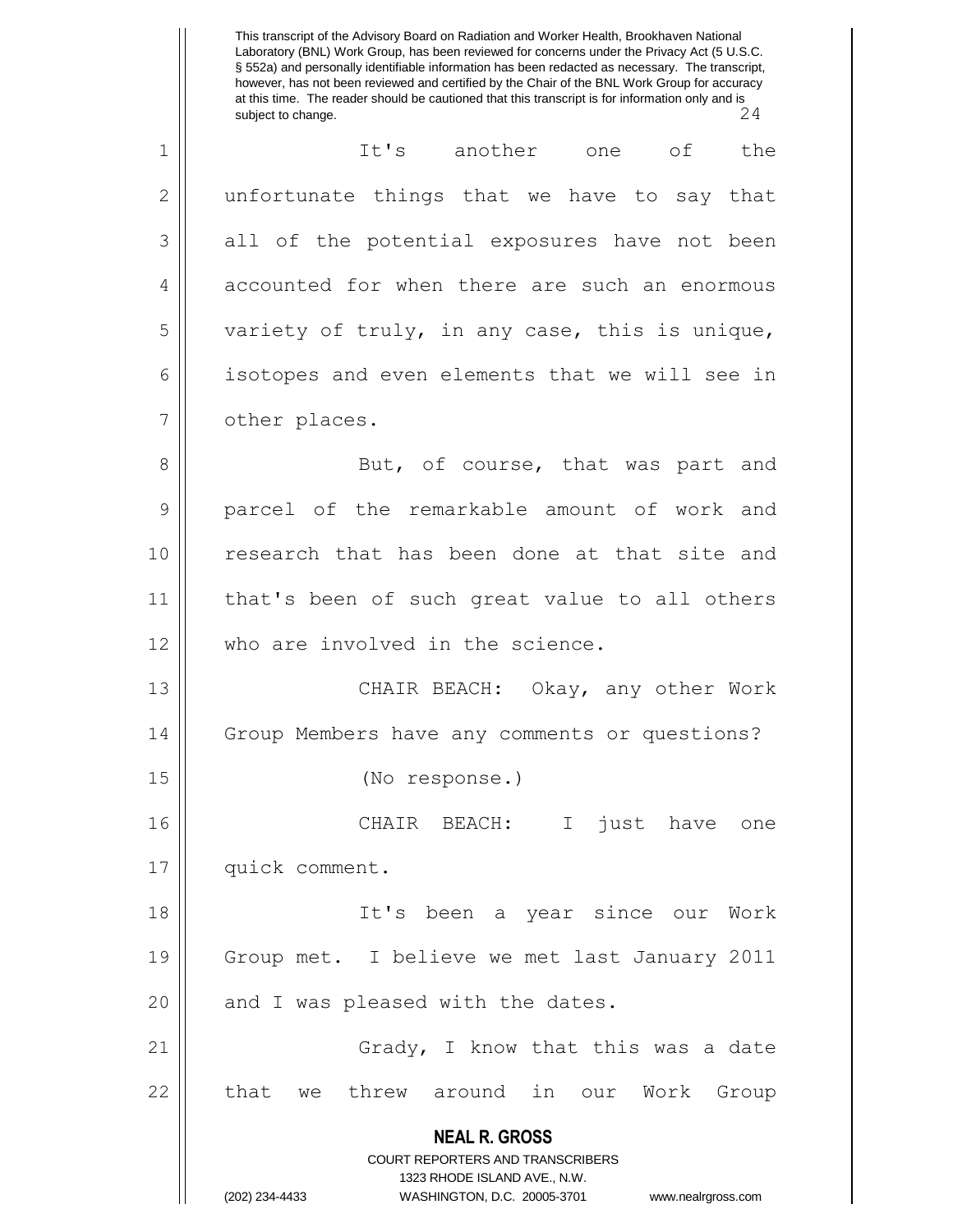It's another one of the unfortunate things that we have to say that all of the potential exposures have not been accounted for when there are such an enormous variety of truly, in any case, this is unique, isotopes and even elements that we will see in other places.

But, of course, that was part and parcel of the remarkable amount of work and research that has been done at that site and that's been of such great value to all others who are involved in the science.

CHAIR BEACH: Okay, any other Work Group Members have any comments or questions?

(No response.)

CHAIR BEACH: I just have one quick comment.

It's been a year since our Work Group met. I believe we met last January 2011 and I was pleased with the dates.

Grady, I know that this was a date that we threw around in our Work Group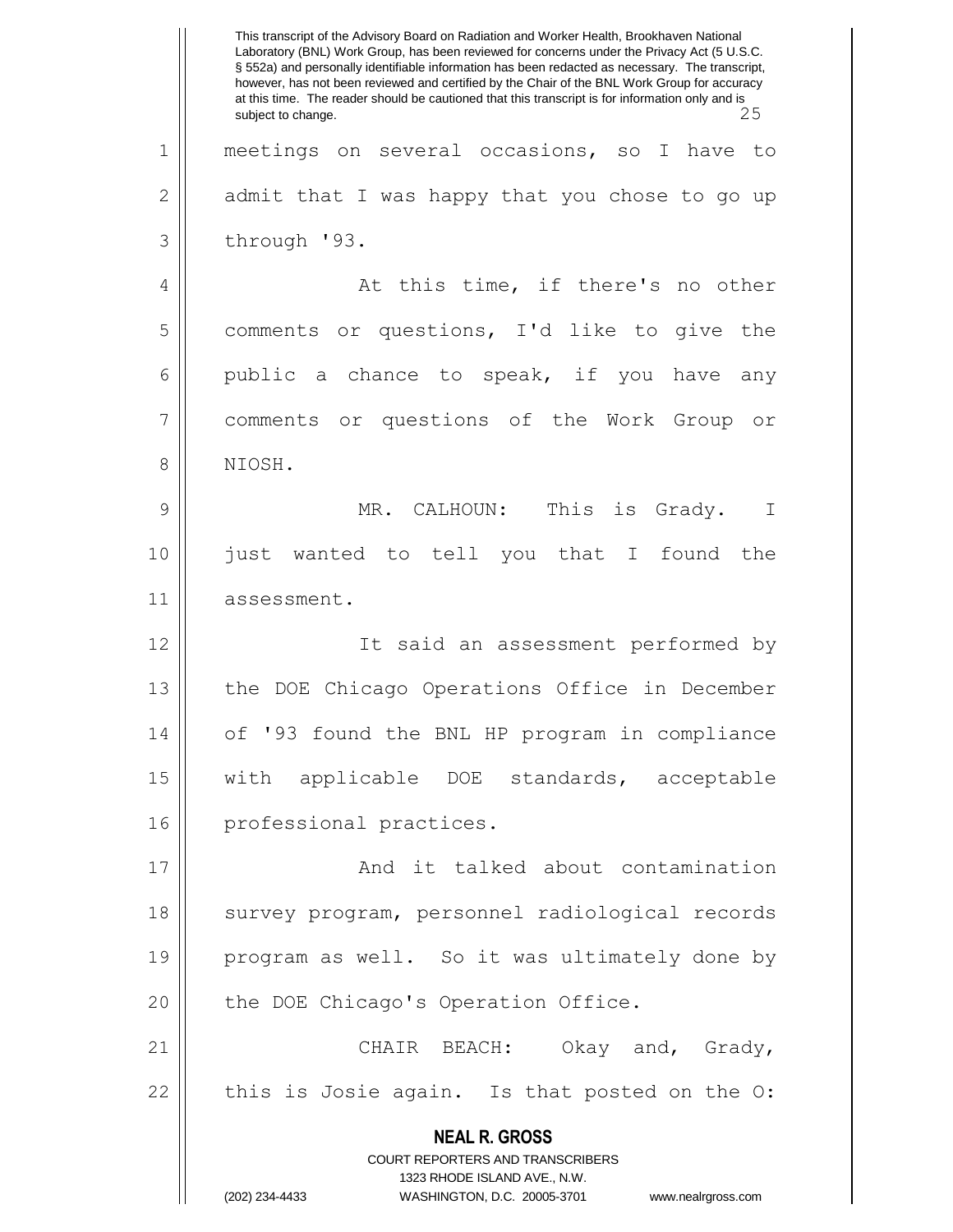meetings on several occasions, so I have to admit that I was happy that you chose to go up through '93.

At this time, if there's no other comments or questions, I'd like to give the public a chance to speak, if you have any comments or questions of the Work Group or NIOSH.

MR. CALHOUN: This is Grady. I just wanted to tell you that I found the assessment.

It said an assessment performed by the DOE Chicago Operations Office in December of '93 found the BNL HP program in compliance with applicable DOE standards, acceptable professional practices.

And it talked about contamination survey program, personnel radiological records program as well. So it was ultimately done by the DOE Chicago's Operation Office.

CHAIR BEACH: Okay and, Grady, this is Josie again. Is that posted on the O: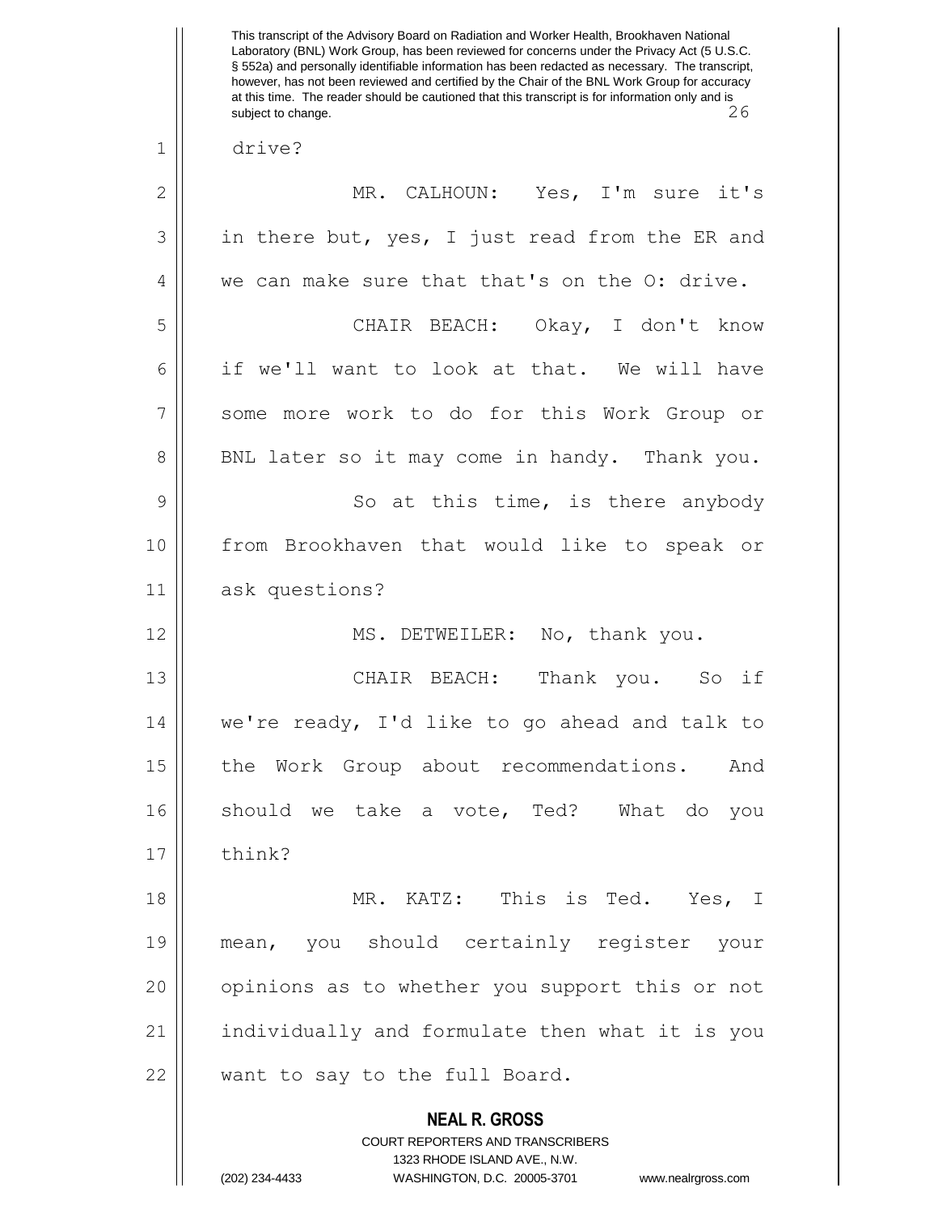drive?

MR. CALHOUN: Yes, I'm sure it's in there but, yes, I just read from the ER and we can make sure that that's on the O: drive.

CHAIR BEACH: Okay, I don't know if we'll want to look at that. We will have some more work to do for this Work Group or BNL later so it may come in handy. Thank you.

So at this time, is there anybody from Brookhaven that would like to speak or ask questions?

MS. DETWEILER: No, thank you.

CHAIR BEACH: Thank you. So if we're ready, I'd like to go ahead and talk to the Work Group about recommendations. And should we take a vote, Ted? What do you think?

MR. KATZ: This is Ted. Yes, I mean, you should certainly register your opinions as to whether you support this or not individually and formulate then what it is you want to say to the full Board.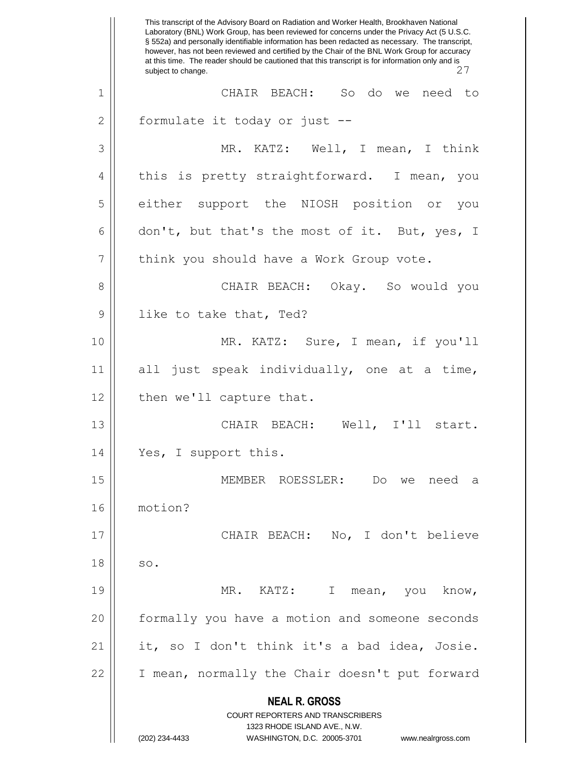This transcript of the Advisory Board on Radiation and Worker Health, Brookhaven National Laboratory (BNL) Work Group, has been reviewed for concerns under the Privacy Act (5 U.S.C. § 552a) and personally identifiable information has been redacted as necessary. The transcript, however, has not been reviewed and certified by the Chair of the BNL Work Group for accuracy at this time. The reader should be cautioned that this transcript is for information only and is subject to change.

1 CHAIR BEACH: So do we need to
2 formulate it today or just --
3 MR. KATZ: Well, I mean, I think
4 this is pretty straightforward. I mean, you
5 either support the NIOSH position or you
6 don't, but that's the most of it. But, yes, I
7 think you should have a Work Group vote.
8 CHAIR BEACH: Okay. So would you
9 like to take that, Ted?
10 MR. KATZ: Sure, I mean, if you'll
11 all just speak individually, one at a time,
12 then we'll capture that.
13 CHAIR BEACH: Well, I'll start.
14 Yes, I support this.
15 MEMBER ROESSLER: Do we need a
16 motion?
17 CHAIR BEACH: No, I don't believe
18 so.
19 MR. KATZ: I mean, you know,
20 formally you have a motion and someone seconds
21 it, so I don't think it's a bad idea, Josie.
22 I mean, normally the Chair doesn't put forward

**NEAL R. GROSS**
COURT REPORTERS AND TRANSCRIBERS
1323 RHODE ISLAND AVE., N.W.
(202) 234-4433 WASHINGTON, D.C. 20005-3701 www.nealrgross.com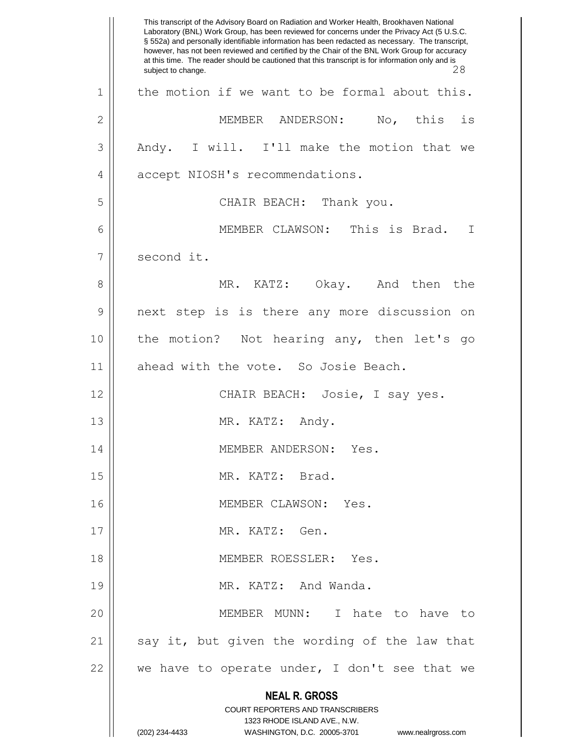the motion if we want to be formal about this.

MEMBER ANDERSON: No, this is Andy. I will. I'll make the motion that we accept NIOSH's recommendations.

CHAIR BEACH: Thank you.

MEMBER CLAWSON: This is Brad. I second it.

MR. KATZ: Okay. And then the next step is is there any more discussion on the motion? Not hearing any, then let's go ahead with the vote. So Josie Beach.

CHAIR BEACH: Josie, I say yes.

MR. KATZ: Andy.

MEMBER ANDERSON: Yes.

MR. KATZ: Brad.

MEMBER CLAWSON: Yes.

MR. KATZ: Gen.

MEMBER ROESSLER: Yes.

MR. KATZ: And Wanda.

MEMBER MUNN: I hate to have to say it, but given the wording of the law that we have to operate under, I don't see that we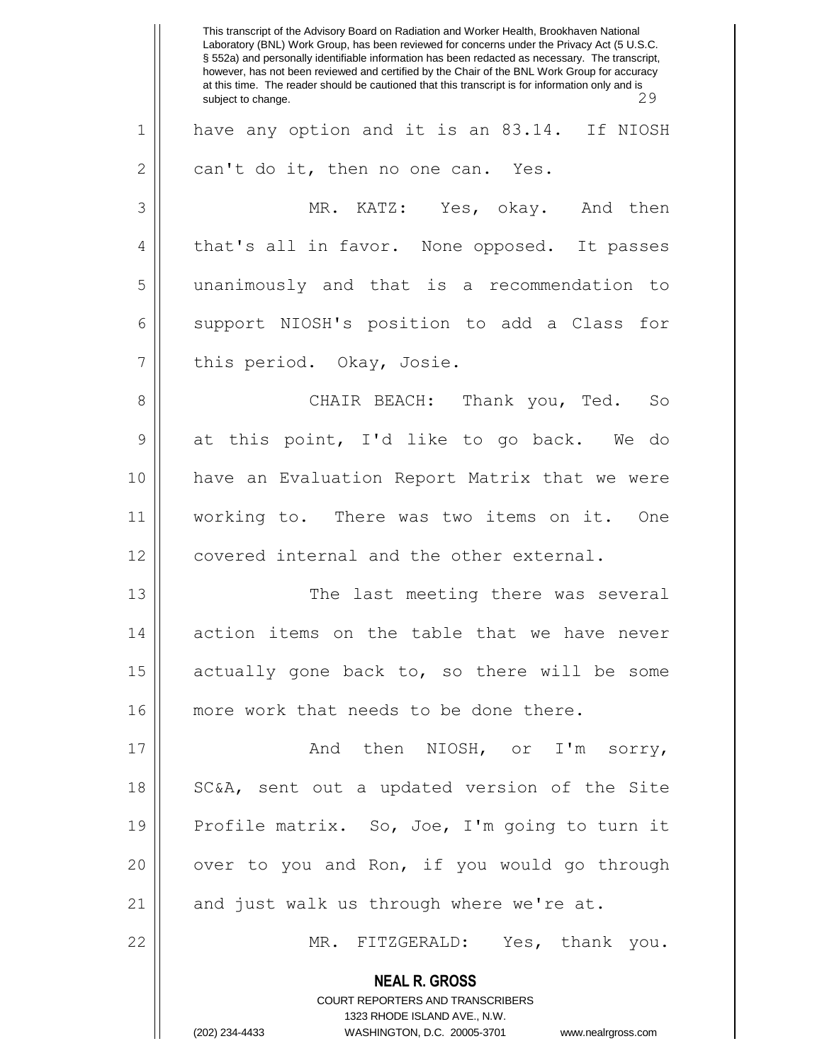have any option and it is an 83.14. If NIOSH can't do it, then no one can. Yes.

MR. KATZ: Yes, okay. And then that's all in favor. None opposed. It passes unanimously and that is a recommendation to support NIOSH's position to add a Class for this period. Okay, Josie.

CHAIR BEACH: Thank you, Ted. So at this point, I'd like to go back. We do have an Evaluation Report Matrix that we were working to. There was two items on it. One covered internal and the other external.

The last meeting there was several action items on the table that we have never actually gone back to, so there will be some more work that needs to be done there.

And then NIOSH, or I'm sorry, SC&A, sent out a updated version of the Site Profile matrix. So, Joe, I'm going to turn it over to you and Ron, if you would go through and just walk us through where we're at.

MR. FITZGERALD: Yes, thank you.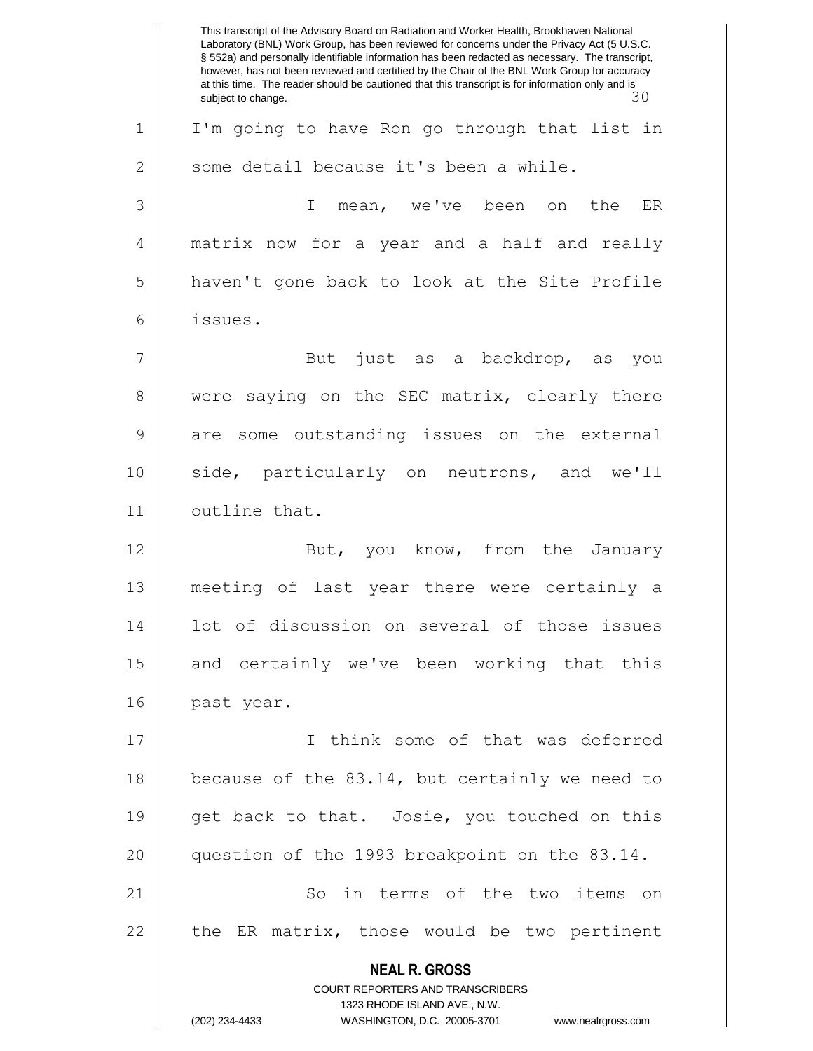I'm going to have Ron go through that list in some detail because it's been a while.

I mean, we've been on the ER matrix now for a year and a half and really haven't gone back to look at the Site Profile issues.

But just as a backdrop, as you were saying on the SEC matrix, clearly there are some outstanding issues on the external side, particularly on neutrons, and we'll outline that.

But, you know, from the January meeting of last year there were certainly a lot of discussion on several of those issues and certainly we've been working that this past year.

I think some of that was deferred because of the 83.14, but certainly we need to get back to that. Josie, you touched on this question of the 1993 breakpoint on the 83.14.

So in terms of the two items on the ER matrix, those would be two pertinent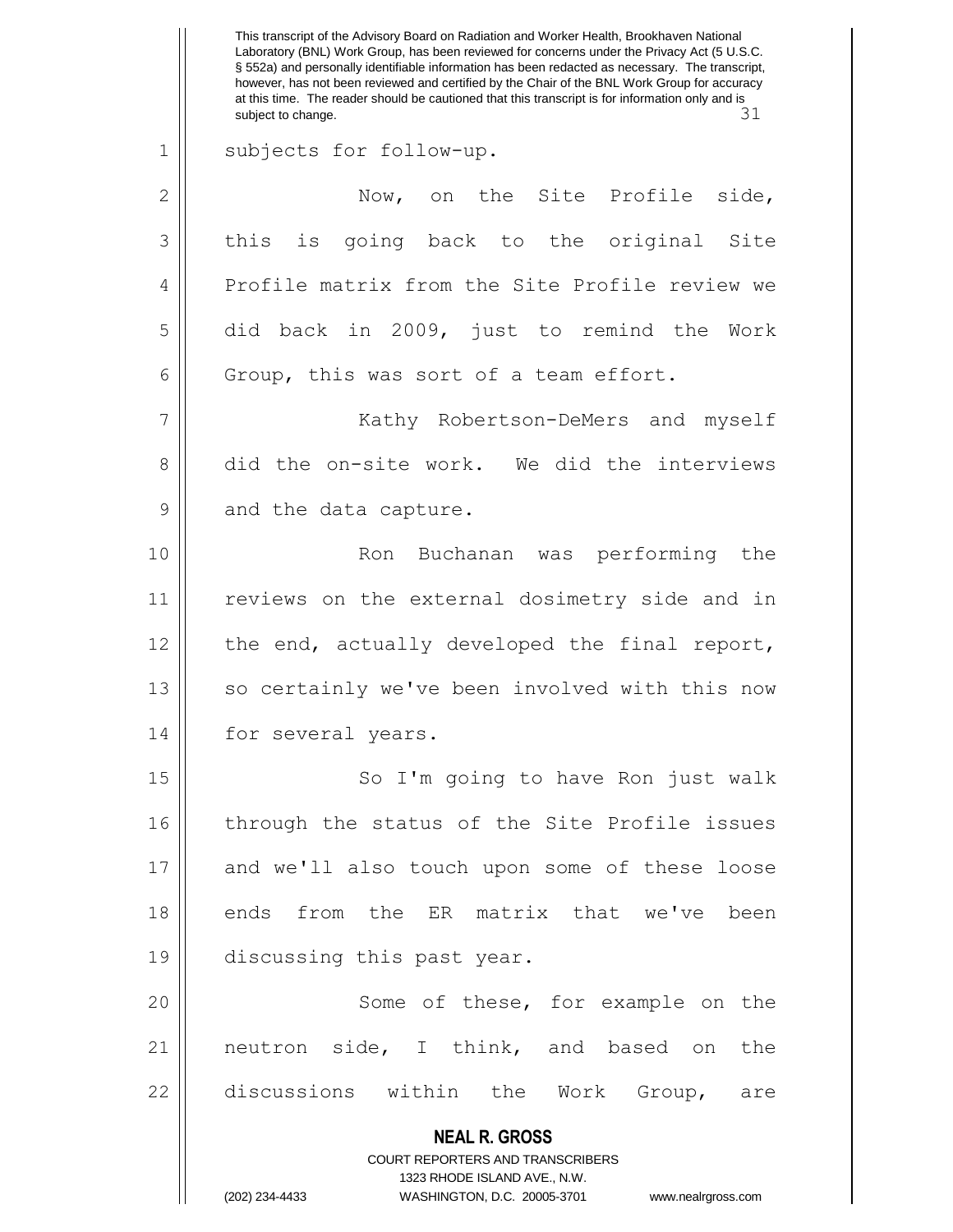subjects for follow-up.

Now, on the Site Profile side, this is going back to the original Site Profile matrix from the Site Profile review we did back in 2009, just to remind the Work Group, this was sort of a team effort.

Kathy Robertson-DeMers and myself did the on-site work. We did the interviews and the data capture.

Ron Buchanan was performing the reviews on the external dosimetry side and in the end, actually developed the final report, so certainly we've been involved with this now for several years.

So I'm going to have Ron just walk through the status of the Site Profile issues and we'll also touch upon some of these loose ends from the ER matrix that we've been discussing this past year.

Some of these, for example on the neutron side, I think, and based on the discussions within the Work Group, are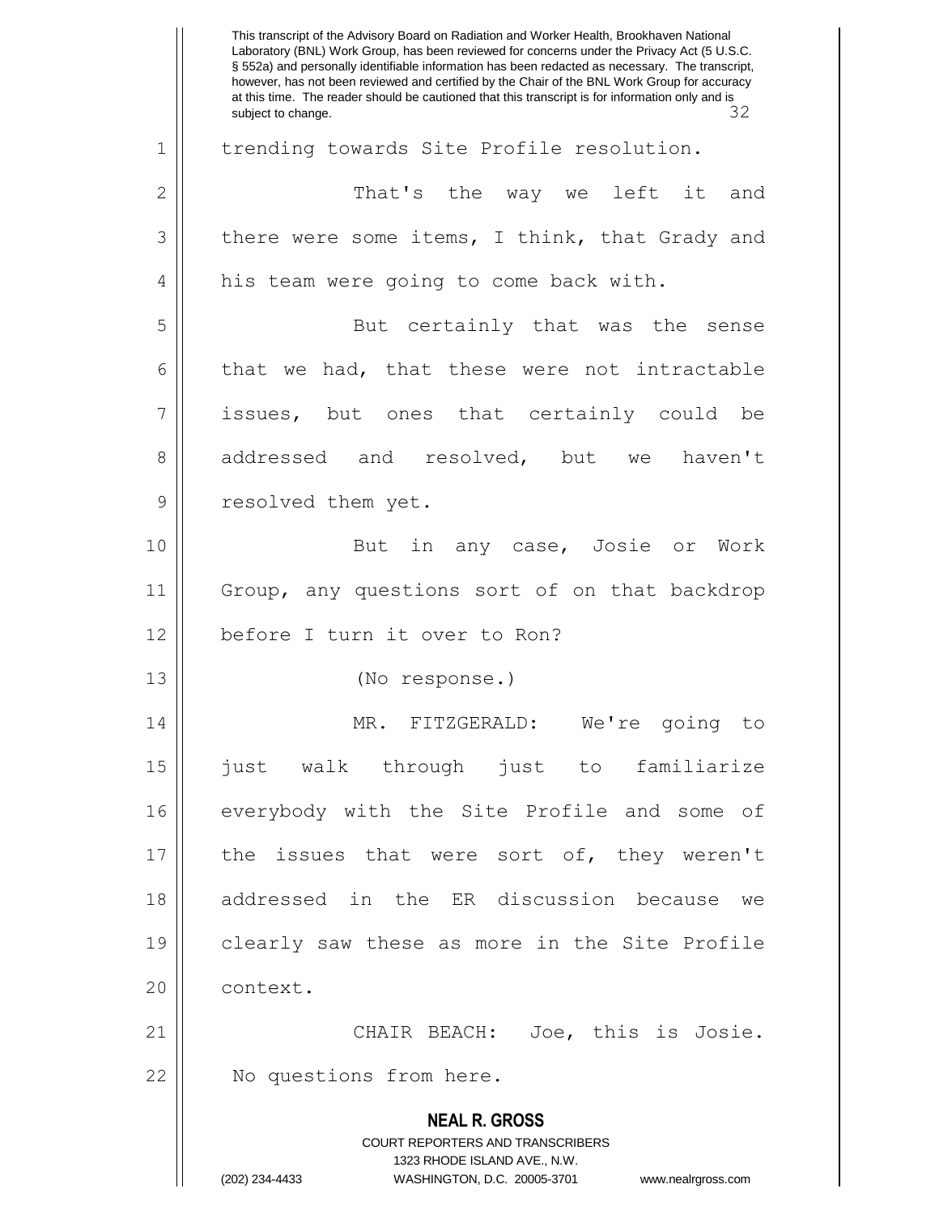trending towards Site Profile resolution.

That's the way we left it and there were some items, I think, that Grady and his team were going to come back with.

But certainly that was the sense that we had, that these were not intractable issues, but ones that certainly could be addressed and resolved, but we haven't resolved them yet.

But in any case, Josie or Work Group, any questions sort of on that backdrop before I turn it over to Ron?

(No response.)

MR. FITZGERALD: We're going to just walk through just to familiarize everybody with the Site Profile and some of the issues that were sort of, they weren't addressed in the ER discussion because we clearly saw these as more in the Site Profile context.

CHAIR BEACH: Joe, this is Josie. No questions from here.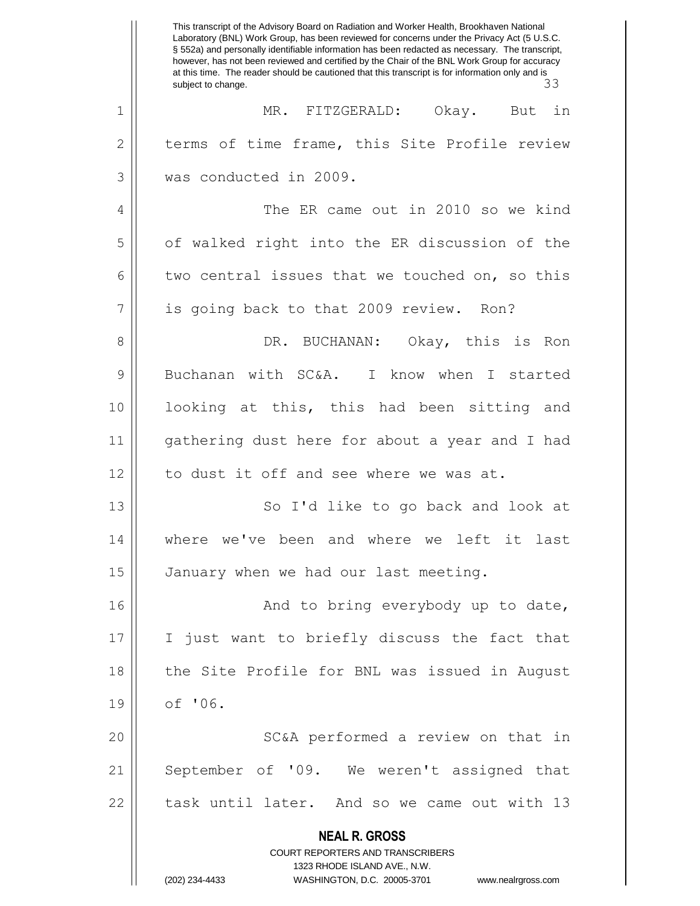MR. FITZGERALD: Okay. But in terms of time frame, this Site Profile review was conducted in 2009.

The ER came out in 2010 so we kind of walked right into the ER discussion of the two central issues that we touched on, so this is going back to that 2009 review. Ron?

DR. BUCHANAN: Okay, this is Ron Buchanan with SC&A. I know when I started looking at this, this had been sitting and gathering dust here for about a year and I had to dust it off and see where we was at.

So I'd like to go back and look at where we've been and where we left it last January when we had our last meeting.

And to bring everybody up to date, I just want to briefly discuss the fact that the Site Profile for BNL was issued in August of '06.

SC&A performed a review on that in September of '09. We weren't assigned that task until later. And so we came out with 13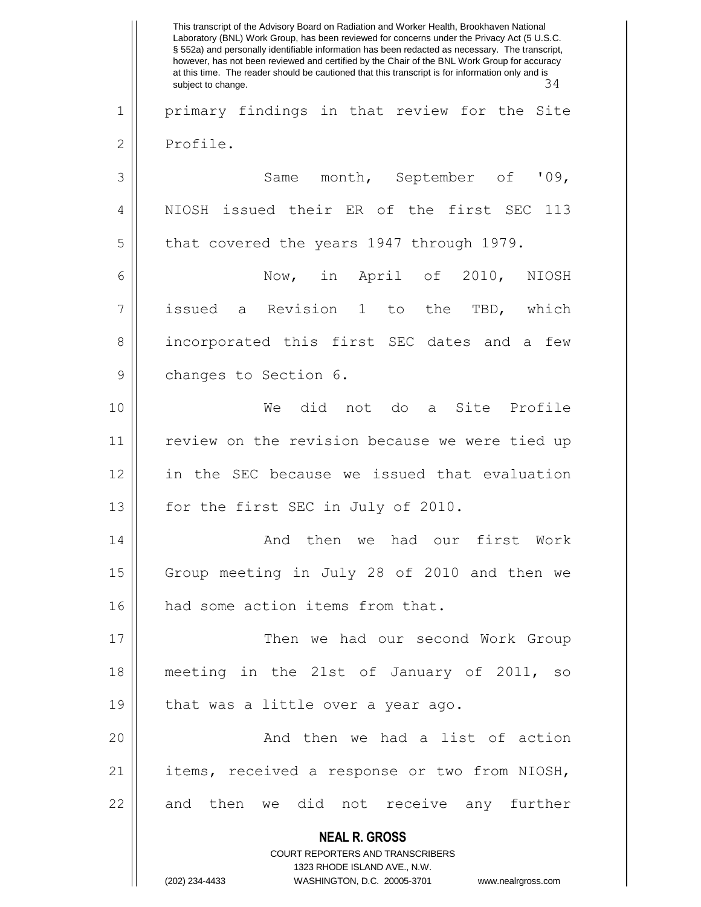primary findings in that review for the Site Profile.

Same month, September of '09, NIOSH issued their ER of the first SEC 113 that covered the years 1947 through 1979.

Now, in April of 2010, NIOSH issued a Revision 1 to the TBD, which incorporated this first SEC dates and a few changes to Section 6.

We did not do a Site Profile review on the revision because we were tied up in the SEC because we issued that evaluation for the first SEC in July of 2010.

And then we had our first Work Group meeting in July 28 of 2010 and then we had some action items from that.

Then we had our second Work Group meeting in the 21st of January of 2011, so that was a little over a year ago.

And then we had a list of action items, received a response or two from NIOSH, and then we did not receive any further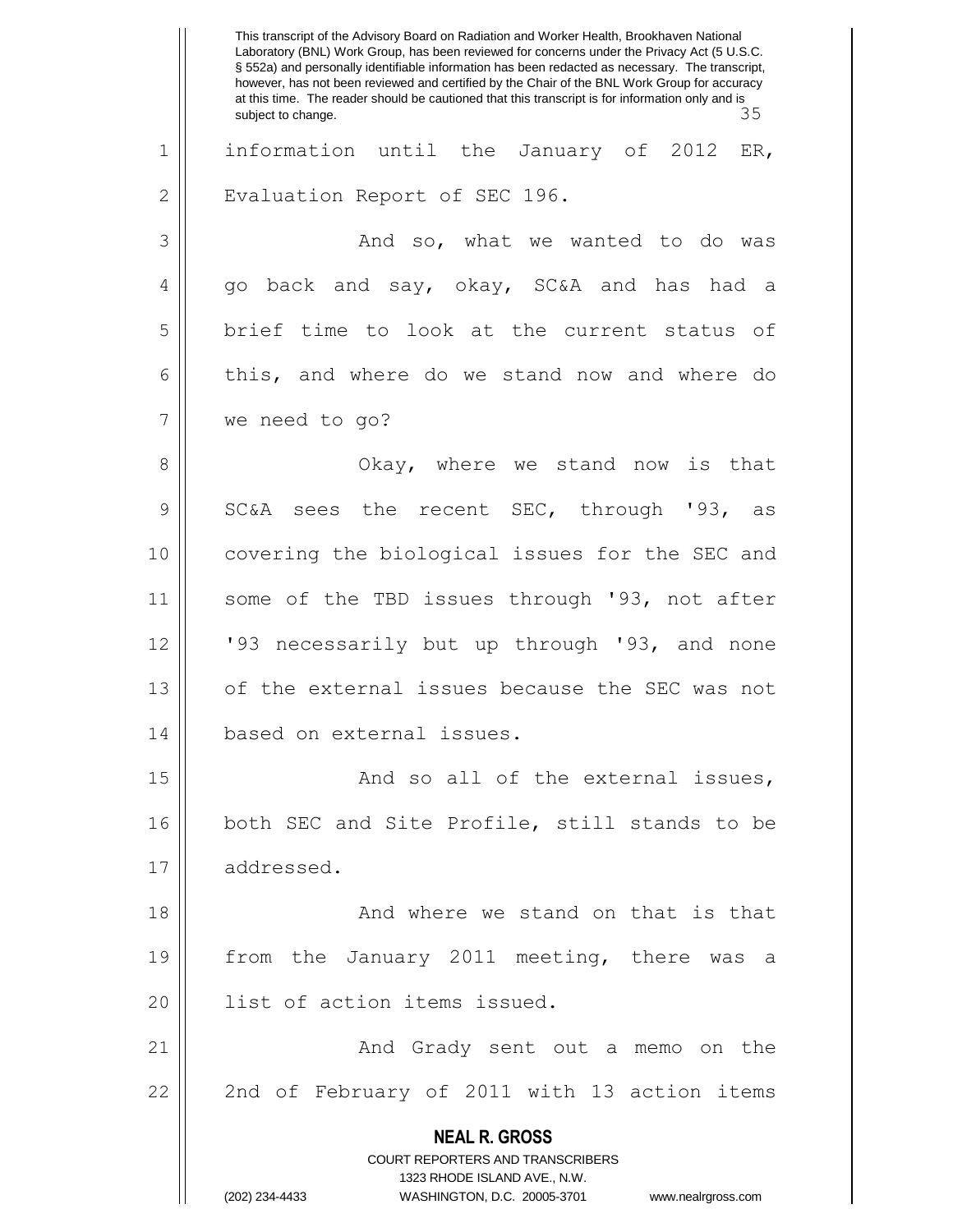information until the January of 2012 ER, Evaluation Report of SEC 196.

And so, what we wanted to do was go back and say, okay, SC&A and has had a brief time to look at the current status of this, and where do we stand now and where do we need to go?

Okay, where we stand now is that SC&A sees the recent SEC, through '93, as covering the biological issues for the SEC and some of the TBD issues through '93, not after '93 necessarily but up through '93, and none of the external issues because the SEC was not based on external issues.

And so all of the external issues, both SEC and Site Profile, still stands to be addressed.

And where we stand on that is that from the January 2011 meeting, there was a list of action items issued.

And Grady sent out a memo on the 2nd of February of 2011 with 13 action items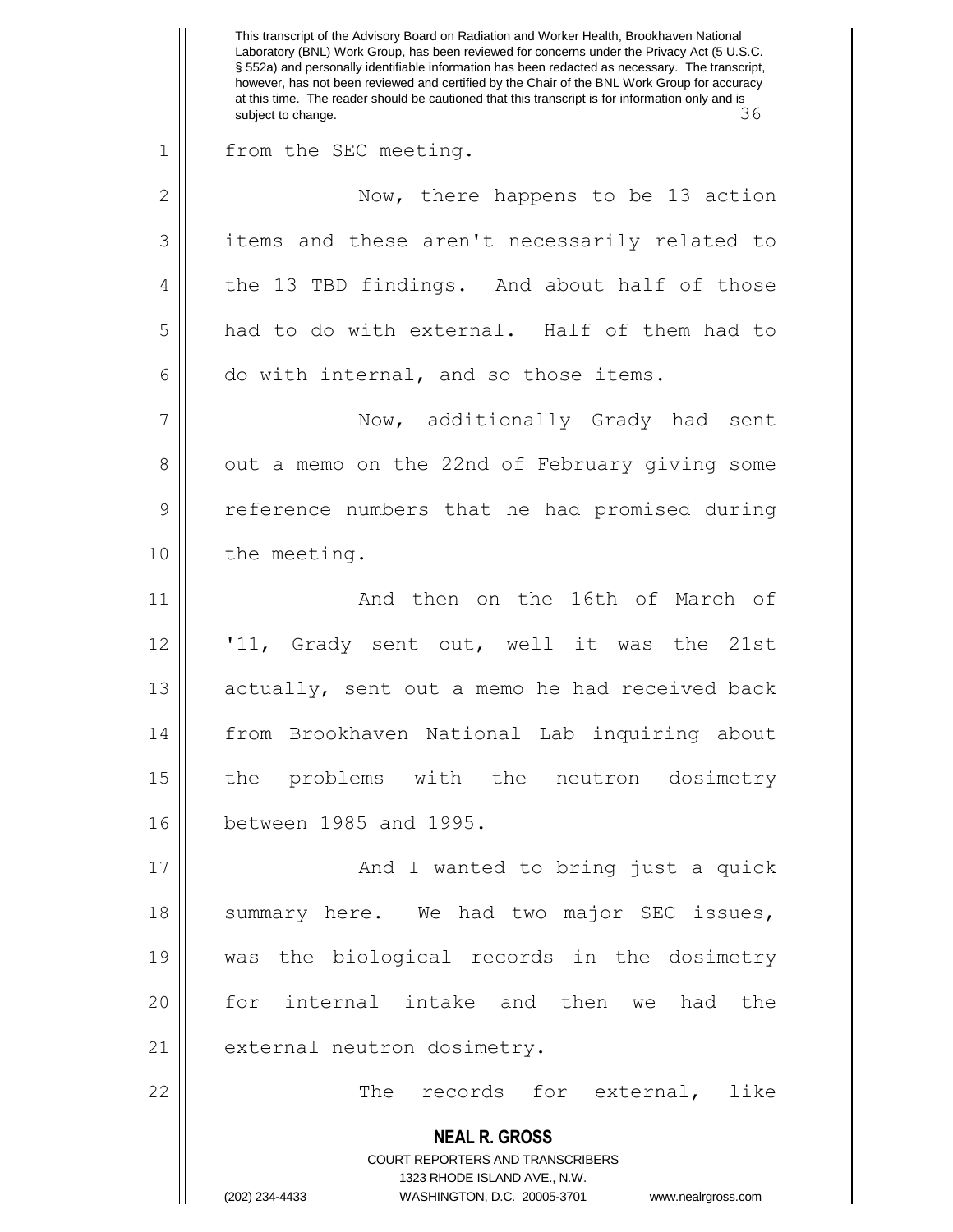from the SEC meeting.

Now, there happens to be 13 action items and these aren't necessarily related to the 13 TBD findings. And about half of those had to do with external. Half of them had to do with internal, and so those items.

Now, additionally Grady had sent out a memo on the 22nd of February giving some reference numbers that he had promised during the meeting.

And then on the 16th of March of '11, Grady sent out, well it was the 21st actually, sent out a memo he had received back from Brookhaven National Lab inquiring about the problems with the neutron dosimetry between 1985 and 1995.

And I wanted to bring just a quick summary here. We had two major SEC issues, was the biological records in the dosimetry for internal intake and then we had the external neutron dosimetry.

The records for external, like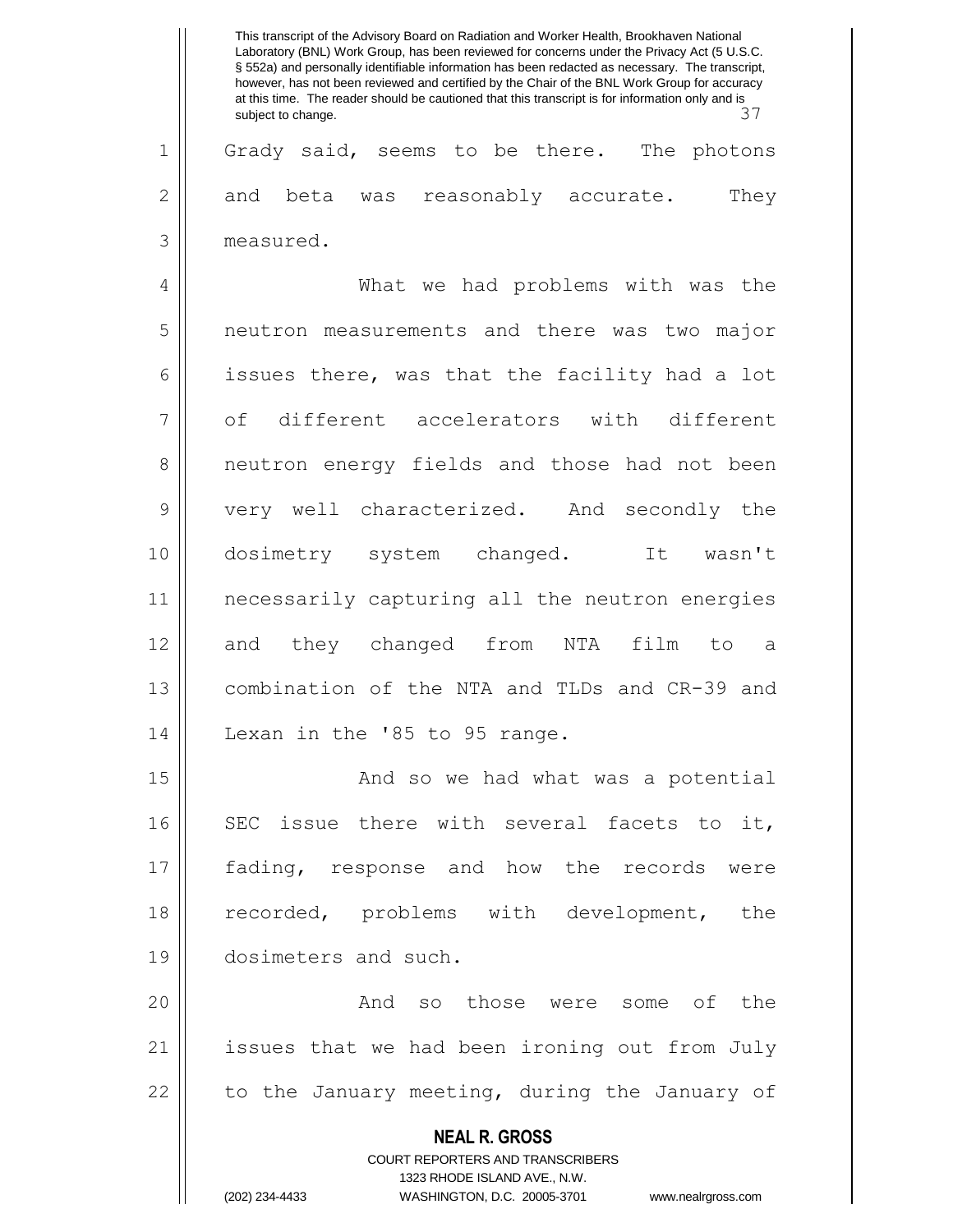Grady said, seems to be there. The photons and beta was reasonably accurate. They measured.

What we had problems with was the neutron measurements and there was two major issues there, was that the facility had a lot of different accelerators with different neutron energy fields and those had not been very well characterized. And secondly the dosimetry system changed. It wasn't necessarily capturing all the neutron energies and they changed from NTA film to a combination of the NTA and TLDs and CR-39 and Lexan in the '85 to 95 range.

And so we had what was a potential SEC issue there with several facets to it, fading, response and how the records were recorded, problems with development, the dosimeters and such.

And so those were some of the issues that we had been ironing out from July to the January meeting, during the January of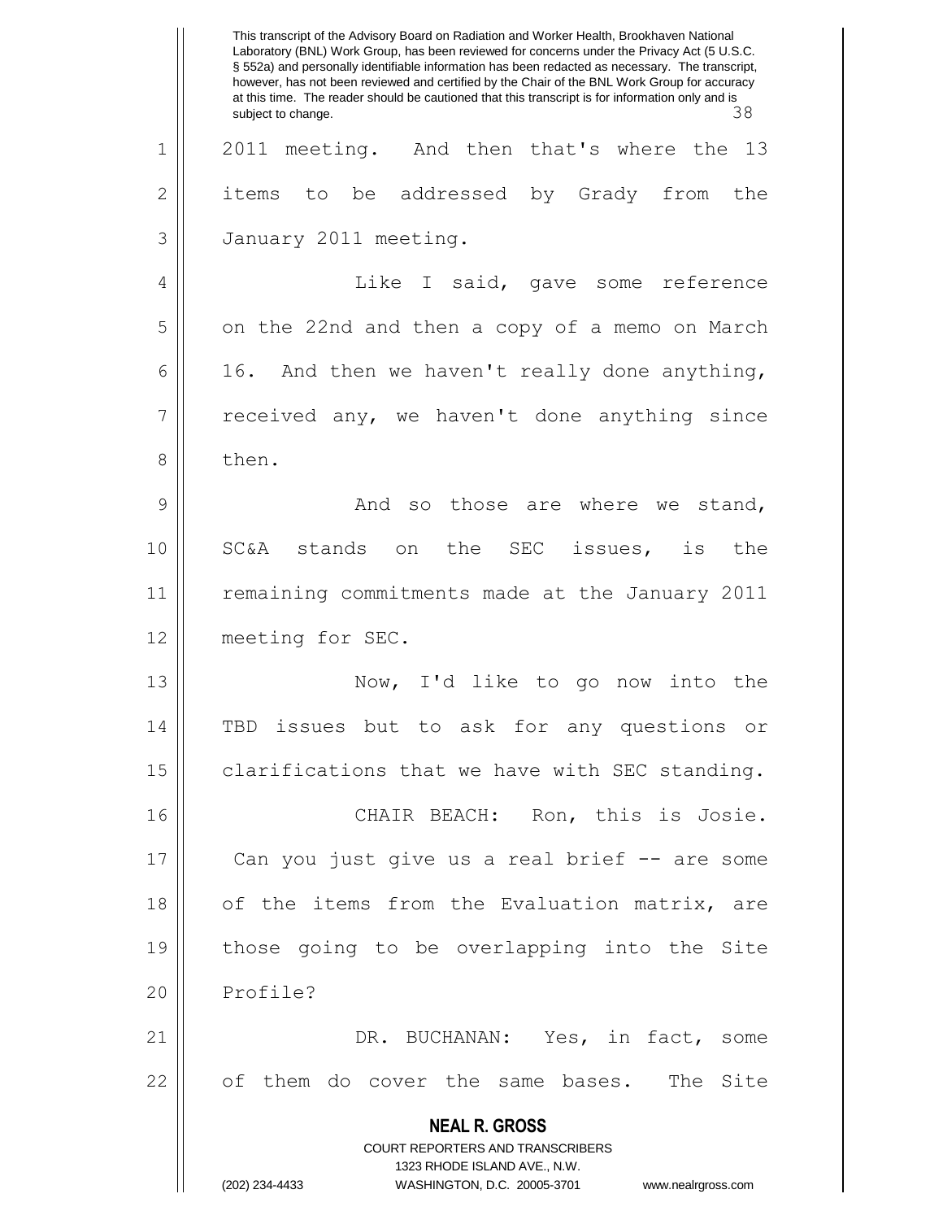2011 meeting. And then that's where the 13 items to be addressed by Grady from the January 2011 meeting.

Like I said, gave some reference on the 22nd and then a copy of a memo on March 16. And then we haven't really done anything, received any, we haven't done anything since then.

And so those are where we stand, SC&A stands on the SEC issues, is the remaining commitments made at the January 2011 meeting for SEC.

Now, I'd like to go now into the TBD issues but to ask for any questions or clarifications that we have with SEC standing.

CHAIR BEACH: Ron, this is Josie. Can you just give us a real brief -- are some of the items from the Evaluation matrix, are those going to be overlapping into the Site Profile?

DR. BUCHANAN: Yes, in fact, some of them do cover the same bases. The Site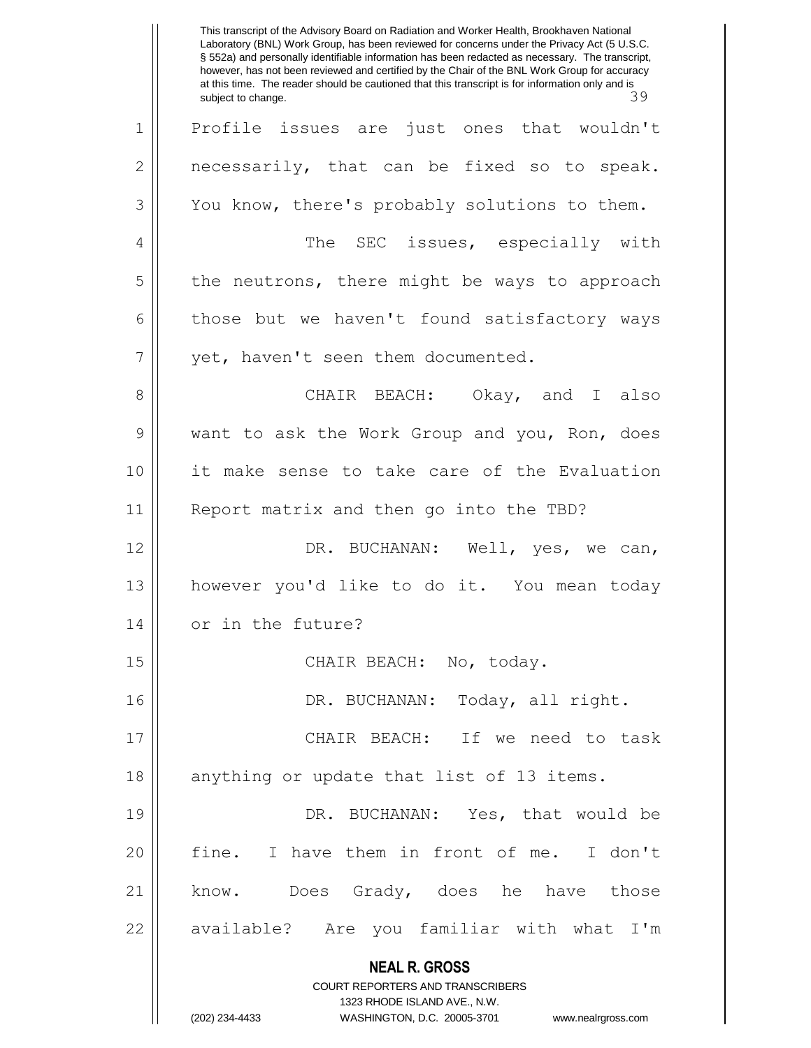Profile issues are just ones that wouldn't necessarily, that can be fixed so to speak. You know, there's probably solutions to them.

The SEC issues, especially with the neutrons, there might be ways to approach those but we haven't found satisfactory ways yet, haven't seen them documented.

CHAIR BEACH: Okay, and I also want to ask the Work Group and you, Ron, does it make sense to take care of the Evaluation Report matrix and then go into the TBD?

DR. BUCHANAN: Well, yes, we can, however you'd like to do it. You mean today or in the future?

CHAIR BEACH: No, today.

DR. BUCHANAN: Today, all right.

CHAIR BEACH: If we need to task anything or update that list of 13 items.

DR. BUCHANAN: Yes, that would be fine. I have them in front of me. I don't know. Does Grady, does he have those available? Are you familiar with what I'm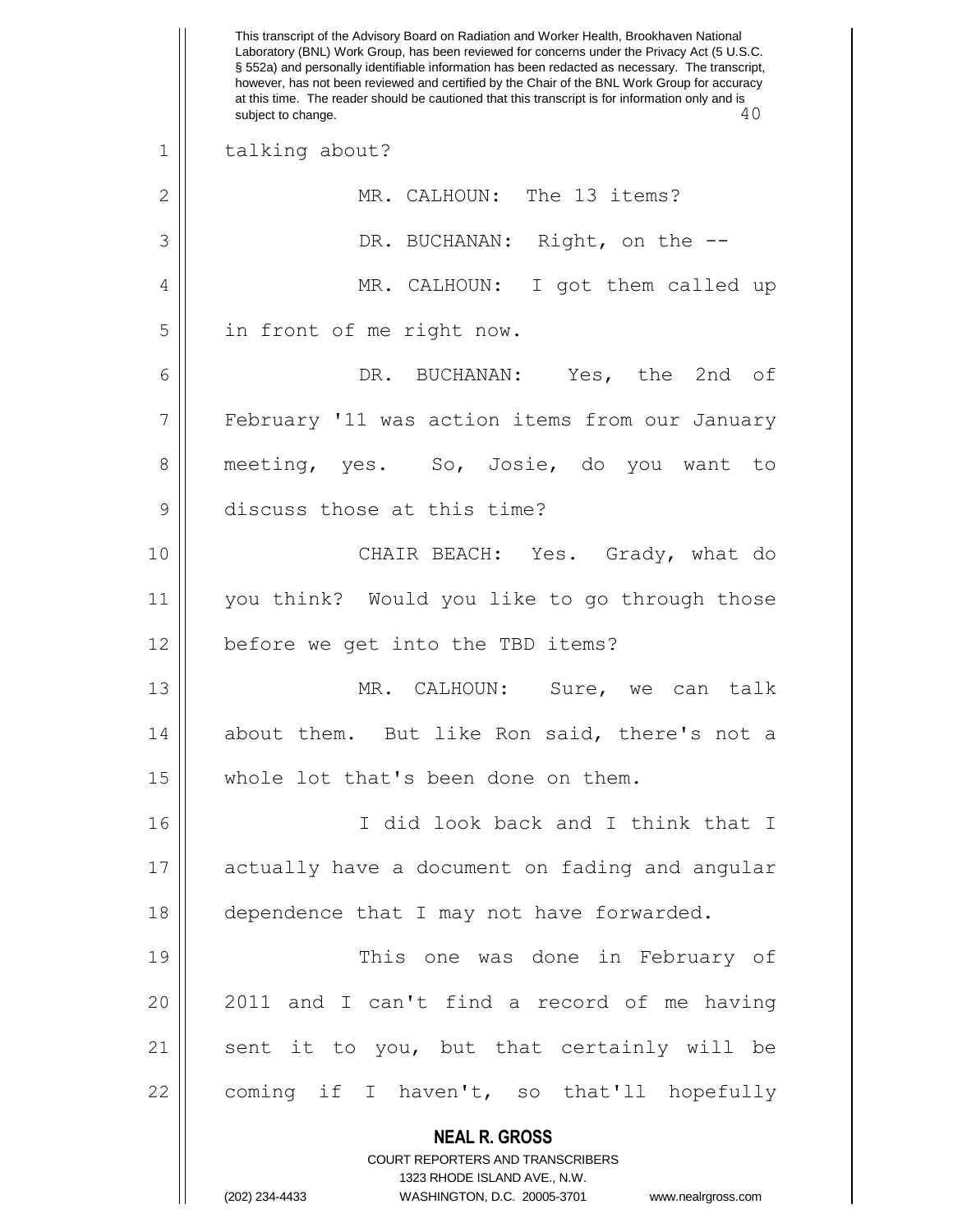talking about?

MR. CALHOUN: The 13 items?

DR. BUCHANAN: Right, on the --

MR. CALHOUN: I got them called up in front of me right now.

DR. BUCHANAN: Yes, the 2nd of February '11 was action items from our January meeting, yes. So, Josie, do you want to discuss those at this time?

CHAIR BEACH: Yes. Grady, what do you think? Would you like to go through those before we get into the TBD items?

MR. CALHOUN: Sure, we can talk about them. But like Ron said, there's not a whole lot that's been done on them.

I did look back and I think that I actually have a document on fading and angular dependence that I may not have forwarded.

This one was done in February of 2011 and I can't find a record of me having sent it to you, but that certainly will be coming if I haven't, so that'll hopefully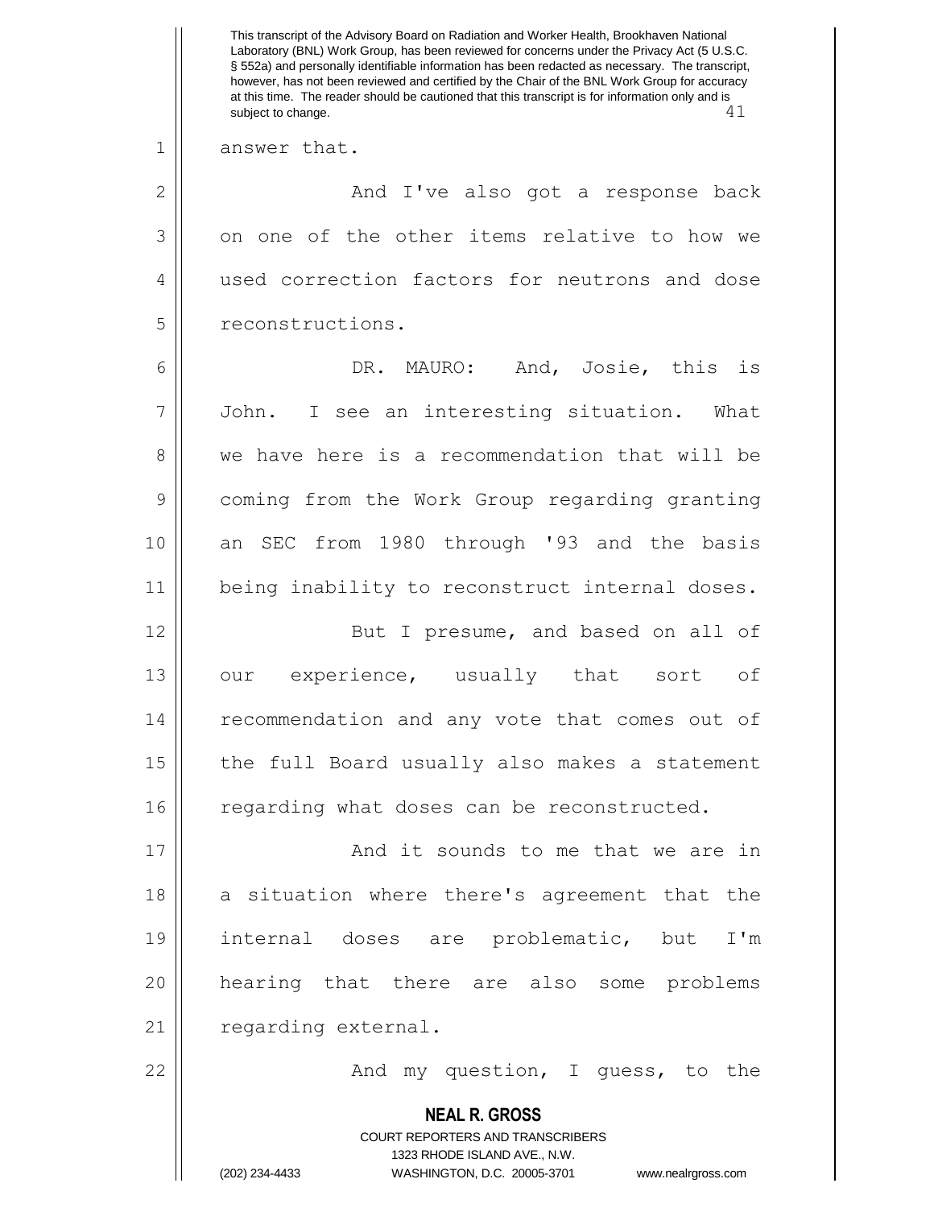answer that.

And I've also got a response back on one of the other items relative to how we used correction factors for neutrons and dose reconstructions.

DR. MAURO: And, Josie, this is John. I see an interesting situation. What we have here is a recommendation that will be coming from the Work Group regarding granting an SEC from 1980 through '93 and the basis being inability to reconstruct internal doses.

But I presume, and based on all of our experience, usually that sort of recommendation and any vote that comes out of the full Board usually also makes a statement regarding what doses can be reconstructed.

And it sounds to me that we are in a situation where there's agreement that the internal doses are problematic, but I'm hearing that there are also some problems regarding external.

And my question, I guess, to the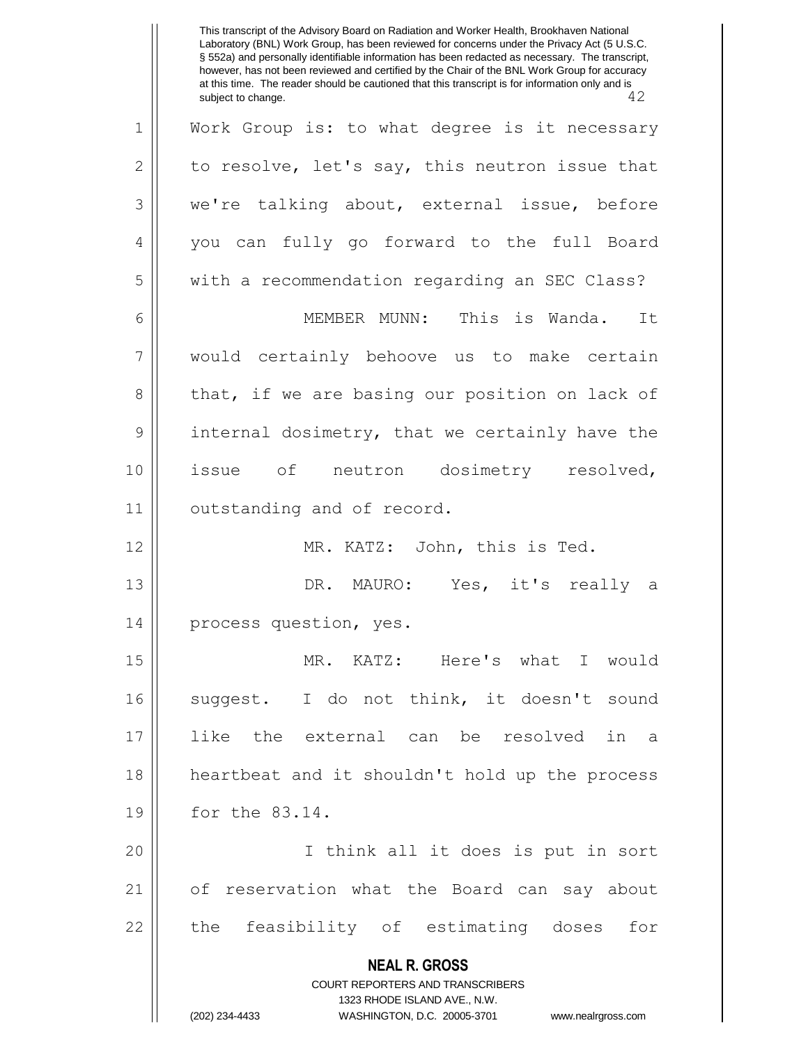Work Group is: to what degree is it necessary to resolve, let's say, this neutron issue that we're talking about, external issue, before you can fully go forward to the full Board with a recommendation regarding an SEC Class?

MEMBER MUNN: This is Wanda. It would certainly behoove us to make certain that, if we are basing our position on lack of internal dosimetry, that we certainly have the issue of neutron dosimetry resolved, outstanding and of record.

MR. KATZ: John, this is Ted.

DR. MAURO: Yes, it's really a process question, yes.

MR. KATZ: Here's what I would suggest. I do not think, it doesn't sound like the external can be resolved in a heartbeat and it shouldn't hold up the process for the 83.14.

I think all it does is put in sort of reservation what the Board can say about the feasibility of estimating doses for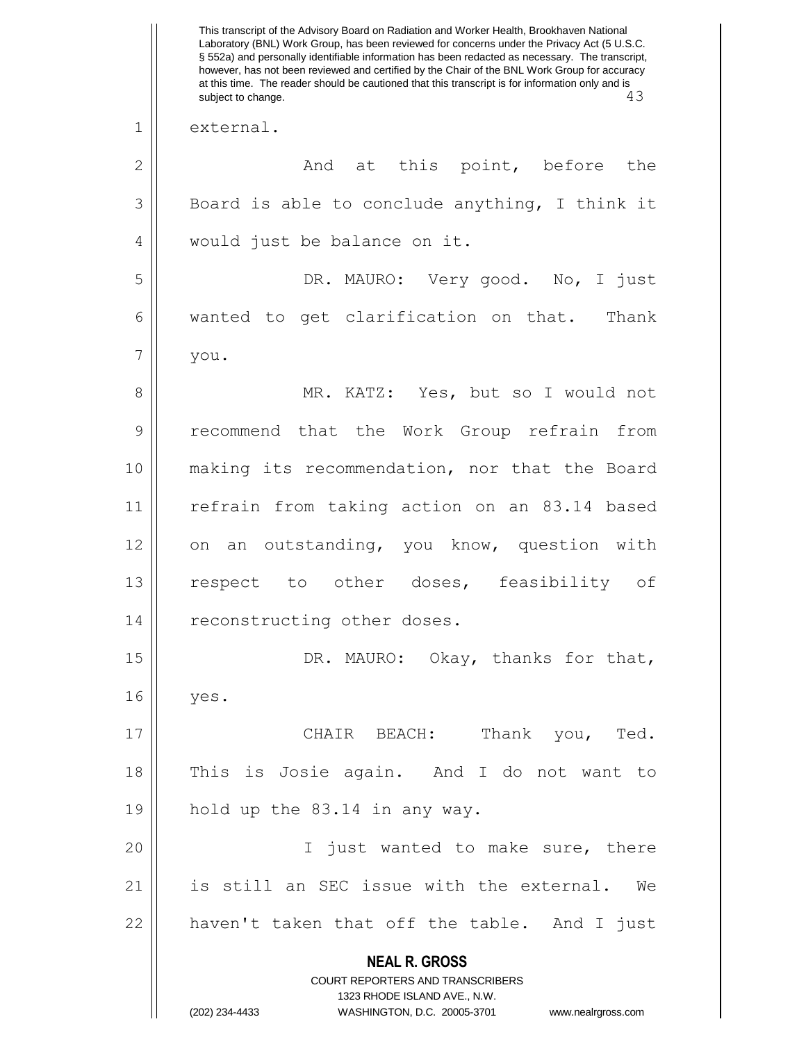external.

And at this point, before the Board is able to conclude anything, I think it would just be balance on it.

DR. MAURO: Very good. No, I just wanted to get clarification on that. Thank you.

MR. KATZ: Yes, but so I would not recommend that the Work Group refrain from making its recommendation, nor that the Board refrain from taking action on an 83.14 based on an outstanding, you know, question with respect to other doses, feasibility of reconstructing other doses.

DR. MAURO: Okay, thanks for that, yes.

CHAIR BEACH: Thank you, Ted. This is Josie again. And I do not want to hold up the 83.14 in any way.

I just wanted to make sure, there is still an SEC issue with the external. We haven't taken that off the table. And I just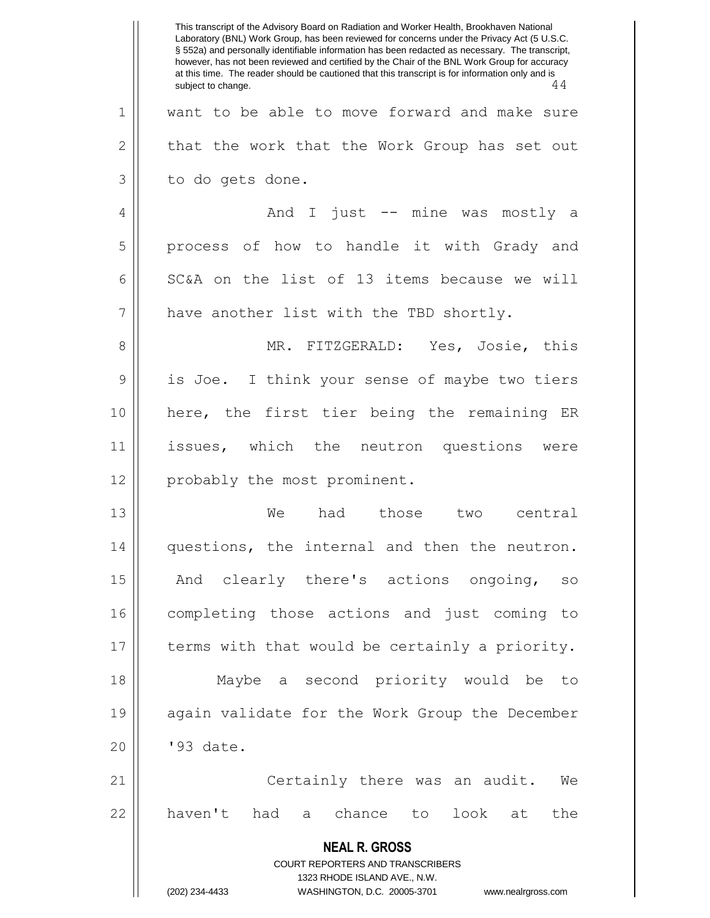want to be able to move forward and make sure that the work that the Work Group has set out to do gets done.

And I just -- mine was mostly a process of how to handle it with Grady and SC&A on the list of 13 items because we will have another list with the TBD shortly.

MR. FITZGERALD: Yes, Josie, this is Joe. I think your sense of maybe two tiers here, the first tier being the remaining ER issues, which the neutron questions were probably the most prominent.

We had those two central questions, the internal and then the neutron. And clearly there's actions ongoing, so completing those actions and just coming to terms with that would be certainly a priority. Maybe a second priority would be to again validate for the Work Group the December '93 date.

Certainly there was an audit. We haven't had a chance to look at the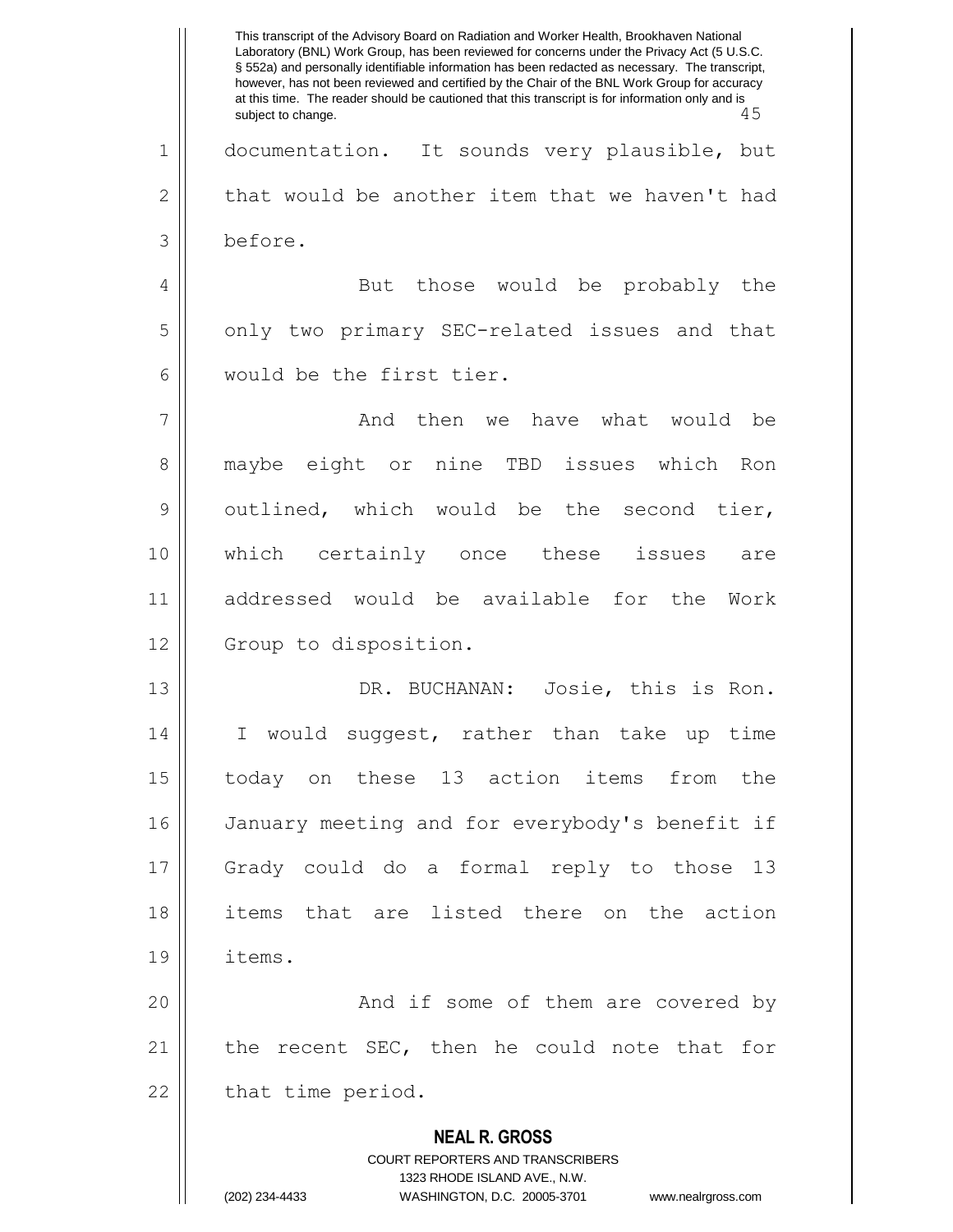documentation. It sounds very plausible, but that would be another item that we haven't had before.

But those would be probably the only two primary SEC-related issues and that would be the first tier.

And then we have what would be maybe eight or nine TBD issues which Ron outlined, which would be the second tier, which certainly once these issues are addressed would be available for the Work Group to disposition.

DR. BUCHANAN: Josie, this is Ron. I would suggest, rather than take up time today on these 13 action items from the January meeting and for everybody's benefit if Grady could do a formal reply to those 13 items that are listed there on the action items.

And if some of them are covered by the recent SEC, then he could note that for that time period.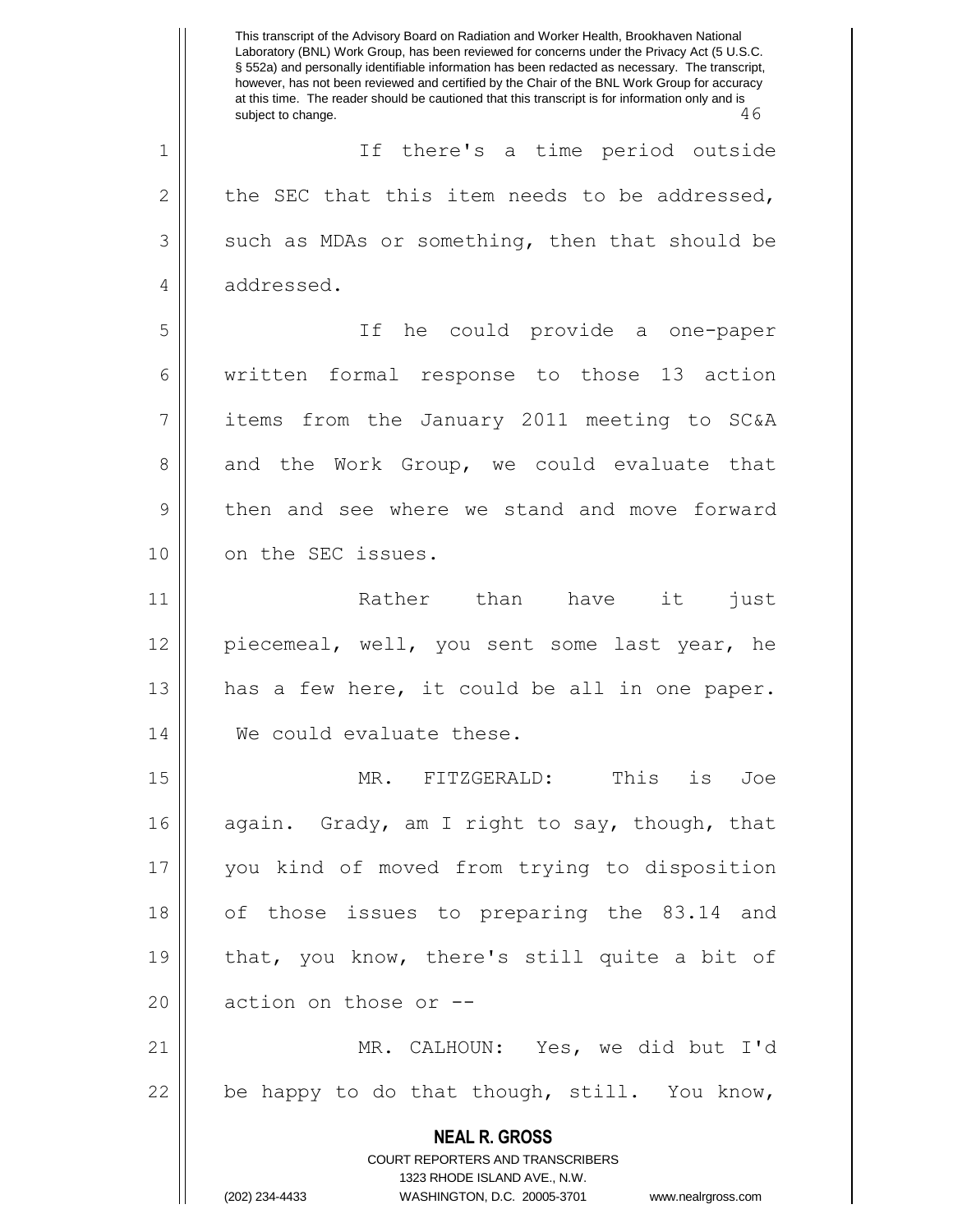If there's a time period outside the SEC that this item needs to be addressed, such as MDAs or something, then that should be addressed.

If he could provide a one-paper written formal response to those 13 action items from the January 2011 meeting to SC&A and the Work Group, we could evaluate that then and see where we stand and move forward on the SEC issues.

Rather than have it just piecemeal, well, you sent some last year, he has a few here, it could be all in one paper. We could evaluate these.

MR. FITZGERALD: This is Joe again. Grady, am I right to say, though, that you kind of moved from trying to disposition of those issues to preparing the 83.14 and that, you know, there's still quite a bit of action on those or --

MR. CALHOUN: Yes, we did but I'd be happy to do that though, still. You know,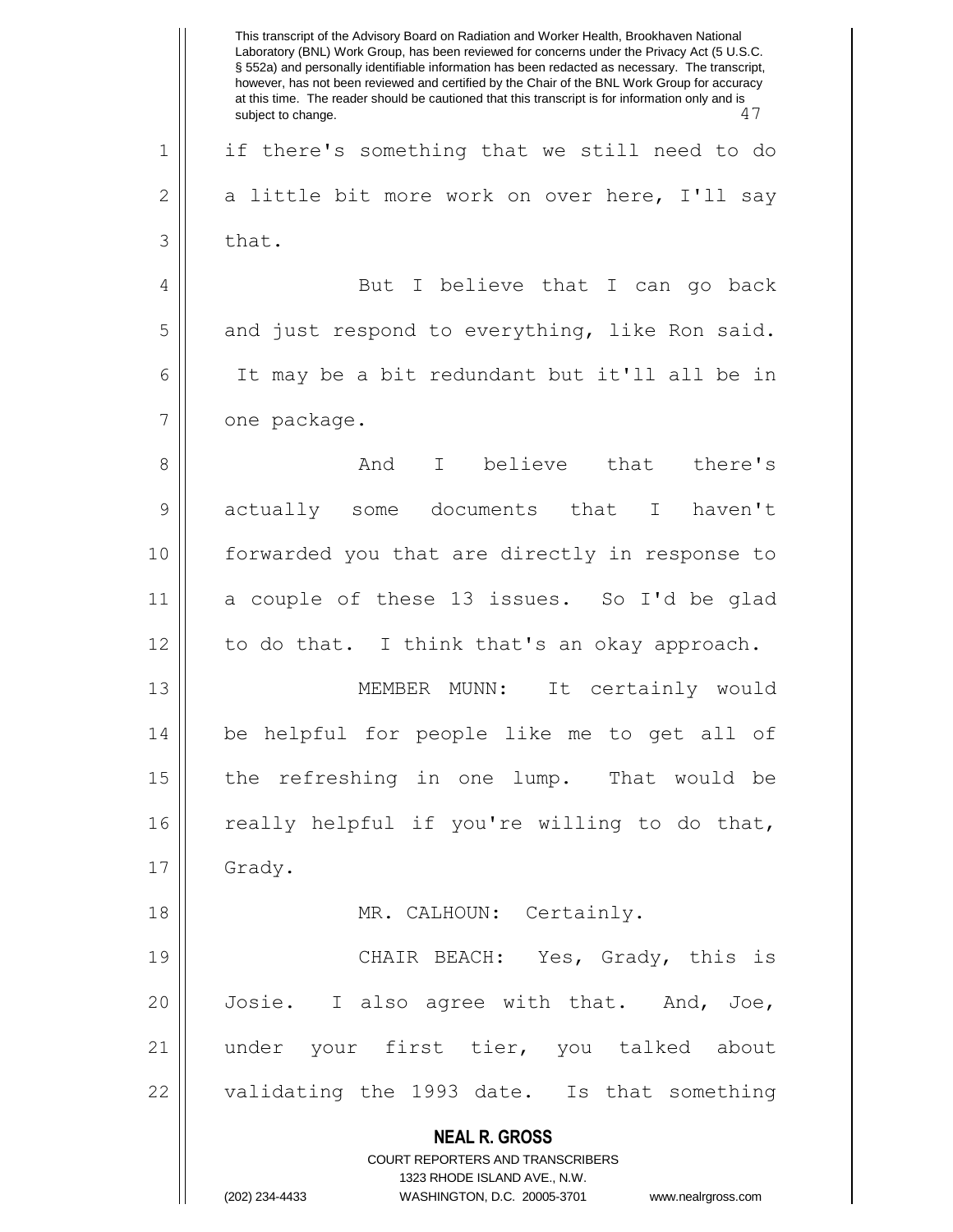if there's something that we still need to do a little bit more work on over here, I'll say that.

But I believe that I can go back and just respond to everything, like Ron said. It may be a bit redundant but it'll all be in one package.

And I believe that there's actually some documents that I haven't forwarded you that are directly in response to a couple of these 13 issues. So I'd be glad to do that. I think that's an okay approach.

MEMBER MUNN: It certainly would be helpful for people like me to get all of the refreshing in one lump. That would be really helpful if you're willing to do that, Grady.

MR. CALHOUN: Certainly.

CHAIR BEACH: Yes, Grady, this is Josie. I also agree with that. And, Joe, under your first tier, you talked about validating the 1993 date. Is that something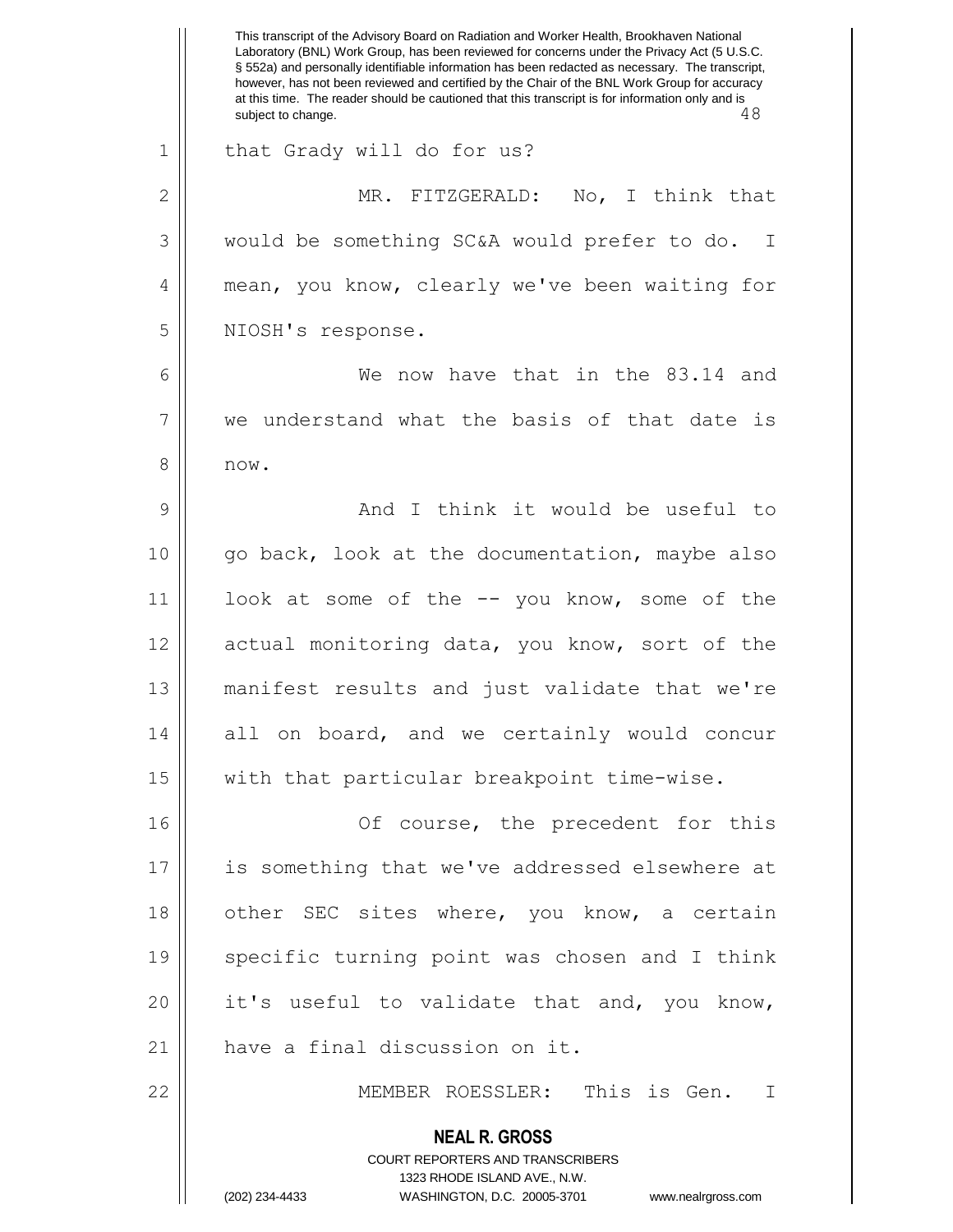that Grady will do for us?

MR. FITZGERALD: No, I think that would be something SC&A would prefer to do. I mean, you know, clearly we've been waiting for NIOSH's response.

We now have that in the 83.14 and we understand what the basis of that date is now.

And I think it would be useful to go back, look at the documentation, maybe also look at some of the -- you know, some of the actual monitoring data, you know, sort of the manifest results and just validate that we're all on board, and we certainly would concur with that particular breakpoint time-wise.

Of course, the precedent for this is something that we've addressed elsewhere at other SEC sites where, you know, a certain specific turning point was chosen and I think it's useful to validate that and, you know, have a final discussion on it.

MEMBER ROESSLER: This is Gen. I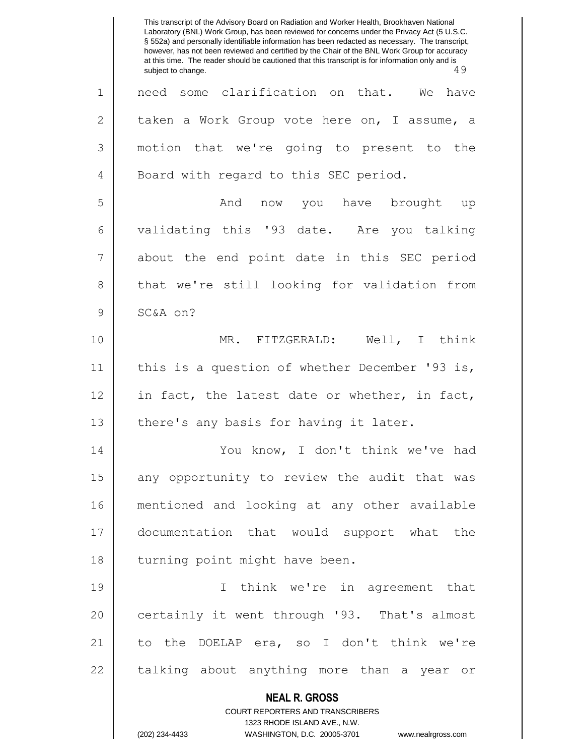need some clarification on that. We have taken a Work Group vote here on, I assume, a motion that we're going to present to the Board with regard to this SEC period.

And now you have brought up validating this '93 date. Are you talking about the end point date in this SEC period that we're still looking for validation from SC&A on?

MR. FITZGERALD: Well, I think this is a question of whether December '93 is, in fact, the latest date or whether, in fact, there's any basis for having it later.

You know, I don't think we've had any opportunity to review the audit that was mentioned and looking at any other available documentation that would support what the turning point might have been.

I think we're in agreement that certainly it went through '93. That's almost to the DOELAP era, so I don't think we're talking about anything more than a year or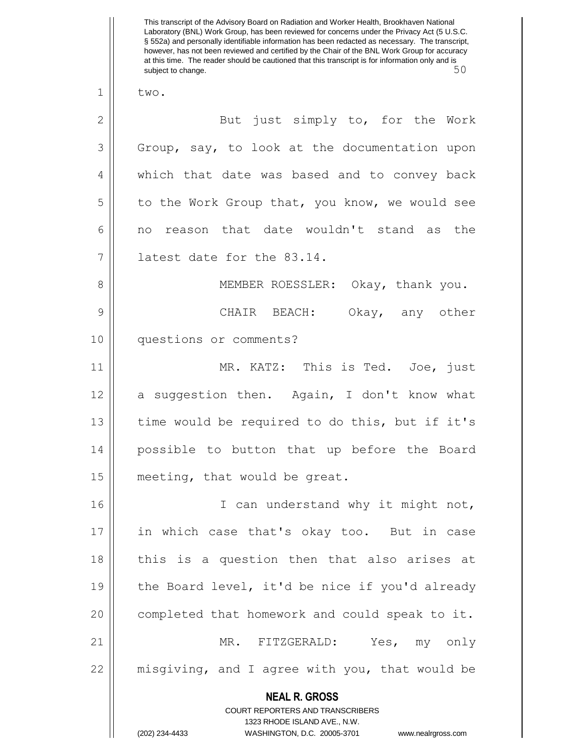two.

But just simply to, for the Work Group, say, to look at the documentation upon which that date was based and to convey back to the Work Group that, you know, we would see no reason that date wouldn't stand as the latest date for the 83.14.

MEMBER ROESSLER: Okay, thank you.

CHAIR BEACH: Okay, any other questions or comments?

MR. KATZ: This is Ted. Joe, just a suggestion then. Again, I don't know what time would be required to do this, but if it's possible to button that up before the Board meeting, that would be great.

I can understand why it might not, in which case that's okay too. But in case this is a question then that also arises at the Board level, it'd be nice if you'd already completed that homework and could speak to it.

MR. FITZGERALD: Yes, my only misgiving, and I agree with you, that would be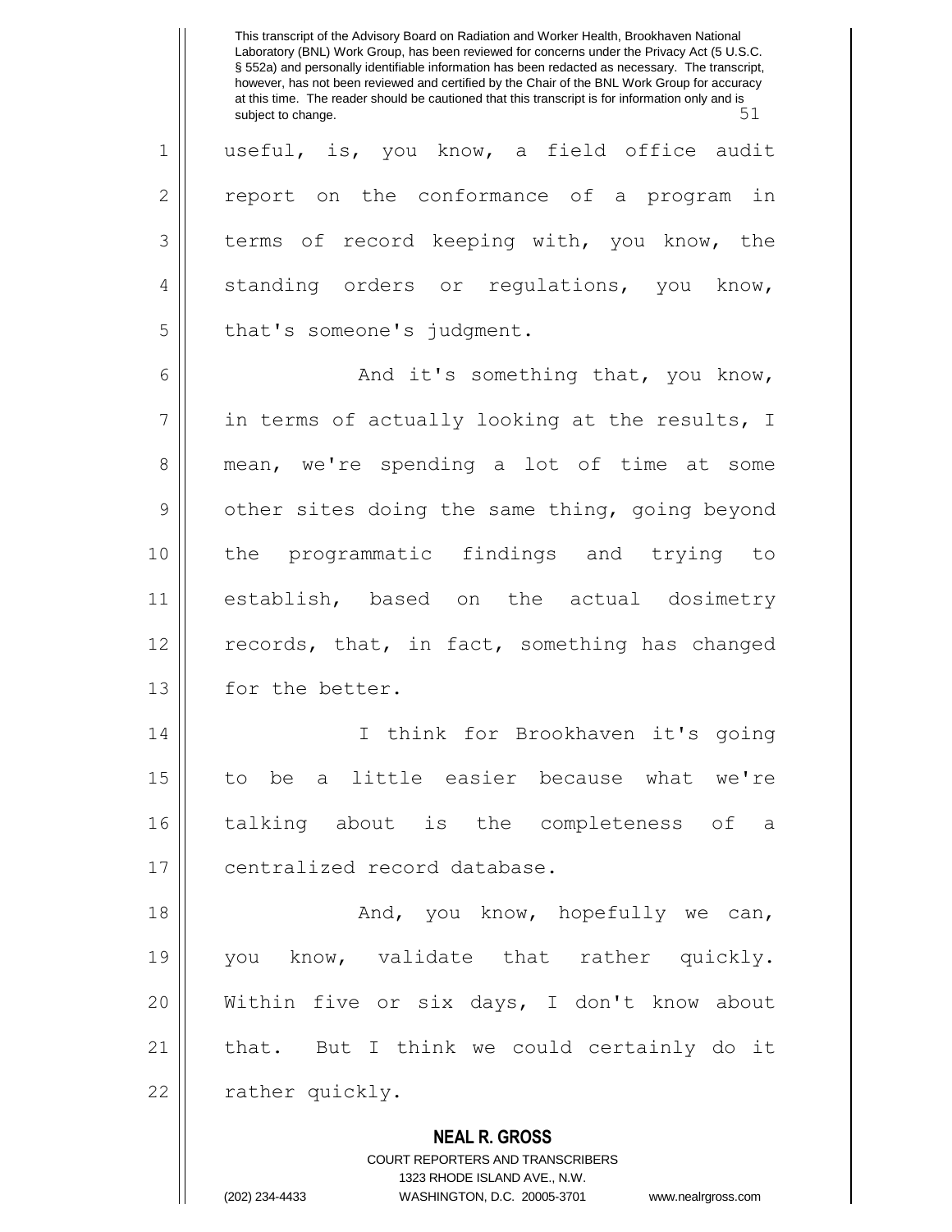useful, is, you know, a field office audit report on the conformance of a program in terms of record keeping with, you know, the standing orders or regulations, you know, that's someone's judgment.

And it's something that, you know, in terms of actually looking at the results, I mean, we're spending a lot of time at some other sites doing the same thing, going beyond the programmatic findings and trying to establish, based on the actual dosimetry records, that, in fact, something has changed for the better.

I think for Brookhaven it's going to be a little easier because what we're talking about is the completeness of a centralized record database.

And, you know, hopefully we can, you know, validate that rather quickly. Within five or six days, I don't know about that. But I think we could certainly do it rather quickly.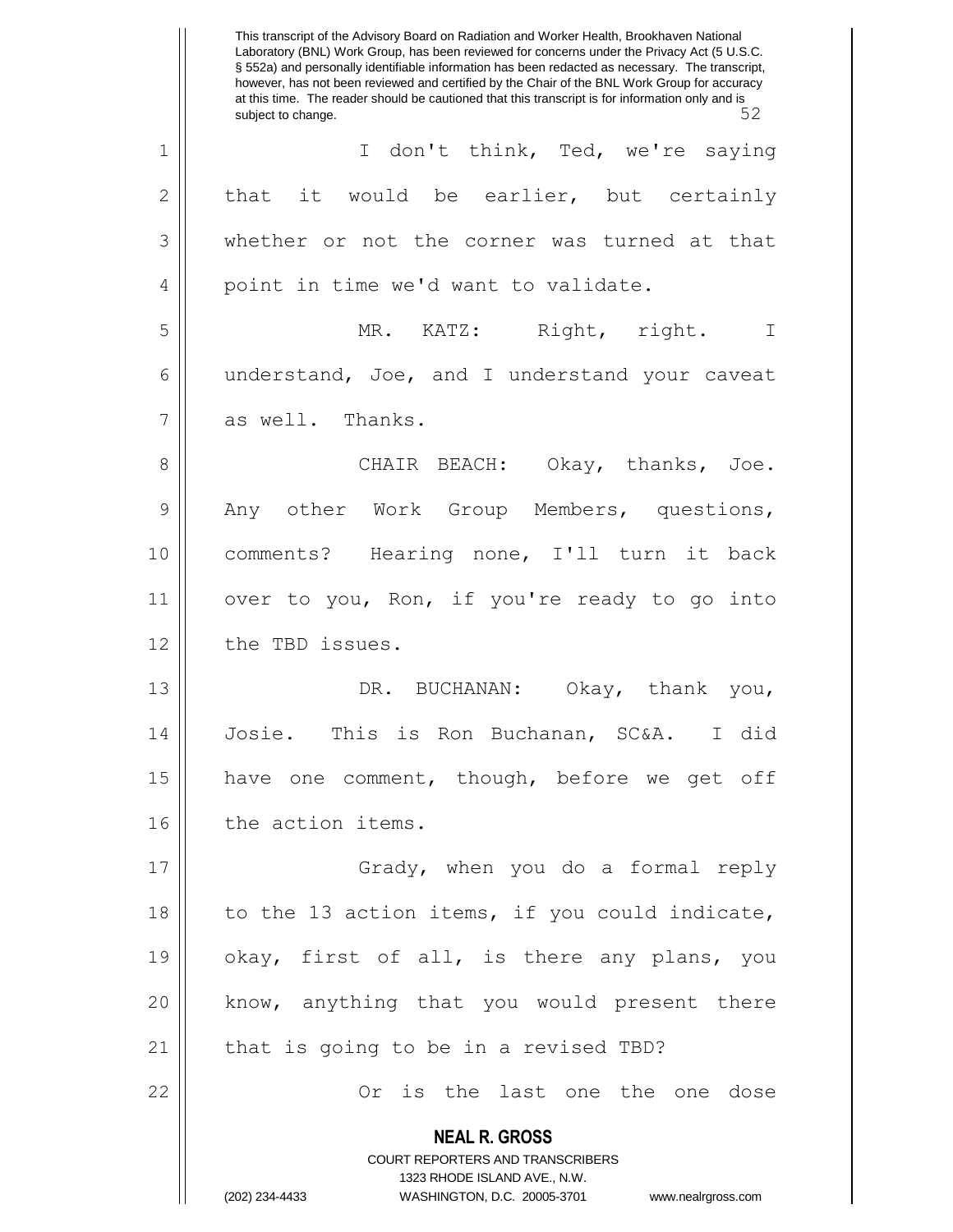I don't think, Ted, we're saying that it would be earlier, but certainly whether or not the corner was turned at that point in time we'd want to validate.

MR. KATZ: Right, right. I understand, Joe, and I understand your caveat as well. Thanks.

CHAIR BEACH: Okay, thanks, Joe. Any other Work Group Members, questions, comments? Hearing none, I'll turn it back over to you, Ron, if you're ready to go into the TBD issues.

DR. BUCHANAN: Okay, thank you, Josie. This is Ron Buchanan, SC&A. I did have one comment, though, before we get off the action items.

Grady, when you do a formal reply to the 13 action items, if you could indicate, okay, first of all, is there any plans, you know, anything that you would present there that is going to be in a revised TBD?

Or is the last one the one dose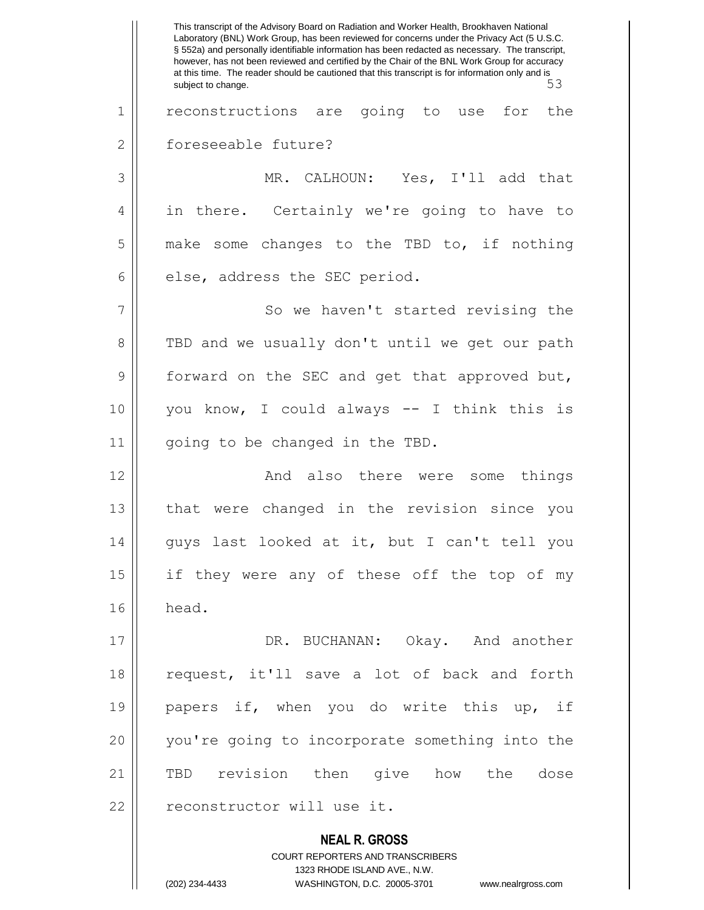reconstructions are going to use for the foreseeable future?

MR. CALHOUN: Yes, I'll add that in there. Certainly we're going to have to make some changes to the TBD to, if nothing else, address the SEC period.

So we haven't started revising the TBD and we usually don't until we get our path forward on the SEC and get that approved but, you know, I could always -- I think this is going to be changed in the TBD.

And also there were some things that were changed in the revision since you guys last looked at it, but I can't tell you if they were any of these off the top of my head.

DR. BUCHANAN: Okay. And another request, it'll save a lot of back and forth papers if, when you do write this up, if you're going to incorporate something into the TBD revision then give how the dose reconstructor will use it.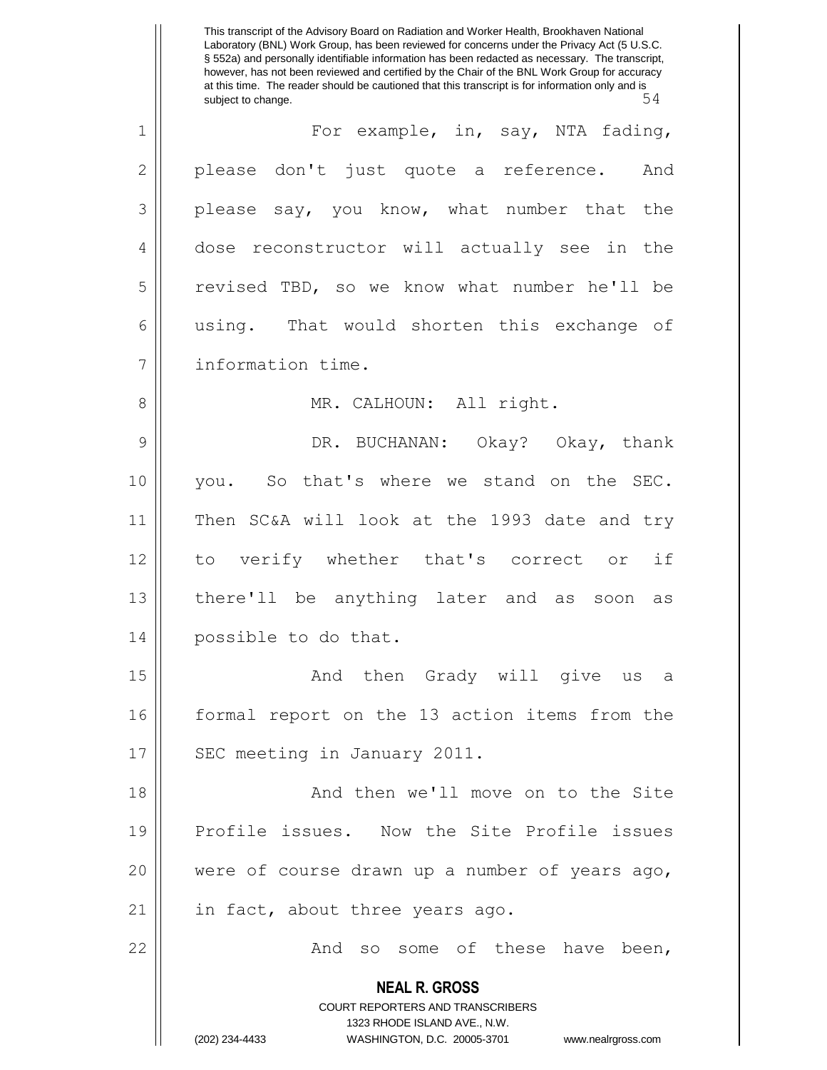This transcript of the Advisory Board on Radiation and Worker Health, Brookhaven National Laboratory (BNL) Work Group, has been reviewed for concerns under the Privacy Act (5 U.S.C. § 552a) and personally identifiable information has been redacted as necessary. The transcript, however, has not been reviewed and certified by the Chair of the BNL Work Group for accuracy at this time. The reader should be cautioned that this transcript is for information only and is subject to change.

For example, in, say, NTA fading, please don't just quote a reference. And please say, you know, what number that the dose reconstructor will actually see in the revised TBD, so we know what number he'll be using. That would shorten this exchange of information time.

MR. CALHOUN: All right.

DR. BUCHANAN: Okay? Okay, thank you. So that's where we stand on the SEC. Then SC&A will look at the 1993 date and try to verify whether that's correct or if there'll be anything later and as soon as possible to do that.

And then Grady will give us a formal report on the 13 action items from the SEC meeting in January 2011.

And then we'll move on to the Site Profile issues. Now the Site Profile issues were of course drawn up a number of years ago, in fact, about three years ago.

And so some of these have been,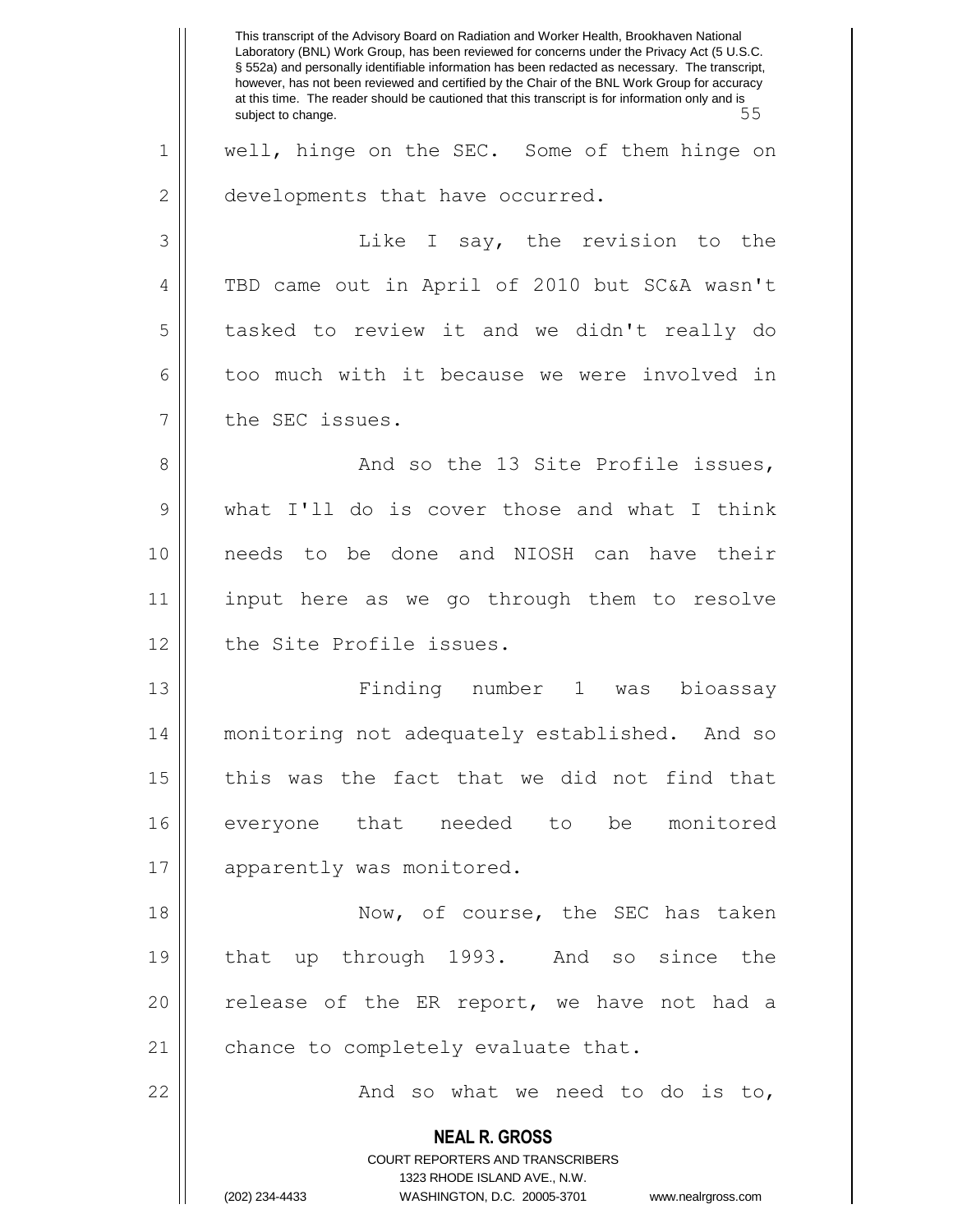well, hinge on the SEC. Some of them hinge on developments that have occurred.

Like I say, the revision to the TBD came out in April of 2010 but SC&A wasn't tasked to review it and we didn't really do too much with it because we were involved in the SEC issues.

And so the 13 Site Profile issues, what I'll do is cover those and what I think needs to be done and NIOSH can have their input here as we go through them to resolve the Site Profile issues.

Finding number 1 was bioassay monitoring not adequately established. And so this was the fact that we did not find that everyone that needed to be monitored apparently was monitored.

Now, of course, the SEC has taken that up through 1993. And so since the release of the ER report, we have not had a chance to completely evaluate that.

And so what we need to do is to,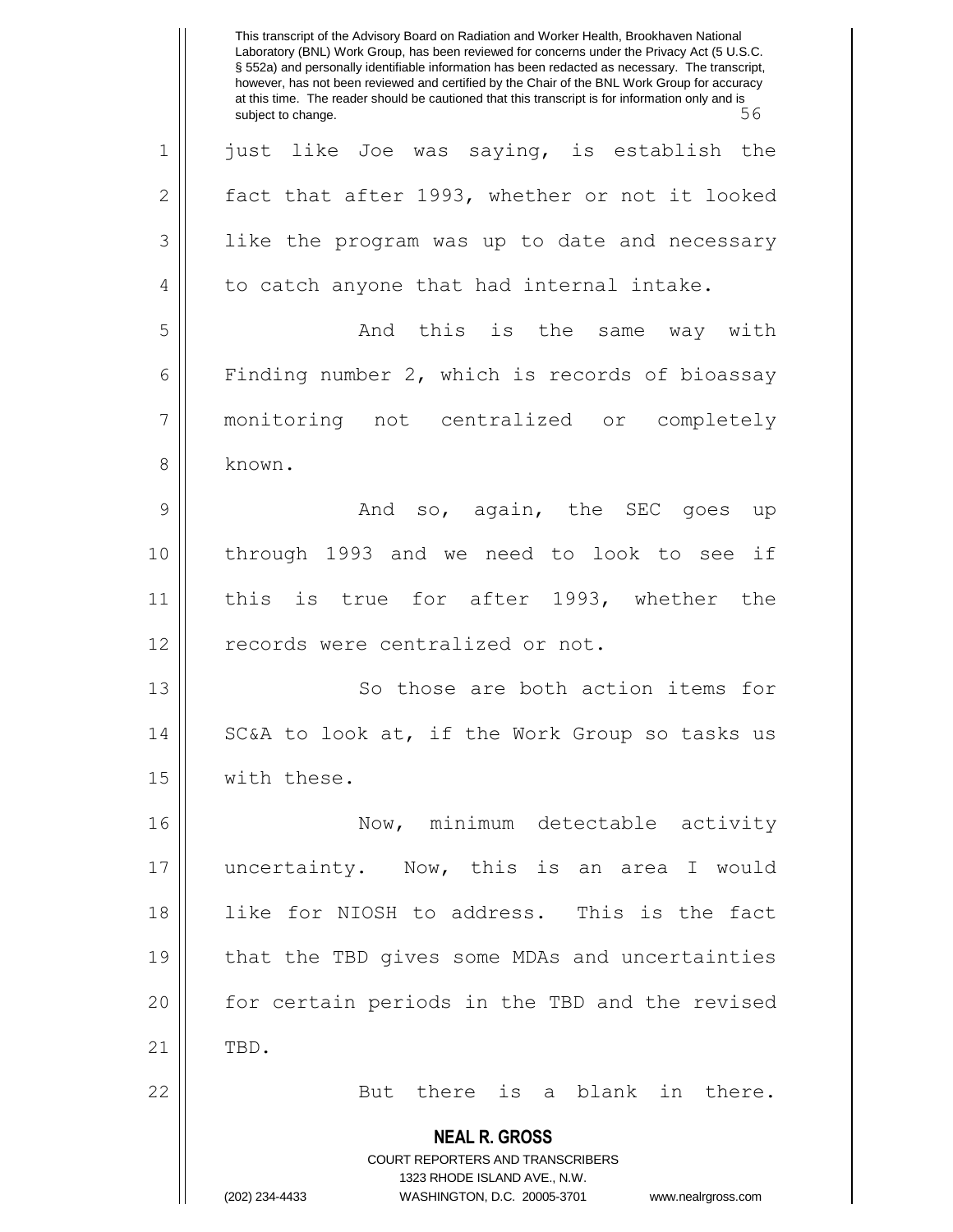just like Joe was saying, is establish the fact that after 1993, whether or not it looked like the program was up to date and necessary to catch anyone that had internal intake.

And this is the same way with Finding number 2, which is records of bioassay monitoring not centralized or completely known.

And so, again, the SEC goes up through 1993 and we need to look to see if this is true for after 1993, whether the records were centralized or not.

So those are both action items for SC&A to look at, if the Work Group so tasks us with these.

Now, minimum detectable activity uncertainty. Now, this is an area I would like for NIOSH to address. This is the fact that the TBD gives some MDAs and uncertainties for certain periods in the TBD and the revised TBD.

But there is a blank in there.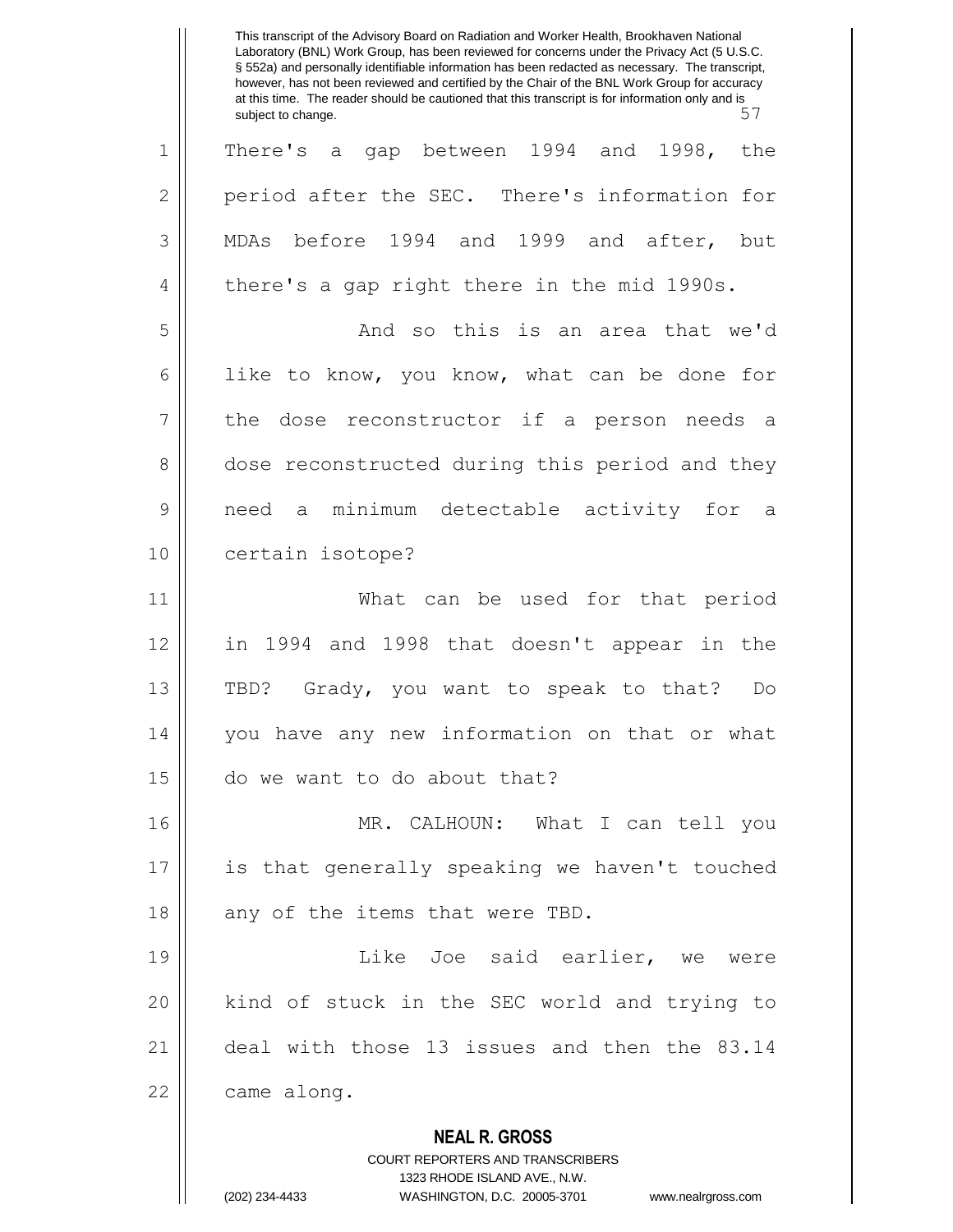There's a gap between 1994 and 1998, the period after the SEC. There's information for MDAs before 1994 and 1999 and after, but there's a gap right there in the mid 1990s.

And so this is an area that we'd like to know, you know, what can be done for the dose reconstructor if a person needs a dose reconstructed during this period and they need a minimum detectable activity for a certain isotope?

What can be used for that period in 1994 and 1998 that doesn't appear in the TBD? Grady, you want to speak to that? Do you have any new information on that or what do we want to do about that?

MR. CALHOUN: What I can tell you is that generally speaking we haven't touched any of the items that were TBD.

Like Joe said earlier, we were kind of stuck in the SEC world and trying to deal with those 13 issues and then the 83.14 came along.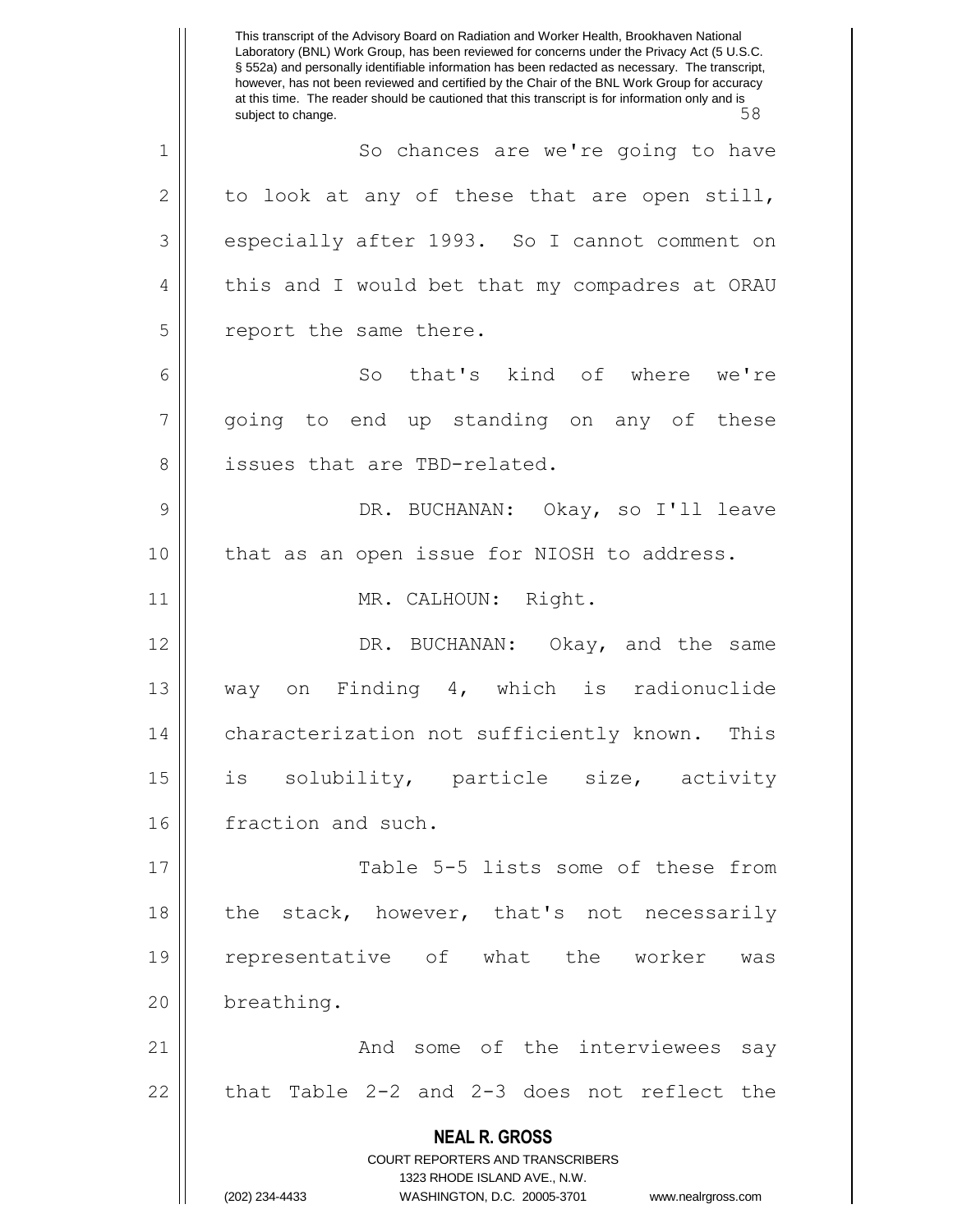So chances are we're going to have to look at any of these that are open still, especially after 1993. So I cannot comment on this and I would bet that my compadres at ORAU report the same there.

So that's kind of where we're going to end up standing on any of these issues that are TBD-related.

DR. BUCHANAN: Okay, so I'll leave that as an open issue for NIOSH to address.

MR. CALHOUN: Right.

DR. BUCHANAN: Okay, and the same way on Finding 4, which is radionuclide characterization not sufficiently known. This is solubility, particle size, activity fraction and such.

Table 5-5 lists some of these from the stack, however, that's not necessarily representative of what the worker was breathing.

And some of the interviewees say that Table 2-2 and 2-3 does not reflect the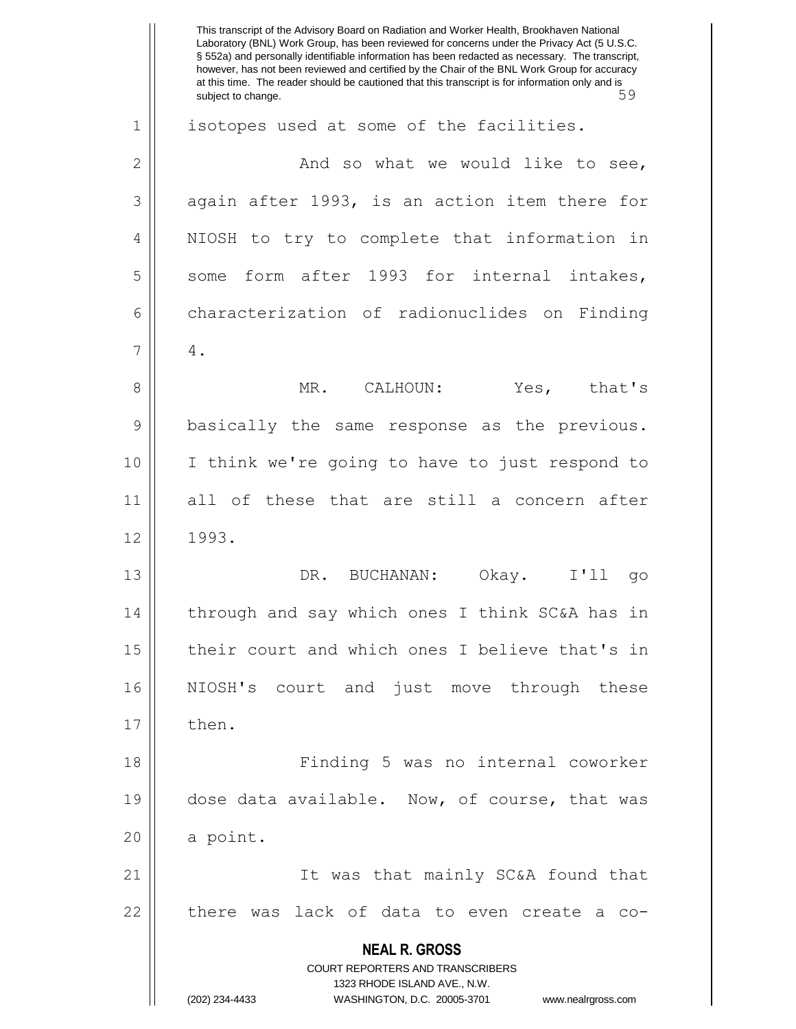isotopes used at some of the facilities.

And so what we would like to see, again after 1993, is an action item there for NIOSH to try to complete that information in some form after 1993 for internal intakes, characterization of radionuclides on Finding 4.

MR. CALHOUN: Yes, that's basically the same response as the previous. I think we're going to have to just respond to all of these that are still a concern after 1993.

DR. BUCHANAN: Okay. I'll go through and say which ones I think SC&A has in their court and which ones I believe that's in NIOSH's court and just move through these then.

Finding 5 was no internal coworker dose data available. Now, of course, that was a point.

It was that mainly SC&A found that there was lack of data to even create a co-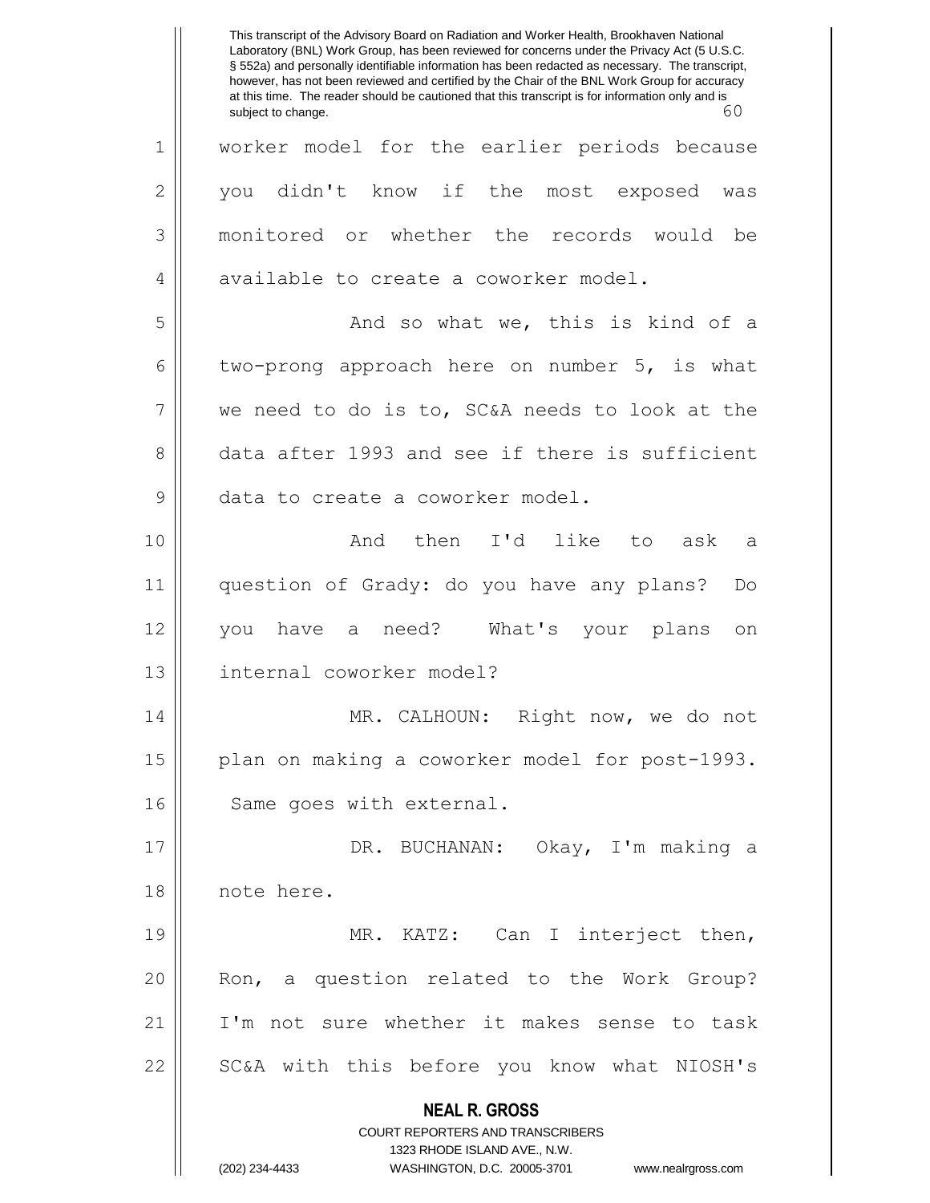worker model for the earlier periods because you didn't know if the most exposed was monitored or whether the records would be available to create a coworker model.

And so what we, this is kind of a two-prong approach here on number 5, is what we need to do is to, SC&A needs to look at the data after 1993 and see if there is sufficient data to create a coworker model.

And then I'd like to ask a question of Grady: do you have any plans? Do you have a need? What's your plans on internal coworker model?

MR. CALHOUN: Right now, we do not plan on making a coworker model for post-1993. Same goes with external.

DR. BUCHANAN: Okay, I'm making a note here.

MR. KATZ: Can I interject then, Ron, a question related to the Work Group? I'm not sure whether it makes sense to task SC&A with this before you know what NIOSH's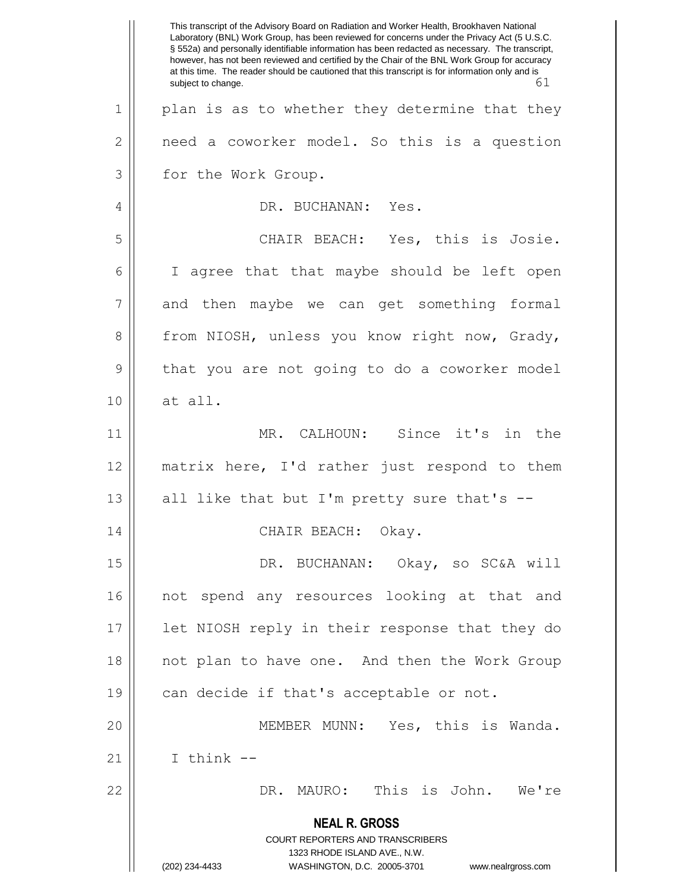plan is as to whether they determine that they need a coworker model. So this is a question for the Work Group.

DR. BUCHANAN: Yes.

CHAIR BEACH: Yes, this is Josie. I agree that that maybe should be left open and then maybe we can get something formal from NIOSH, unless you know right now, Grady, that you are not going to do a coworker model at all.

MR. CALHOUN: Since it's in the matrix here, I'd rather just respond to them all like that but I'm pretty sure that's --

CHAIR BEACH: Okay.

DR. BUCHANAN: Okay, so SC&A will not spend any resources looking at that and let NIOSH reply in their response that they do not plan to have one. And then the Work Group can decide if that's acceptable or not.

MEMBER MUNN: Yes, this is Wanda. I think --

DR. MAURO: This is John. We're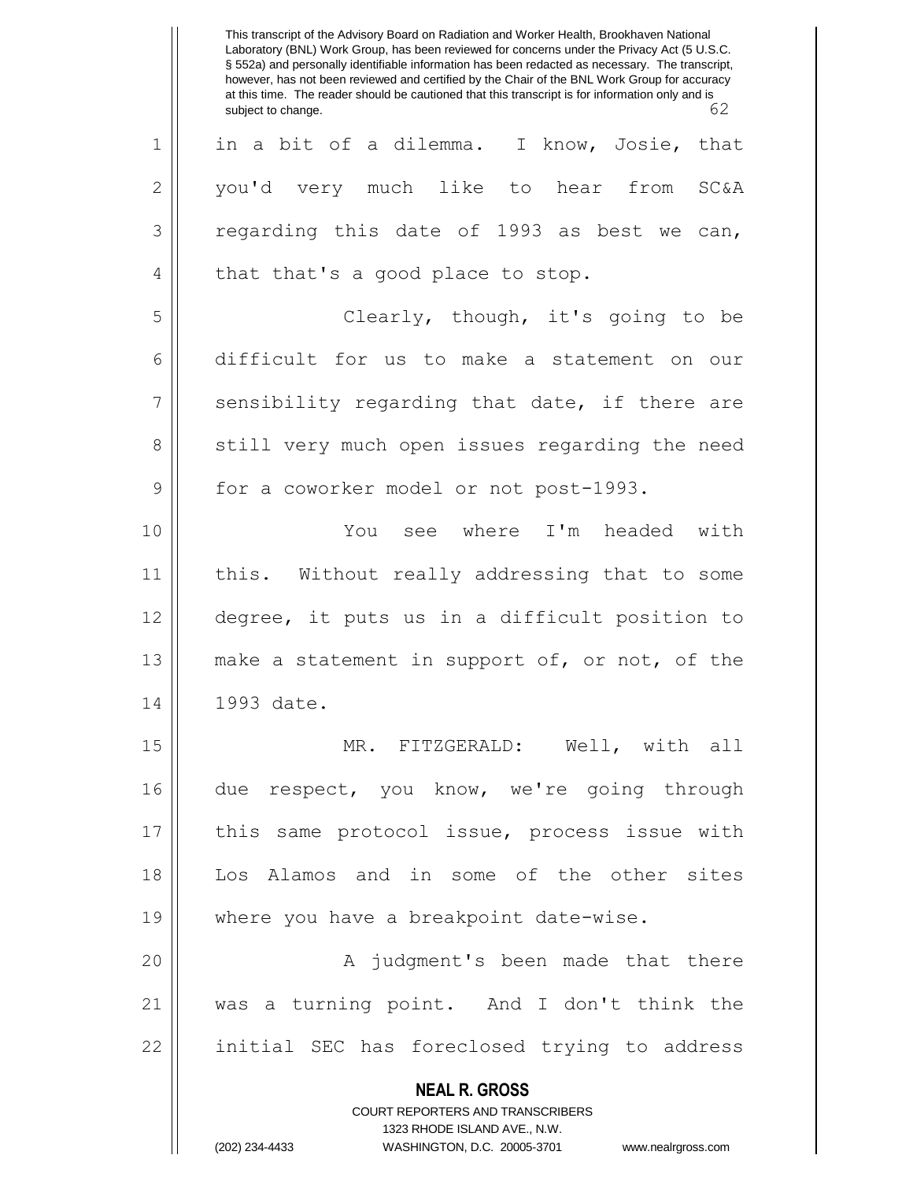in a bit of a dilemma. I know, Josie, that you'd very much like to hear from SC&A regarding this date of 1993 as best we can, that that's a good place to stop.

Clearly, though, it's going to be difficult for us to make a statement on our sensibility regarding that date, if there are still very much open issues regarding the need for a coworker model or not post-1993.

You see where I'm headed with this. Without really addressing that to some degree, it puts us in a difficult position to make a statement in support of, or not, of the 1993 date.

MR. FITZGERALD: Well, with all due respect, you know, we're going through this same protocol issue, process issue with Los Alamos and in some of the other sites where you have a breakpoint date-wise.

A judgment's been made that there was a turning point. And I don't think the initial SEC has foreclosed trying to address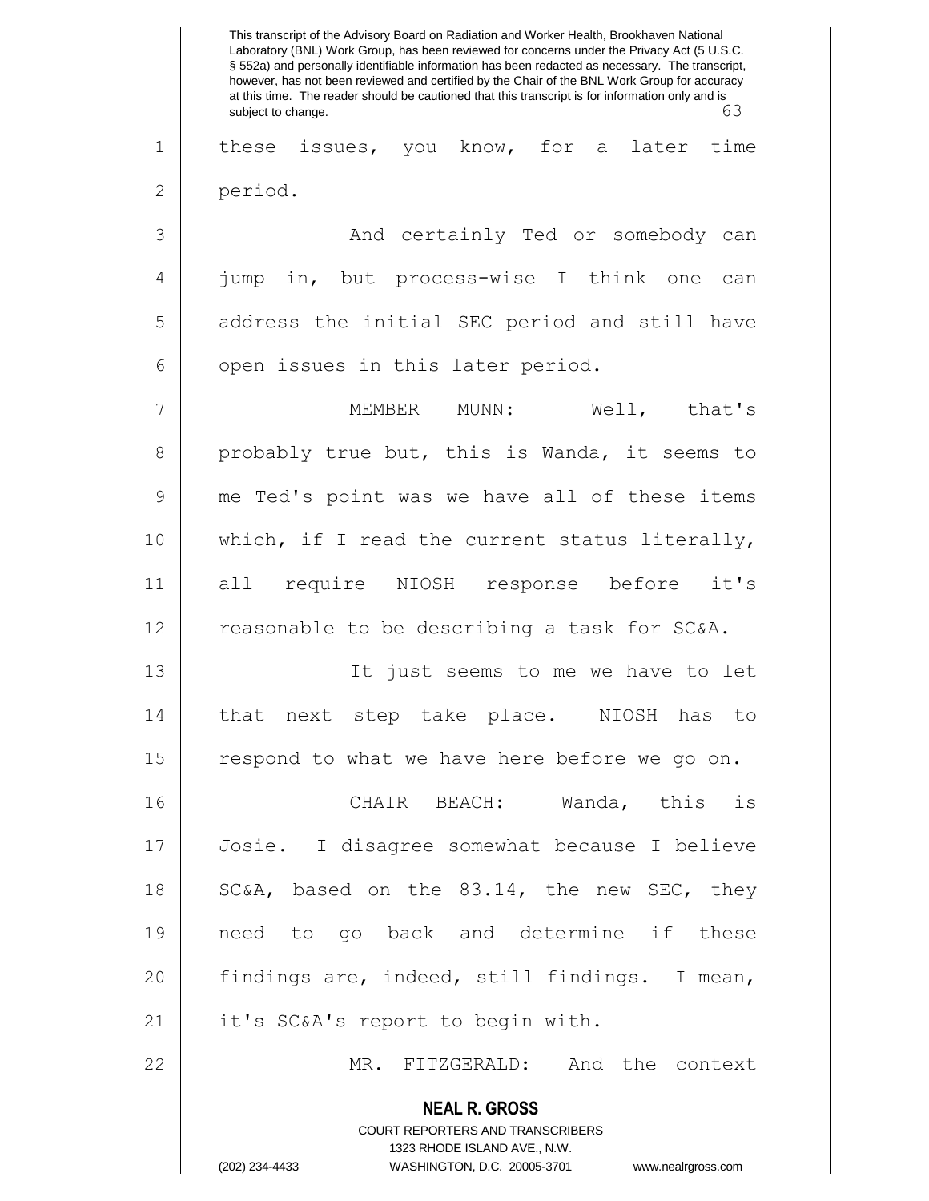these issues, you know, for a later time period.

And certainly Ted or somebody can jump in, but process-wise I think one can address the initial SEC period and still have open issues in this later period.

MEMBER MUNN: Well, that's probably true but, this is Wanda, it seems to me Ted's point was we have all of these items which, if I read the current status literally, all require NIOSH response before it's reasonable to be describing a task for SC&A.

It just seems to me we have to let that next step take place. NIOSH has to respond to what we have here before we go on.

CHAIR BEACH: Wanda, this is Josie. I disagree somewhat because I believe SC&A, based on the 83.14, the new SEC, they need to go back and determine if these findings are, indeed, still findings. I mean, it's SC&A's report to begin with.

MR. FITZGERALD: And the context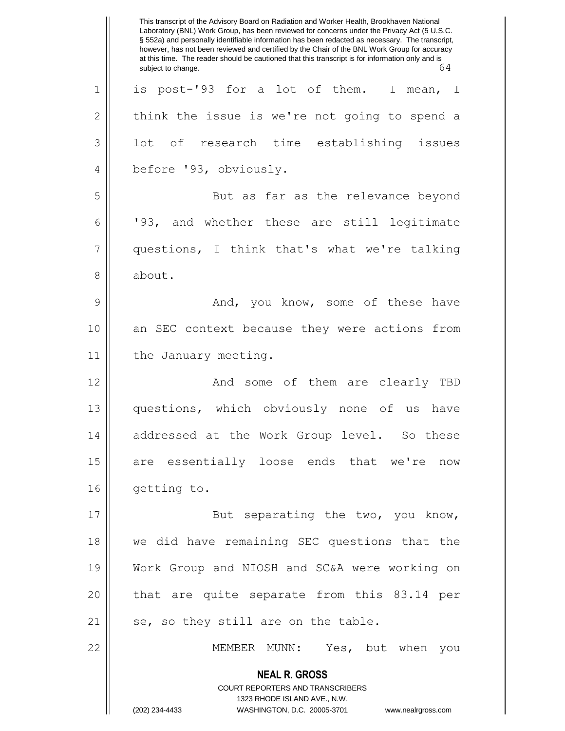This transcript of the Advisory Board on Radiation and Worker Health, Brookhaven National Laboratory (BNL) Work Group, has been reviewed for concerns under the Privacy Act (5 U.S.C. § 552a) and personally identifiable information has been redacted as necessary. The transcript, however, has not been reviewed and certified by the Chair of the BNL Work Group for accuracy at this time. The reader should be cautioned that this transcript is for information only and is subject to change.

is post-'93 for a lot of them. I mean, I think the issue is we're not going to spend a lot of research time establishing issues before '93, obviously.

But as far as the relevance beyond '93, and whether these are still legitimate questions, I think that's what we're talking about.

And, you know, some of these have an SEC context because they were actions from the January meeting.

And some of them are clearly TBD questions, which obviously none of us have addressed at the Work Group level. So these are essentially loose ends that we're now getting to.

But separating the two, you know, we did have remaining SEC questions that the Work Group and NIOSH and SC&A were working on that are quite separate from this 83.14 per se, so they still are on the table.

MEMBER MUNN: Yes, but when you

**NEAL R. GROSS**
COURT REPORTERS AND TRANSCRIBERS
1323 RHODE ISLAND AVE., N.W.
(202) 234-4433 WASHINGTON, D.C. 20005-3701 www.nealrgross.com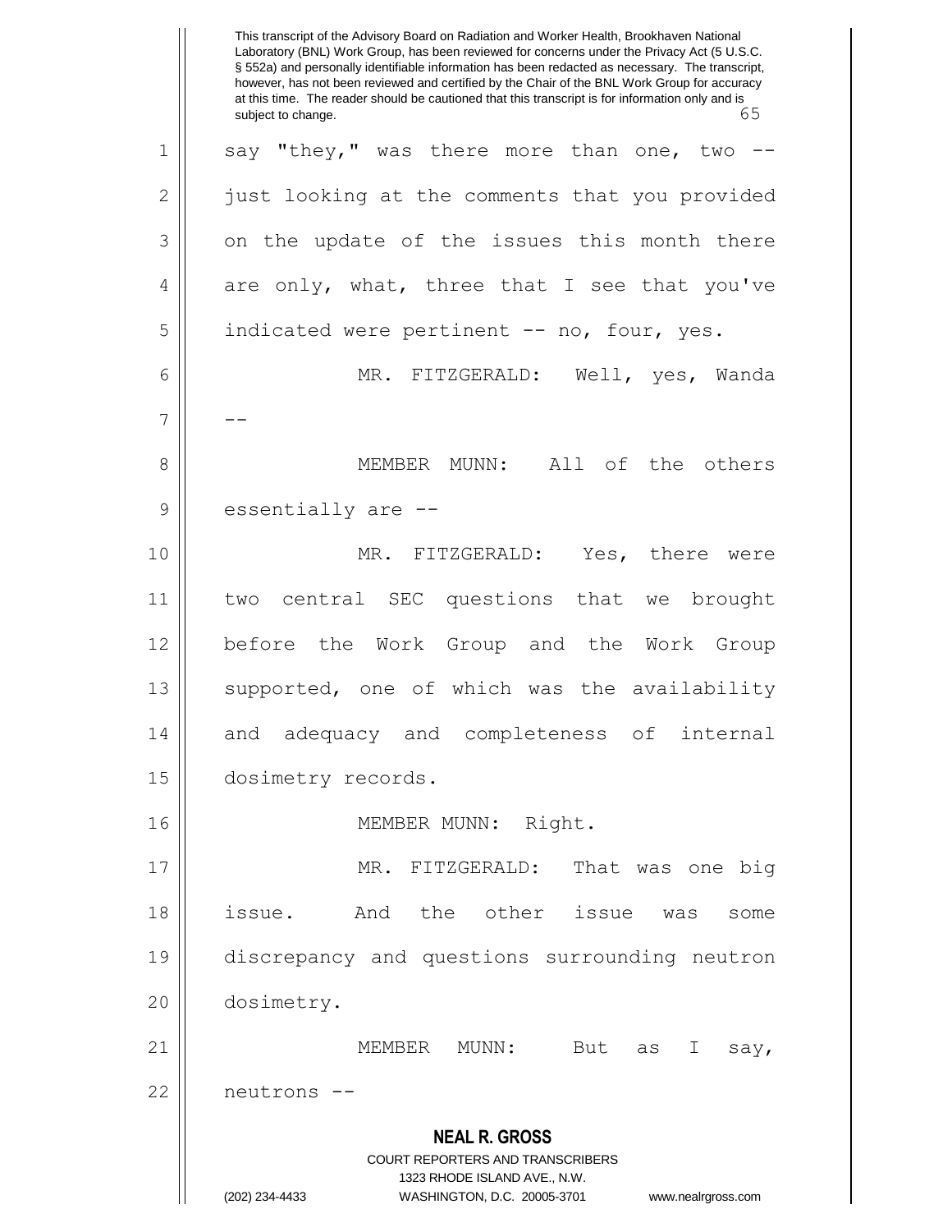say "they," was there more than one, two -- just looking at the comments that you provided on the update of the issues this month there are only, what, three that I see that you've indicated were pertinent -- no, four, yes.

MR. FITZGERALD: Well, yes, Wanda --

MEMBER MUNN: All of the others essentially are --

MR. FITZGERALD: Yes, there were two central SEC questions that we brought before the Work Group and the Work Group supported, one of which was the availability and adequacy and completeness of internal dosimetry records.

MEMBER MUNN: Right.

MR. FITZGERALD: That was one big issue. And the other issue was some discrepancy and questions surrounding neutron dosimetry.

MEMBER MUNN: But as I say, neutrons --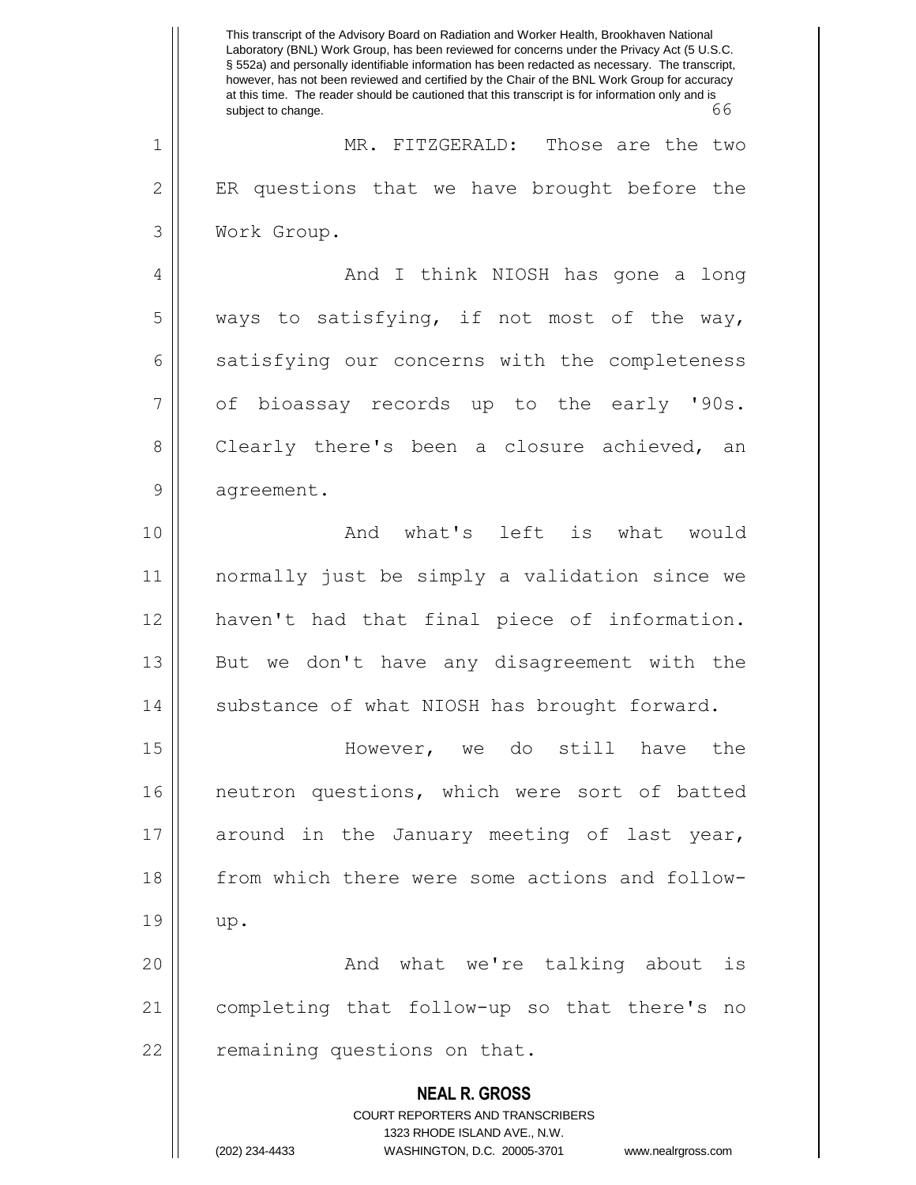MR. FITZGERALD: Those are the two ER questions that we have brought before the Work Group.

And I think NIOSH has gone a long ways to satisfying, if not most of the way, satisfying our concerns with the completeness of bioassay records up to the early '90s. Clearly there's been a closure achieved, an agreement.

And what's left is what would normally just be simply a validation since we haven't had that final piece of information. But we don't have any disagreement with the substance of what NIOSH has brought forward.

However, we do still have the neutron questions, which were sort of batted around in the January meeting of last year, from which there were some actions and follow-up.

And what we're talking about is completing that follow-up so that there's no remaining questions on that.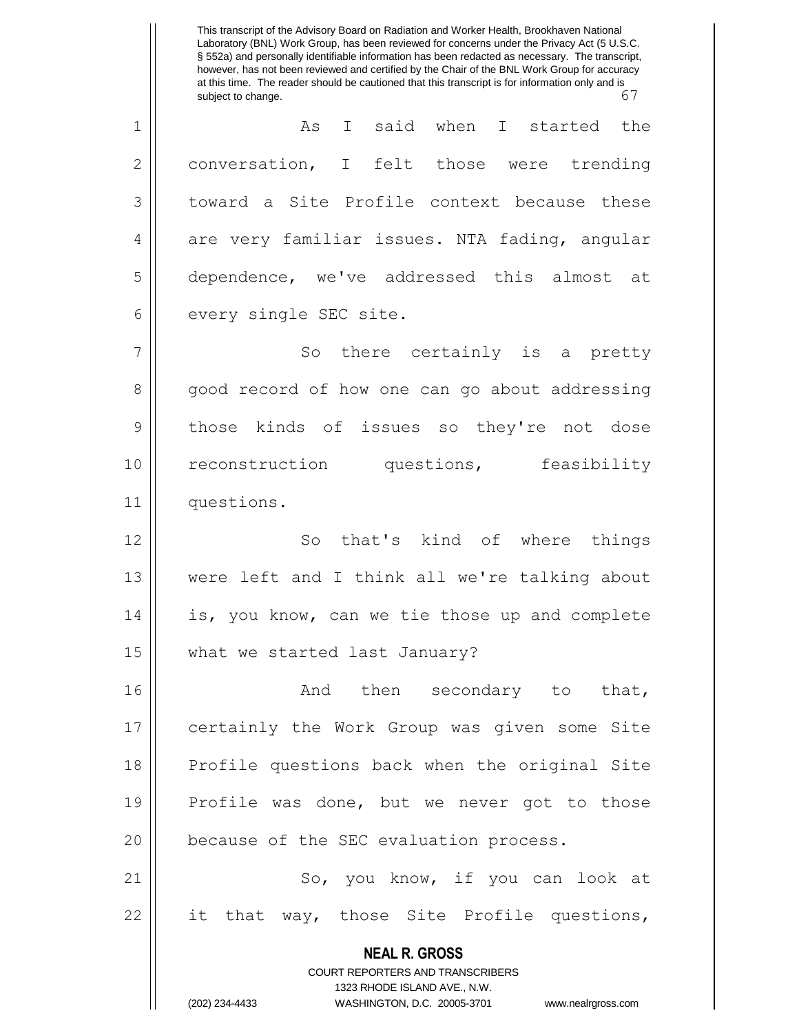As I said when I started the conversation, I felt those were trending toward a Site Profile context because these are very familiar issues. NTA fading, angular dependence, we've addressed this almost at every single SEC site.

So there certainly is a pretty good record of how one can go about addressing those kinds of issues so they're not dose reconstruction questions, feasibility questions.

So that's kind of where things were left and I think all we're talking about is, you know, can we tie those up and complete what we started last January?

And then secondary to that, certainly the Work Group was given some Site Profile questions back when the original Site Profile was done, but we never got to those because of the SEC evaluation process.

So, you know, if you can look at it that way, those Site Profile questions,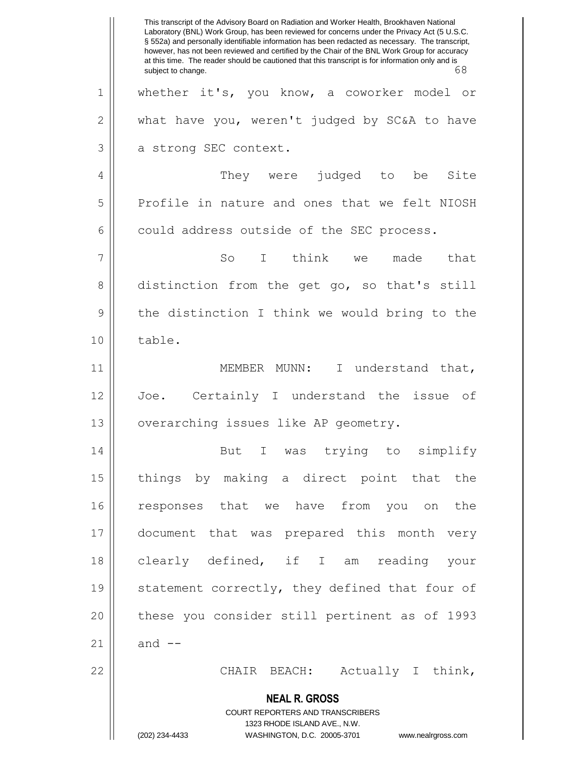whether it's, you know, a coworker model or what have you, weren't judged by SC&A to have a strong SEC context.

They were judged to be Site Profile in nature and ones that we felt NIOSH could address outside of the SEC process.

So I think we made that distinction from the get go, so that's still the distinction I think we would bring to the table.

MEMBER MUNN: I understand that, Joe. Certainly I understand the issue of overarching issues like AP geometry.

But I was trying to simplify things by making a direct point that the responses that we have from you on the document that was prepared this month very clearly defined, if I am reading your statement correctly, they defined that four of these you consider still pertinent as of 1993 and --

CHAIR BEACH: Actually I think,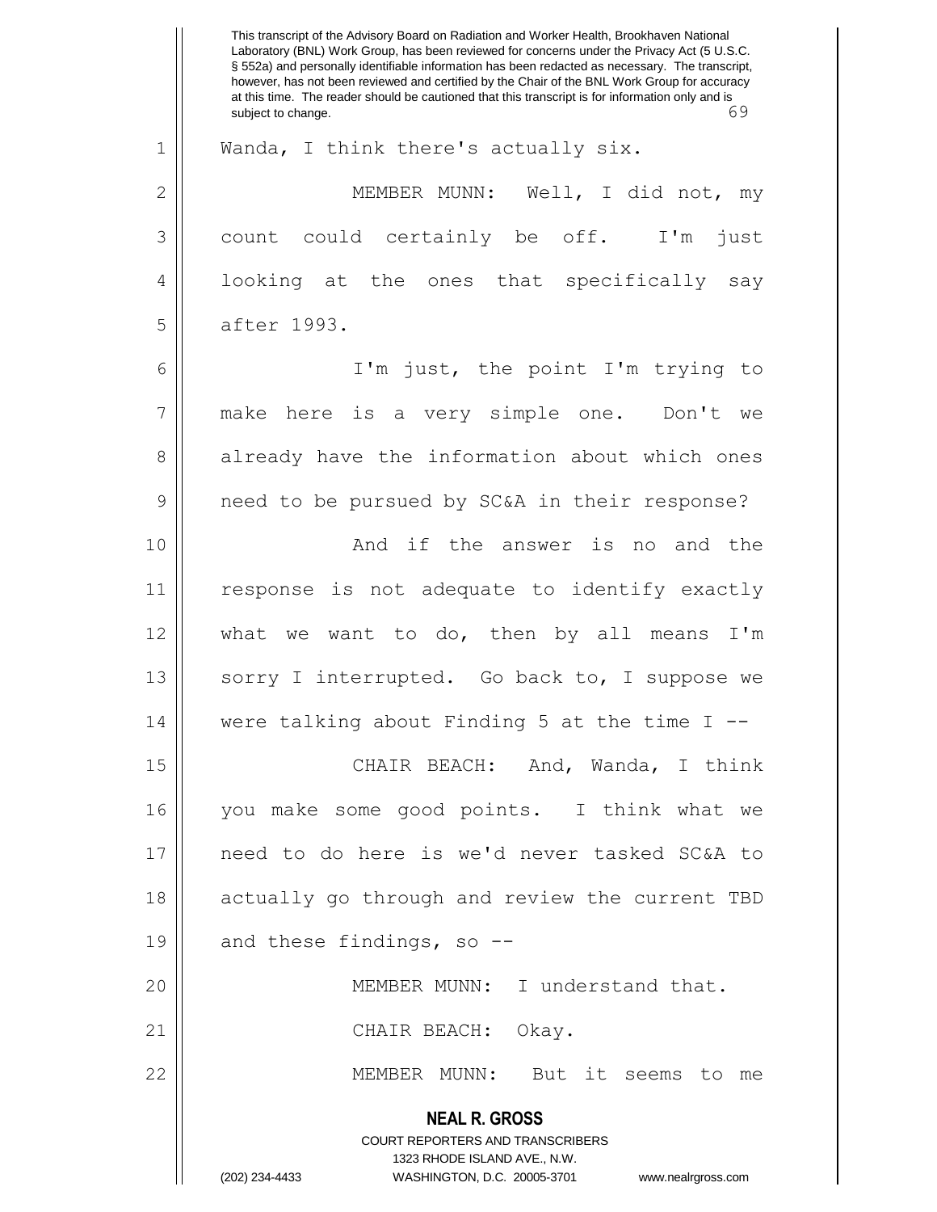Wanda, I think there's actually six.

MEMBER MUNN: Well, I did not, my count could certainly be off. I'm just looking at the ones that specifically say after 1993.

I'm just, the point I'm trying to make here is a very simple one. Don't we already have the information about which ones need to be pursued by SC&A in their response?

And if the answer is no and the response is not adequate to identify exactly what we want to do, then by all means I'm sorry I interrupted. Go back to, I suppose we were talking about Finding 5 at the time I --

CHAIR BEACH: And, Wanda, I think you make some good points. I think what we need to do here is we'd never tasked SC&A to actually go through and review the current TBD and these findings, so --

MEMBER MUNN: I understand that.

CHAIR BEACH: Okay.

MEMBER MUNN: But it seems to me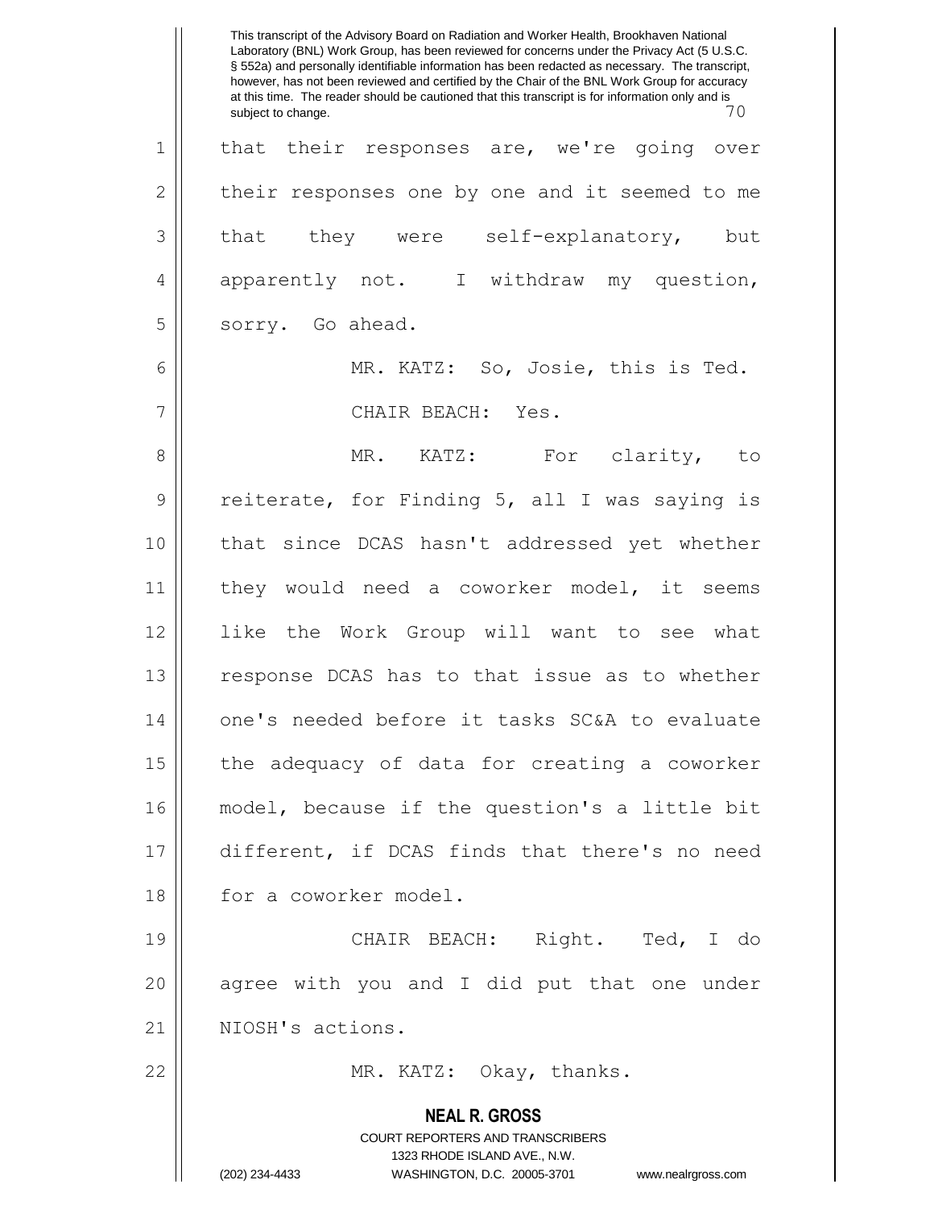that their responses are, we're going over their responses one by one and it seemed to me that they were self-explanatory, but apparently not. I withdraw my question, sorry. Go ahead.

MR. KATZ: So, Josie, this is Ted.

CHAIR BEACH: Yes.

MR. KATZ: For clarity, to reiterate, for Finding 5, all I was saying is that since DCAS hasn't addressed yet whether they would need a coworker model, it seems like the Work Group will want to see what response DCAS has to that issue as to whether one's needed before it tasks SC&A to evaluate the adequacy of data for creating a coworker model, because if the question's a little bit different, if DCAS finds that there's no need for a coworker model.

CHAIR BEACH: Right. Ted, I do agree with you and I did put that one under NIOSH's actions.

MR. KATZ: Okay, thanks.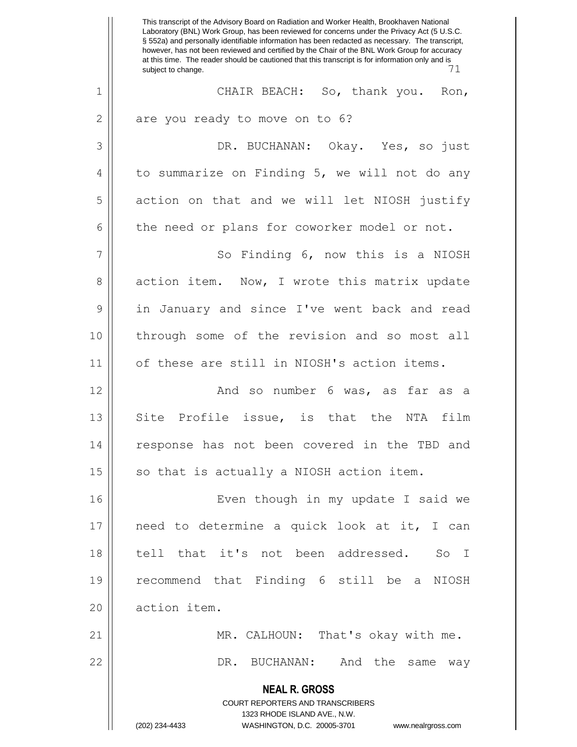CHAIR BEACH: So, thank you. Ron, are you ready to move on to 6?

DR. BUCHANAN: Okay. Yes, so just to summarize on Finding 5, we will not do any action on that and we will let NIOSH justify the need or plans for coworker model or not.

So Finding 6, now this is a NIOSH action item. Now, I wrote this matrix update in January and since I've went back and read through some of the revision and so most all of these are still in NIOSH's action items.

And so number 6 was, as far as a Site Profile issue, is that the NTA film response has not been covered in the TBD and so that is actually a NIOSH action item.

Even though in my update I said we need to determine a quick look at it, I can tell that it's not been addressed. So I recommend that Finding 6 still be a NIOSH action item.

MR. CALHOUN: That's okay with me.

DR. BUCHANAN: And the same way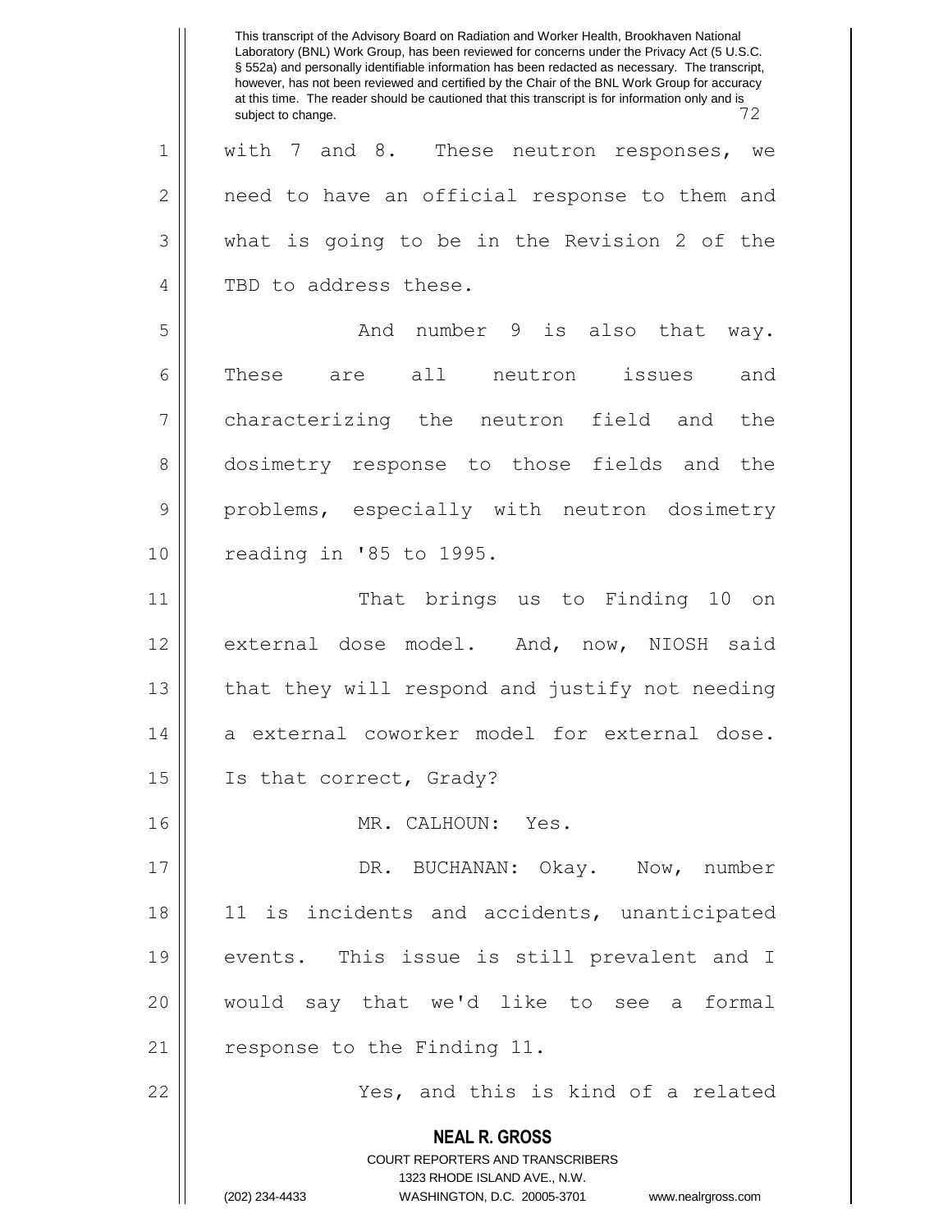with 7 and 8. These neutron responses, we need to have an official response to them and what is going to be in the Revision 2 of the TBD to address these.

And number 9 is also that way. These are all neutron issues and characterizing the neutron field and the dosimetry response to those fields and the problems, especially with neutron dosimetry reading in '85 to 1995.

That brings us to Finding 10 on external dose model. And, now, NIOSH said that they will respond and justify not needing a external coworker model for external dose. Is that correct, Grady?

MR. CALHOUN: Yes.

DR. BUCHANAN: Okay. Now, number 11 is incidents and accidents, unanticipated events. This issue is still prevalent and I would say that we'd like to see a formal response to the Finding 11.

Yes, and this is kind of a related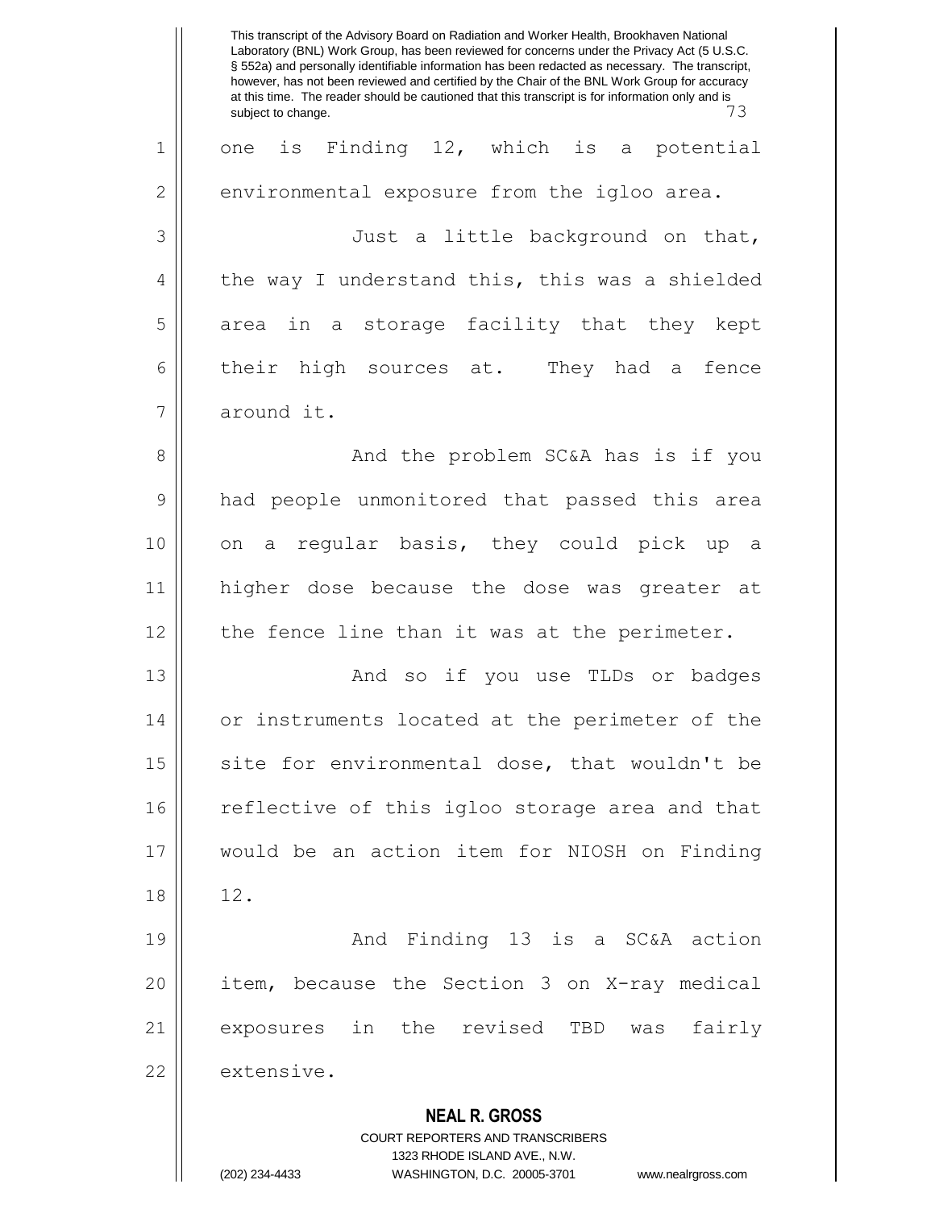one is Finding 12, which is a potential environmental exposure from the igloo area.

Just a little background on that, the way I understand this, this was a shielded area in a storage facility that they kept their high sources at. They had a fence around it.

And the problem SC&A has is if you had people unmonitored that passed this area on a regular basis, they could pick up a higher dose because the dose was greater at the fence line than it was at the perimeter.

And so if you use TLDs or badges or instruments located at the perimeter of the site for environmental dose, that wouldn't be reflective of this igloo storage area and that would be an action item for NIOSH on Finding 12.

And Finding 13 is a SC&A action item, because the Section 3 on X-ray medical exposures in the revised TBD was fairly extensive.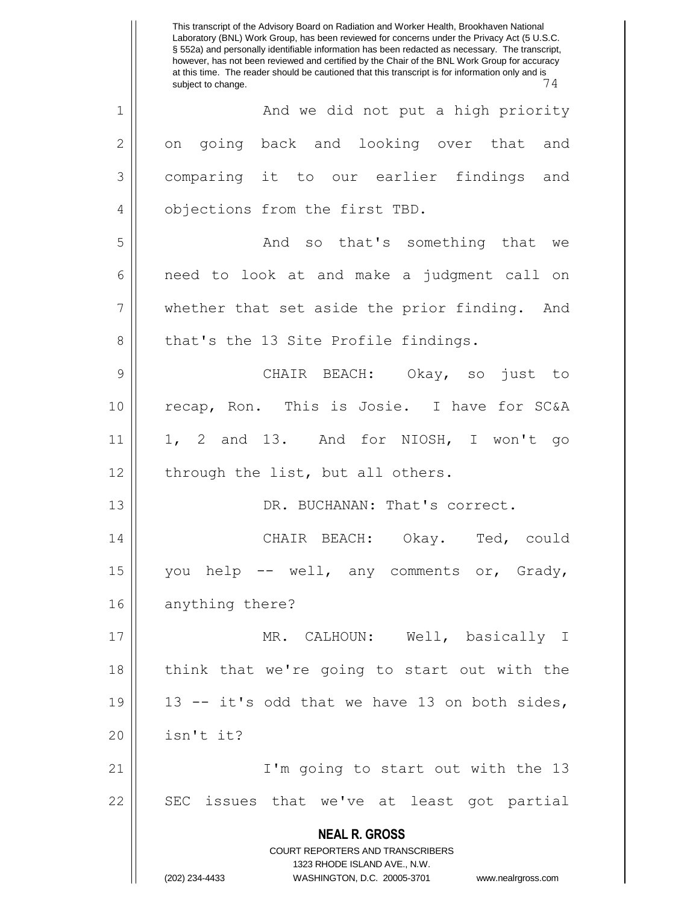And we did not put a high priority on going back and looking over that and comparing it to our earlier findings and objections from the first TBD.

And so that's something that we need to look at and make a judgment call on whether that set aside the prior finding. And that's the 13 Site Profile findings.

CHAIR BEACH: Okay, so just to recap, Ron. This is Josie. I have for SC&A 1, 2 and 13. And for NIOSH, I won't go through the list, but all others.

DR. BUCHANAN: That's correct.

CHAIR BEACH: Okay. Ted, could you help -- well, any comments or, Grady, anything there?

MR. CALHOUN: Well, basically I think that we're going to start out with the 13 -- it's odd that we have 13 on both sides, isn't it?

I'm going to start out with the 13 SEC issues that we've at least got partial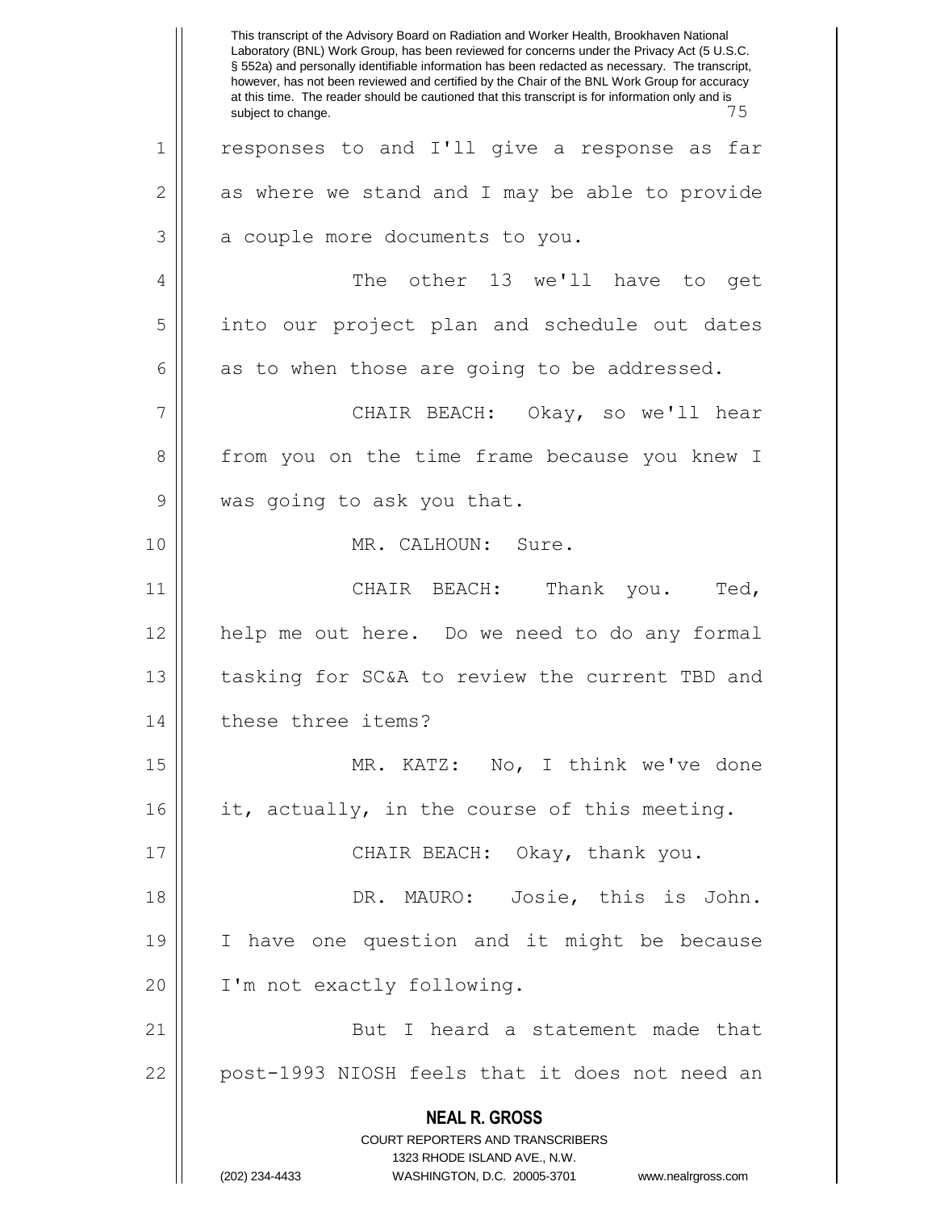responses to and I'll give a response as far as where we stand and I may be able to provide a couple more documents to you.

The other 13 we'll have to get into our project plan and schedule out dates as to when those are going to be addressed.

CHAIR BEACH: Okay, so we'll hear from you on the time frame because you knew I was going to ask you that.

MR. CALHOUN: Sure.

CHAIR BEACH: Thank you. Ted, help me out here. Do we need to do any formal tasking for SC&A to review the current TBD and these three items?

MR. KATZ: No, I think we've done it, actually, in the course of this meeting.

CHAIR BEACH: Okay, thank you.

DR. MAURO: Josie, this is John. I have one question and it might be because I'm not exactly following.

But I heard a statement made that post-1993 NIOSH feels that it does not need an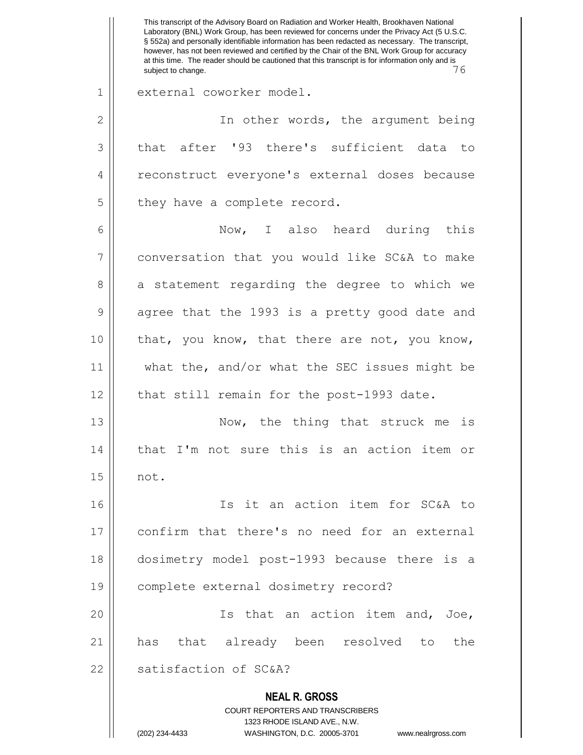external coworker model.

In other words, the argument being that after '93 there's sufficient data to reconstruct everyone's external doses because they have a complete record.

Now, I also heard during this conversation that you would like SC&A to make a statement regarding the degree to which we agree that the 1993 is a pretty good date and that, you know, that there are not, you know, what the, and/or what the SEC issues might be that still remain for the post-1993 date.

Now, the thing that struck me is that I'm not sure this is an action item or not.

Is it an action item for SC&A to confirm that there's no need for an external dosimetry model post-1993 because there is a complete external dosimetry record?

Is that an action item and, Joe, has that already been resolved to the satisfaction of SC&A?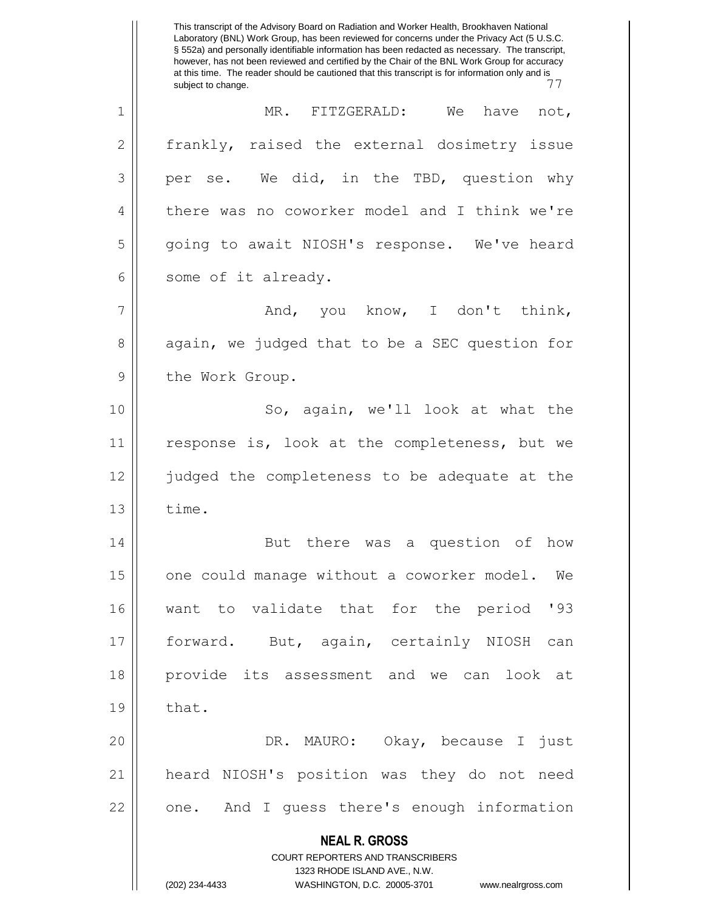MR. FITZGERALD: We have not, frankly, raised the external dosimetry issue per se. We did, in the TBD, question why there was no coworker model and I think we're going to await NIOSH's response. We've heard some of it already.

And, you know, I don't think, again, we judged that to be a SEC question for the Work Group.

So, again, we'll look at what the response is, look at the completeness, but we judged the completeness to be adequate at the time.

But there was a question of how one could manage without a coworker model. We want to validate that for the period '93 forward. But, again, certainly NIOSH can provide its assessment and we can look at that.

DR. MAURO: Okay, because I just heard NIOSH's position was they do not need one. And I guess there's enough information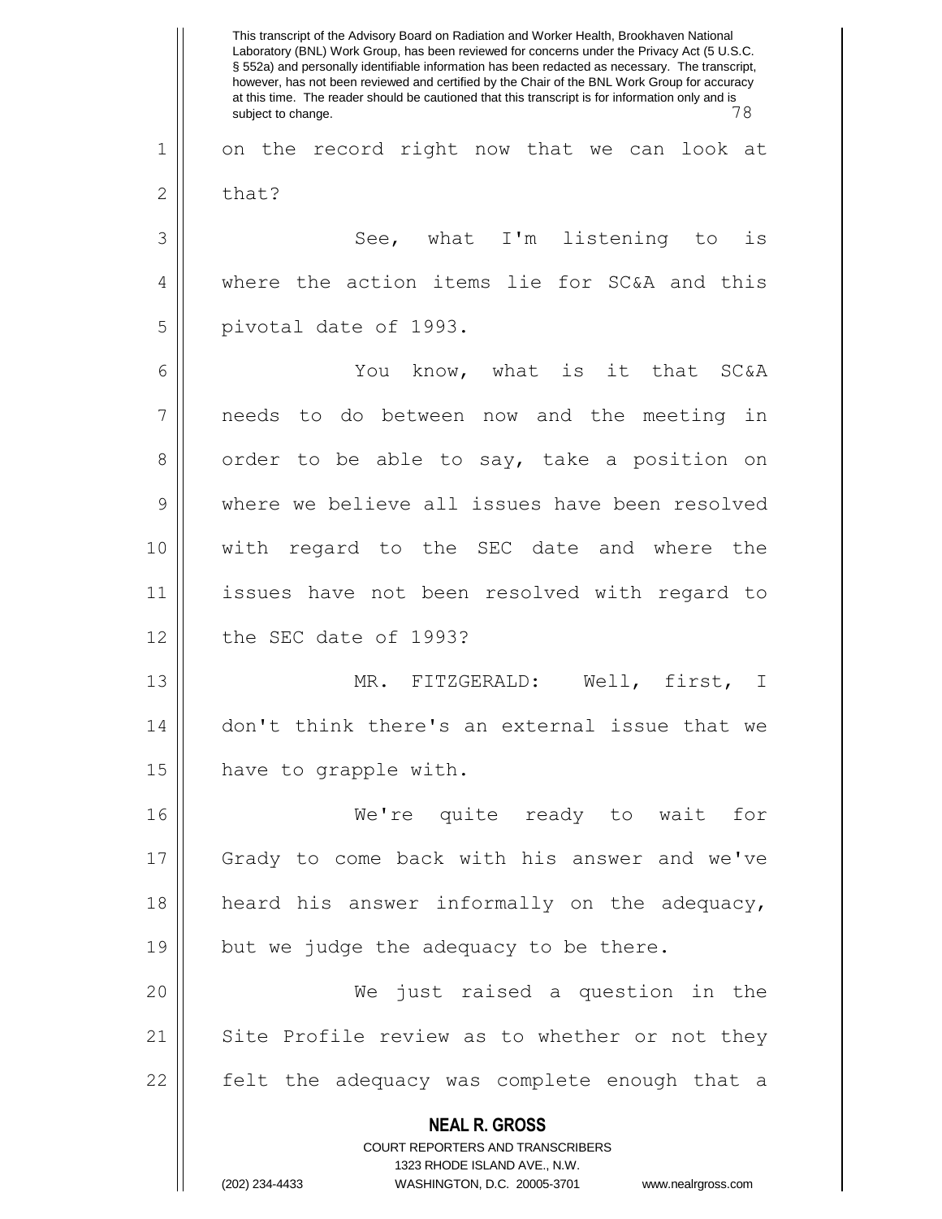on the record right now that we can look at that?

See, what I'm listening to is where the action items lie for SC&A and this pivotal date of 1993.

You know, what is it that SC&A needs to do between now and the meeting in order to be able to say, take a position on where we believe all issues have been resolved with regard to the SEC date and where the issues have not been resolved with regard to the SEC date of 1993?

MR. FITZGERALD: Well, first, I don't think there's an external issue that we have to grapple with.

We're quite ready to wait for Grady to come back with his answer and we've heard his answer informally on the adequacy, but we judge the adequacy to be there.

We just raised a question in the Site Profile review as to whether or not they felt the adequacy was complete enough that a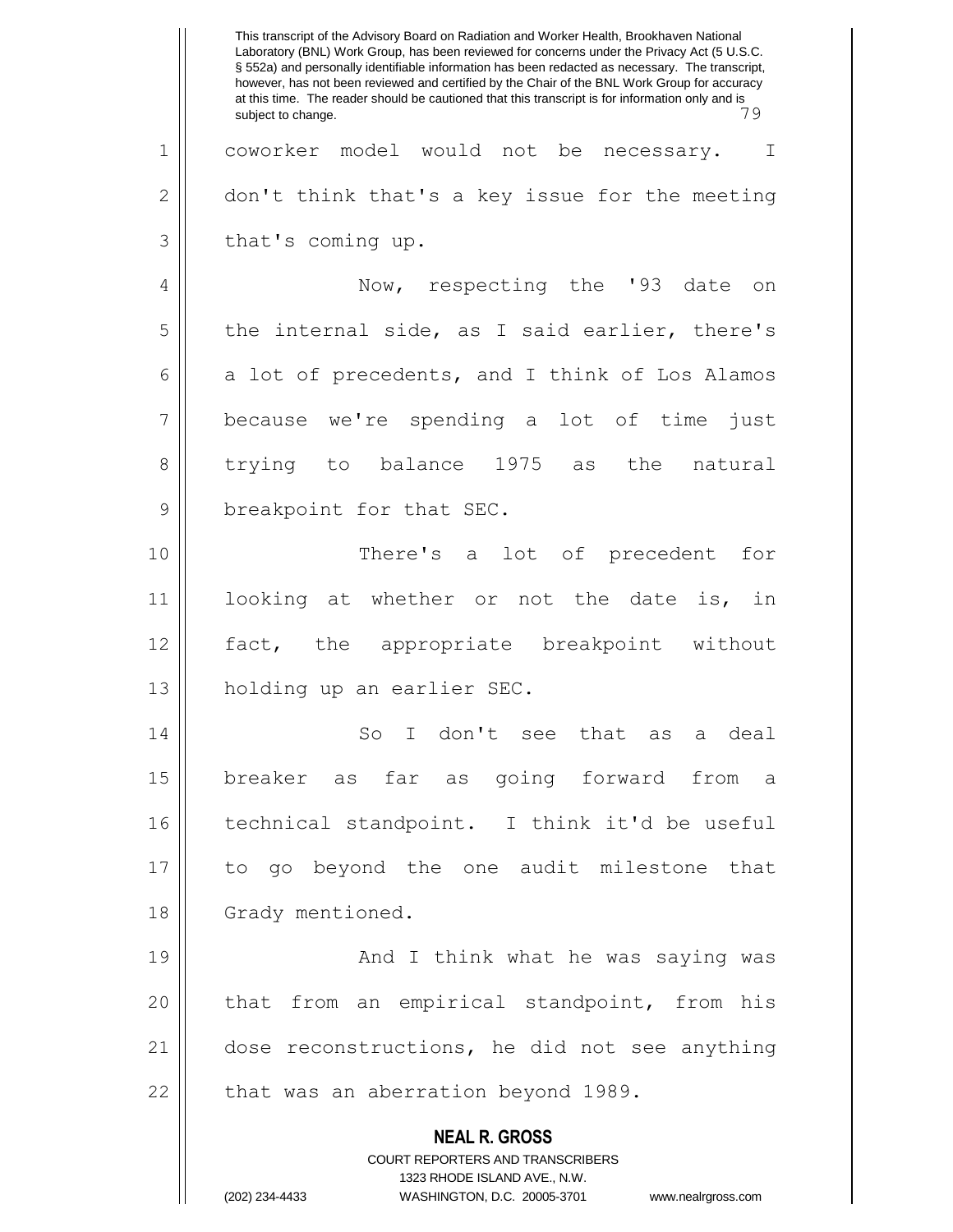coworker model would not be necessary. I don't think that's a key issue for the meeting that's coming up.

Now, respecting the '93 date on the internal side, as I said earlier, there's a lot of precedents, and I think of Los Alamos because we're spending a lot of time just trying to balance 1975 as the natural breakpoint for that SEC.

There's a lot of precedent for looking at whether or not the date is, in fact, the appropriate breakpoint without holding up an earlier SEC.

So I don't see that as a deal breaker as far as going forward from a technical standpoint. I think it'd be useful to go beyond the one audit milestone that Grady mentioned.

And I think what he was saying was that from an empirical standpoint, from his dose reconstructions, he did not see anything that was an aberration beyond 1989.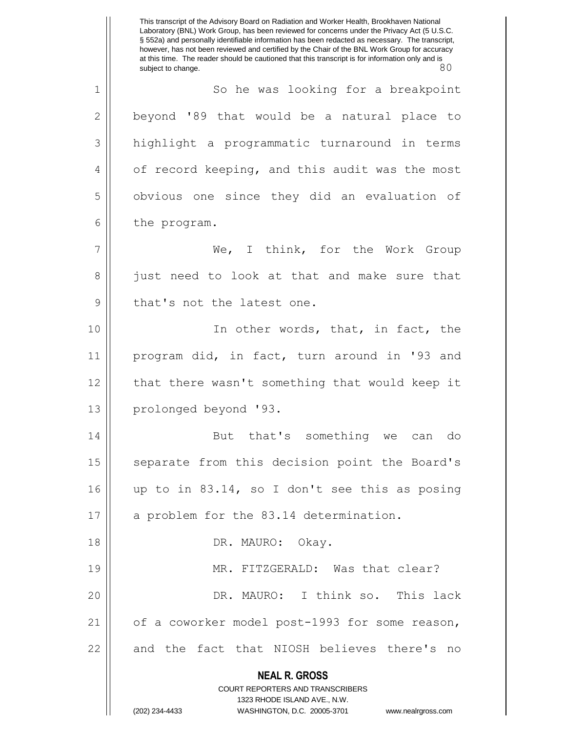So he was looking for a breakpoint beyond '89 that would be a natural place to highlight a programmatic turnaround in terms of record keeping, and this audit was the most obvious one since they did an evaluation of the program.

We, I think, for the Work Group just need to look at that and make sure that that's not the latest one.

In other words, that, in fact, the program did, in fact, turn around in '93 and that there wasn't something that would keep it prolonged beyond '93.

But that's something we can do separate from this decision point the Board's up to in 83.14, so I don't see this as posing a problem for the 83.14 determination.

DR. MAURO: Okay.

MR. FITZGERALD: Was that clear?

DR. MAURO: I think so. This lack of a coworker model post-1993 for some reason, and the fact that NIOSH believes there's no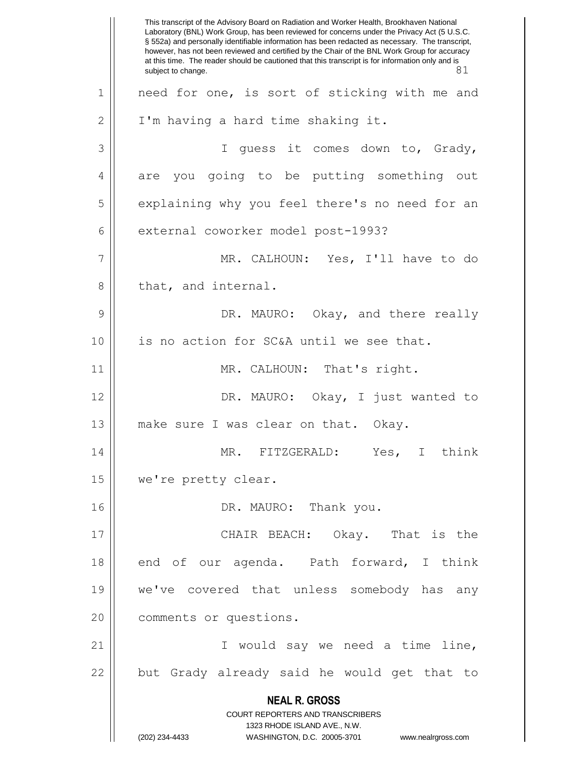need for one, is sort of sticking with me and I'm having a hard time shaking it.

I guess it comes down to, Grady, are you going to be putting something out explaining why you feel there's no need for an external coworker model post-1993?

MR. CALHOUN: Yes, I'll have to do that, and internal.

DR. MAURO: Okay, and there really is no action for SC&A until we see that.

MR. CALHOUN: That's right.

DR. MAURO: Okay, I just wanted to make sure I was clear on that. Okay.

MR. FITZGERALD: Yes, I think we're pretty clear.

DR. MAURO: Thank you.

CHAIR BEACH: Okay. That is the end of our agenda. Path forward, I think we've covered that unless somebody has any comments or questions.

I would say we need a time line, but Grady already said he would get that to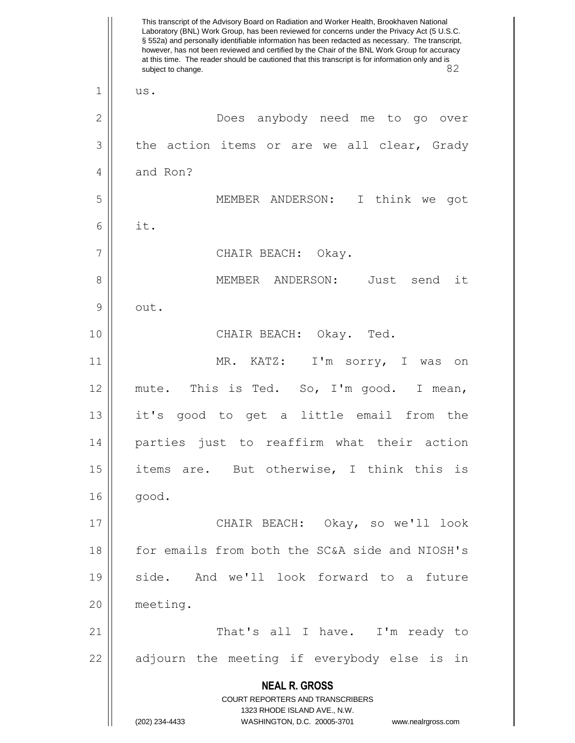us.

Does anybody need me to go over the action items or are we all clear, Grady and Ron?

MEMBER ANDERSON: I think we got it.

CHAIR BEACH: Okay.

MEMBER ANDERSON: Just send it out.

CHAIR BEACH: Okay. Ted.

MR. KATZ: I'm sorry, I was on mute. This is Ted. So, I'm good. I mean, it's good to get a little email from the parties just to reaffirm what their action items are. But otherwise, I think this is good.

CHAIR BEACH: Okay, so we'll look for emails from both the SC&A side and NIOSH's side. And we'll look forward to a future meeting.

That's all I have. I'm ready to adjourn the meeting if everybody else is in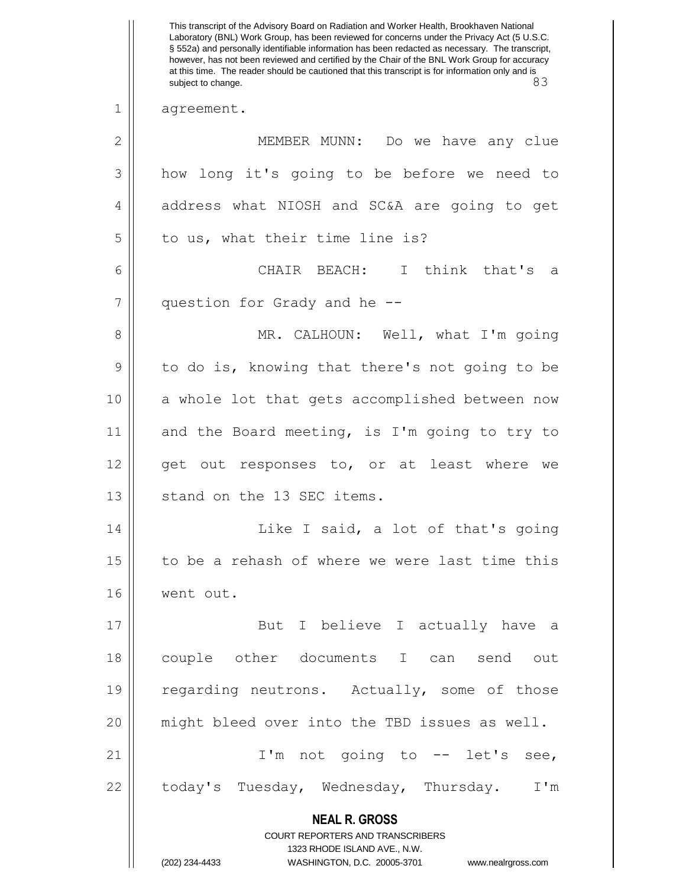agreement.

MEMBER MUNN: Do we have any clue how long it's going to be before we need to address what NIOSH and SC&A are going to get to us, what their time line is?

CHAIR BEACH: I think that's a question for Grady and he --

MR. CALHOUN: Well, what I'm going to do is, knowing that there's not going to be a whole lot that gets accomplished between now and the Board meeting, is I'm going to try to get out responses to, or at least where we stand on the 13 SEC items.

Like I said, a lot of that's going to be a rehash of where we were last time this went out.

But I believe I actually have a couple other documents I can send out regarding neutrons. Actually, some of those might bleed over into the TBD issues as well.

I'm not going to -- let's see, today's Tuesday, Wednesday, Thursday. I'm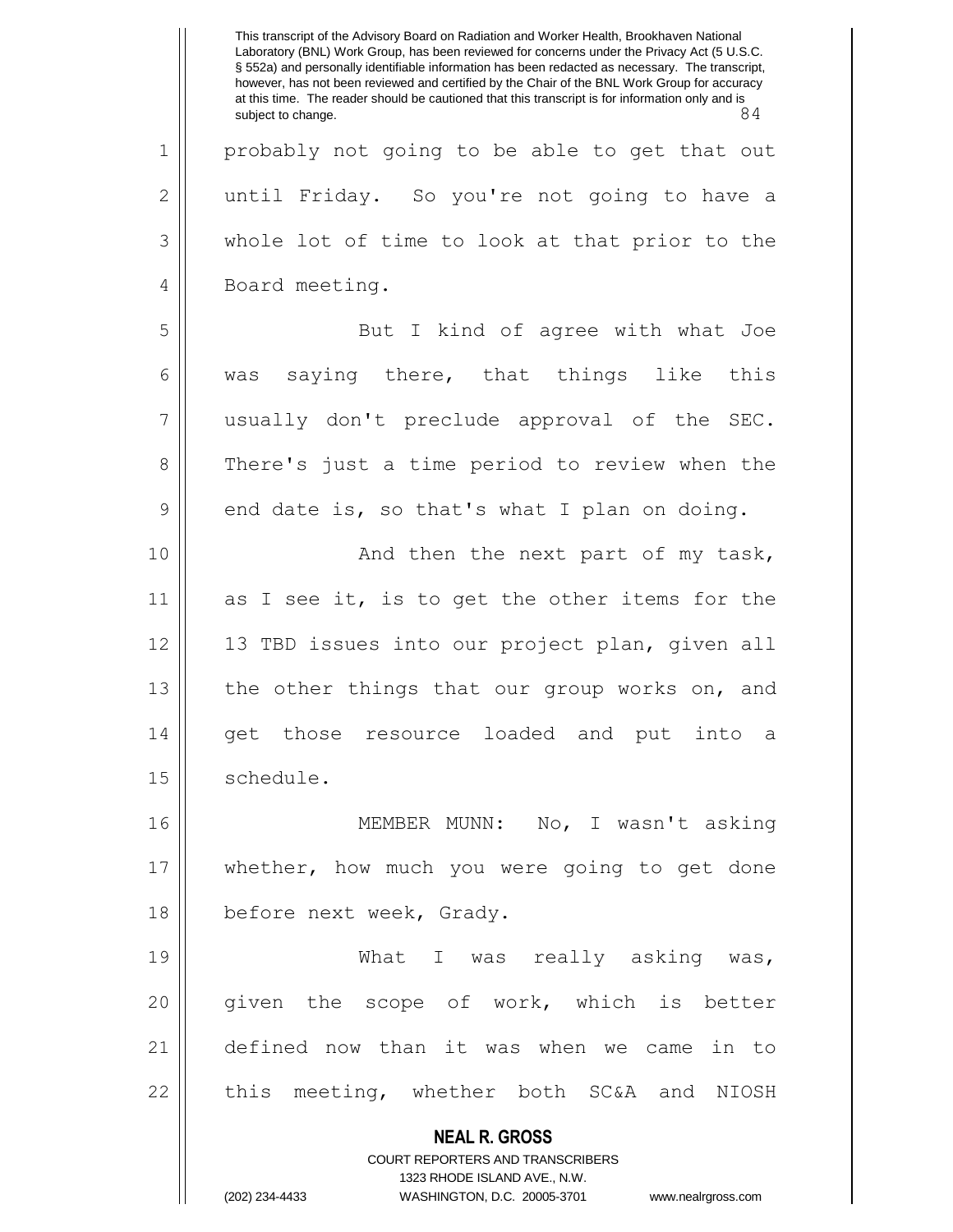probably not going to be able to get that out until Friday. So you're not going to have a whole lot of time to look at that prior to the Board meeting.

But I kind of agree with what Joe was saying there, that things like this usually don't preclude approval of the SEC. There's just a time period to review when the end date is, so that's what I plan on doing.

And then the next part of my task, as I see it, is to get the other items for the 13 TBD issues into our project plan, given all the other things that our group works on, and get those resource loaded and put into a schedule.

MEMBER MUNN: No, I wasn't asking whether, how much you were going to get done before next week, Grady.

What I was really asking was, given the scope of work, which is better defined now than it was when we came in to this meeting, whether both SC&A and NIOSH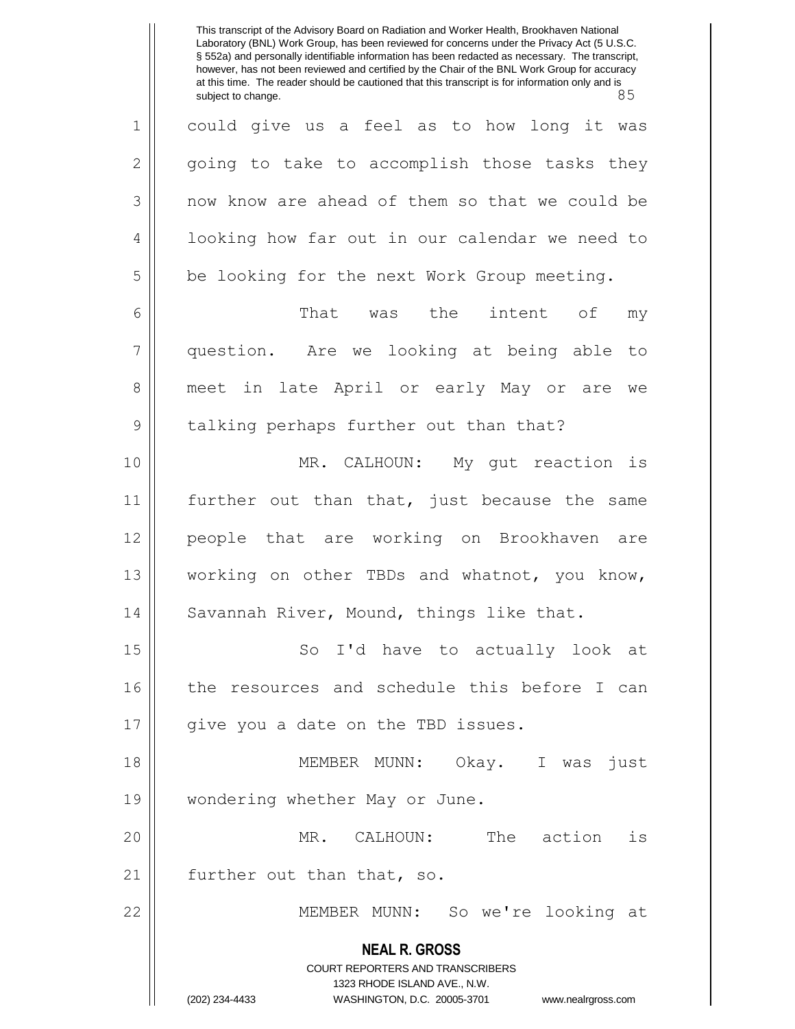could give us a feel as to how long it was going to take to accomplish those tasks they now know are ahead of them so that we could be looking how far out in our calendar we need to be looking for the next Work Group meeting.

That was the intent of my question. Are we looking at being able to meet in late April or early May or are we talking perhaps further out than that?

MR. CALHOUN: My gut reaction is further out than that, just because the same people that are working on Brookhaven are working on other TBDs and whatnot, you know, Savannah River, Mound, things like that.

So I'd have to actually look at the resources and schedule this before I can give you a date on the TBD issues.

MEMBER MUNN: Okay. I was just wondering whether May or June.

MR. CALHOUN: The action is further out than that, so.

MEMBER MUNN: So we're looking at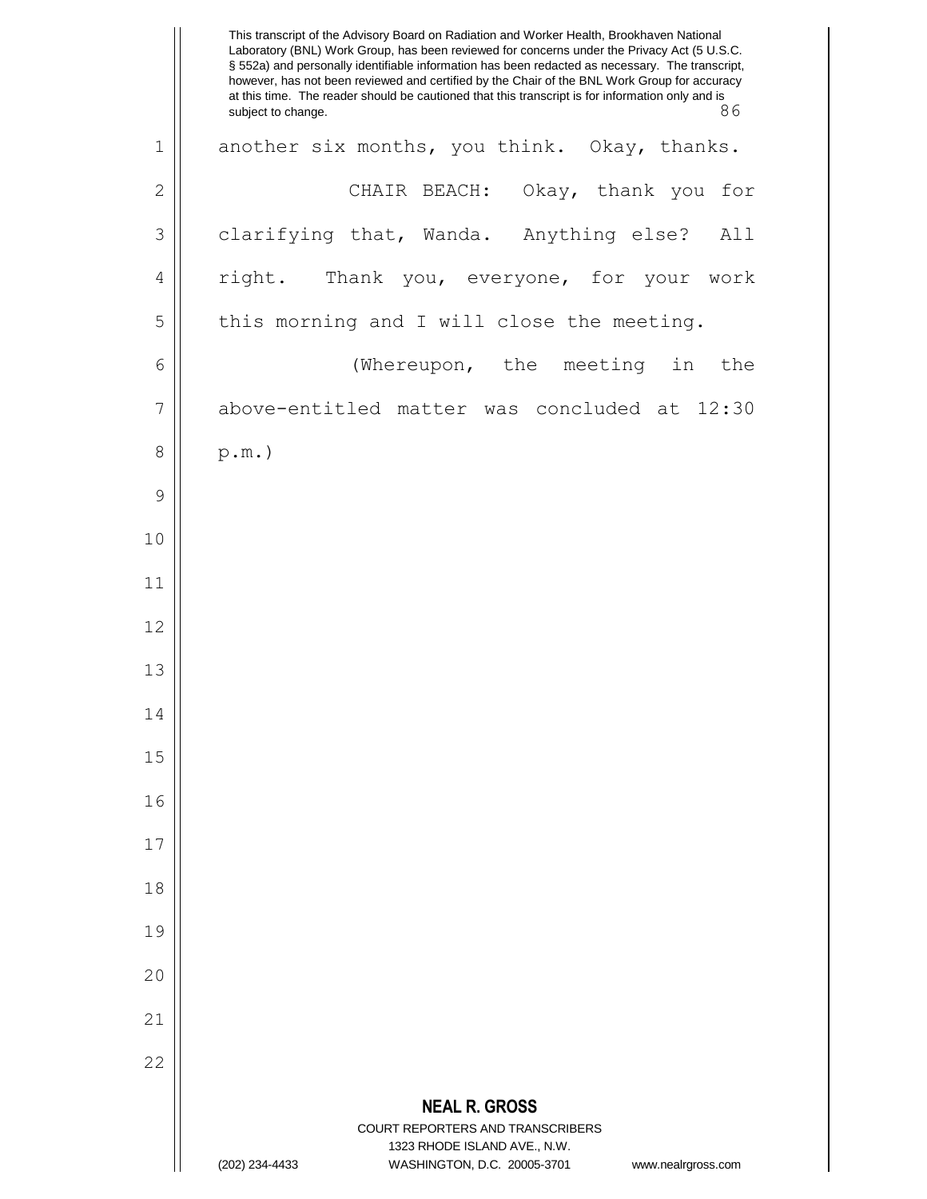another six months, you think. Okay, thanks.

CHAIR BEACH: Okay, thank you for clarifying that, Wanda. Anything else? All right. Thank you, everyone, for your work this morning and I will close the meeting.

(Whereupon, the meeting in the above-entitled matter was concluded at 12:30 p.m.)